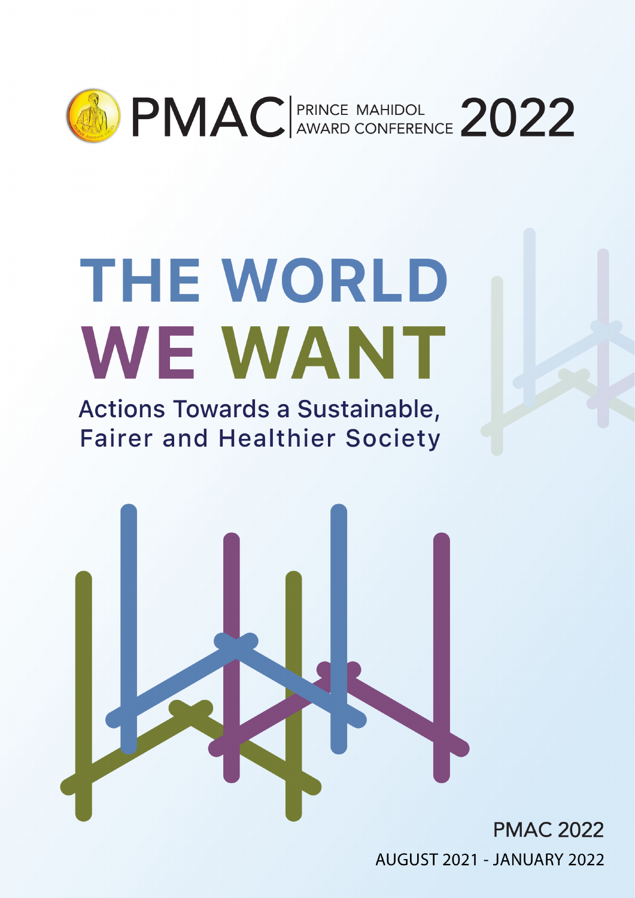PMAC | PRINCE MAHIDOL AWARD CONFERENCE 2022

# THE WORLD WE WANT

## Actions Towards a Sustainable, Fairer and Healthier Society

PMAC 2022

AUGUST 2021 - JANUARY 2022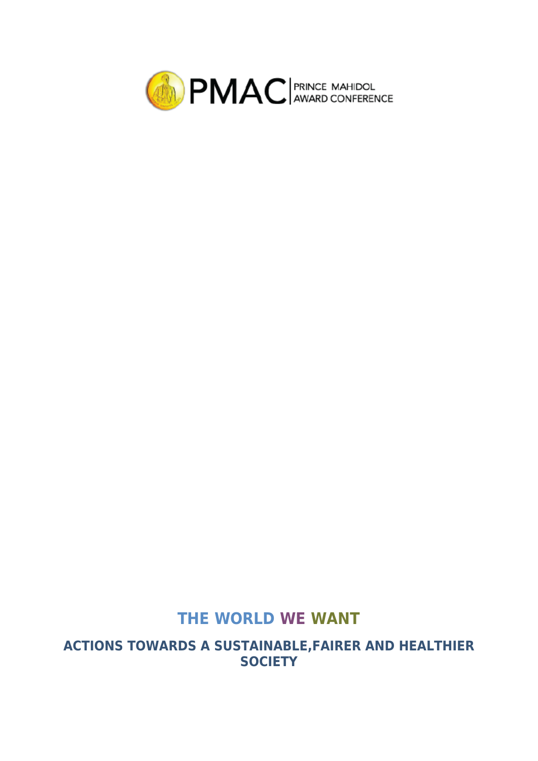PMAC | PRINCE MAHIDOL AWARD CONFERENCE

# THE WORLD WE WANT

## ACTIONS TOWARDS A SUSTAINABLE,FAIRER AND HEALTHIER SOCIETY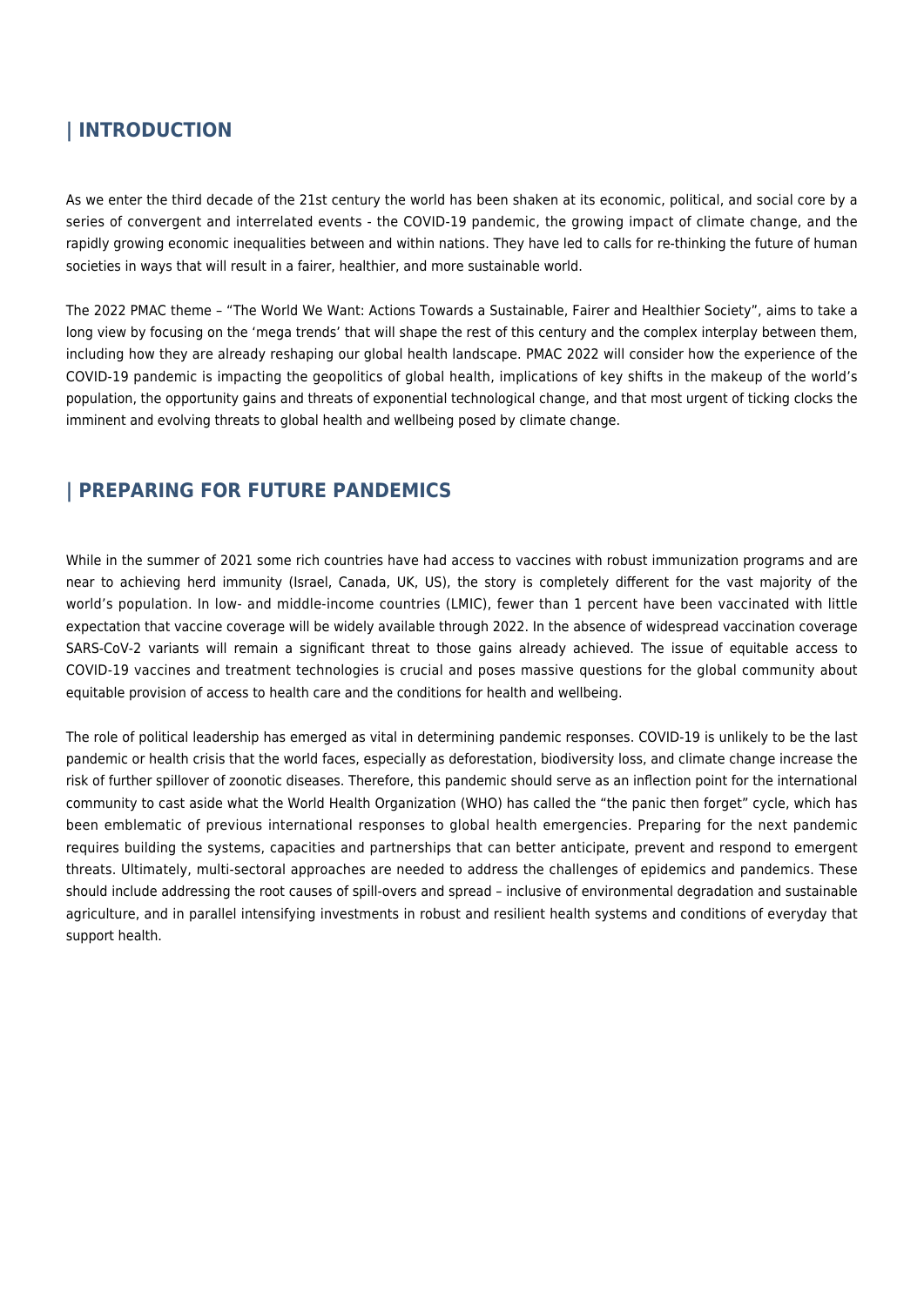## | INTRODUCTION

As we enter the third decade of the 21st century the world has been shaken at its economic, political, and social core by a series of convergent and interrelated events - the COVID-19 pandemic, the growing impact of climate change, and the rapidly growing economic inequalities between and within nations. They have led to calls for re-thinking the future of human societies in ways that will result in a fairer, healthier, and more sustainable world.

The 2022 PMAC theme – "The World We Want: Actions Towards a Sustainable, Fairer and Healthier Society", aims to take a long view by focusing on the 'mega trends' that will shape the rest of this century and the complex interplay between them, including how they are already reshaping our global health landscape. PMAC 2022 will consider how the experience of the COVID-19 pandemic is impacting the geopolitics of global health, implications of key shifts in the makeup of the world's population, the opportunity gains and threats of exponential technological change, and that most urgent of ticking clocks the imminent and evolving threats to global health and wellbeing posed by climate change.

## | PREPARING FOR FUTURE PANDEMICS

While in the summer of 2021 some rich countries have had access to vaccines with robust immunization programs and are near to achieving herd immunity (Israel, Canada, UK, US), the story is completely different for the vast majority of the world's population. In low- and middle-income countries (LMIC), fewer than 1 percent have been vaccinated with little expectation that vaccine coverage will be widely available through 2022. In the absence of widespread vaccination coverage SARS-CoV-2 variants will remain a significant threat to those gains already achieved. The issue of equitable access to COVID-19 vaccines and treatment technologies is crucial and poses massive questions for the global community about equitable provision of access to health care and the conditions for health and wellbeing.

The role of political leadership has emerged as vital in determining pandemic responses. COVID-19 is unlikely to be the last pandemic or health crisis that the world faces, especially as deforestation, biodiversity loss, and climate change increase the risk of further spillover of zoonotic diseases. Therefore, this pandemic should serve as an inflection point for the international community to cast aside what the World Health Organization (WHO) has called the "the panic then forget" cycle, which has been emblematic of previous international responses to global health emergencies. Preparing for the next pandemic requires building the systems, capacities and partnerships that can better anticipate, prevent and respond to emergent threats. Ultimately, multi-sectoral approaches are needed to address the challenges of epidemics and pandemics. These should include addressing the root causes of spill-overs and spread – inclusive of environmental degradation and sustainable agriculture, and in parallel intensifying investments in robust and resilient health systems and conditions of everyday that support health.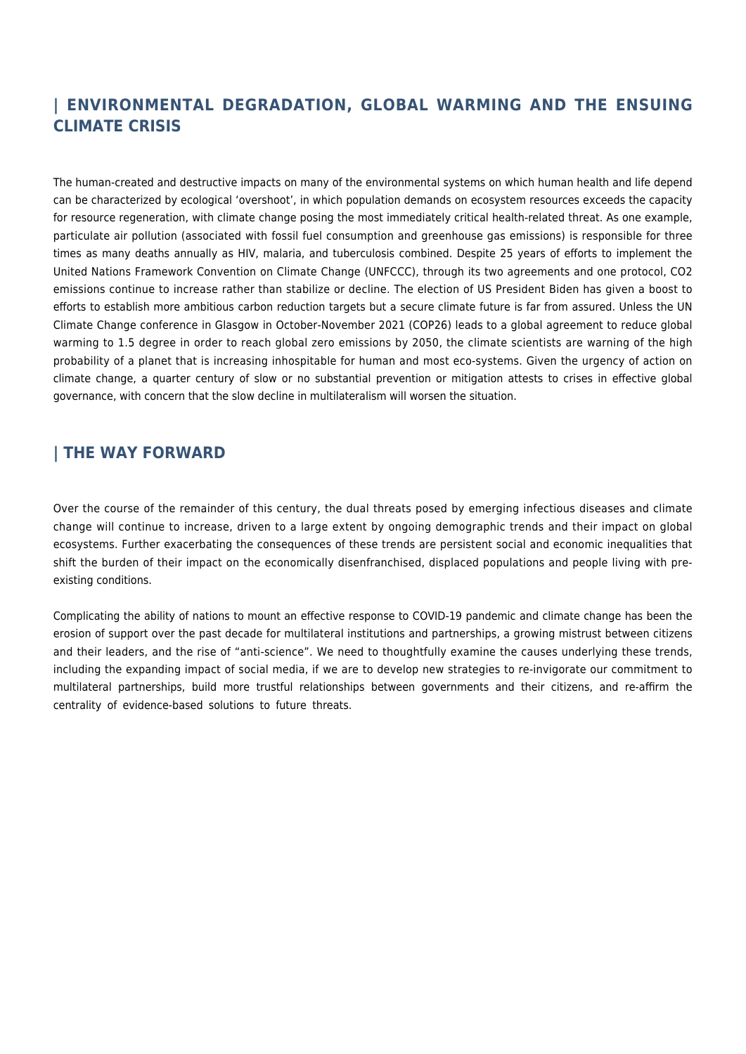## | ENVIRONMENTAL DEGRADATION, GLOBAL WARMING AND THE ENSUING CLIMATE CRISIS

The human-created and destructive impacts on many of the environmental systems on which human health and life depend can be characterized by ecological 'overshoot', in which population demands on ecosystem resources exceeds the capacity for resource regeneration, with climate change posing the most immediately critical health-related threat. As one example, particulate air pollution (associated with fossil fuel consumption and greenhouse gas emissions) is responsible for three times as many deaths annually as HIV, malaria, and tuberculosis combined. Despite 25 years of efforts to implement the United Nations Framework Convention on Climate Change (UNFCCC), through its two agreements and one protocol, $CO_2$ emissions continue to increase rather than stabilize or decline. The election of US President Biden has given a boost to efforts to establish more ambitious carbon reduction targets but a secure climate future is far from assured. Unless the UN Climate Change conference in Glasgow in October-November 2021 (COP26) leads to a global agreement to reduce global warming to 1.5 degree in order to reach global zero emissions by 2050, the climate scientists are warning of the high probability of a planet that is increasing inhospitable for human and most eco-systems. Given the urgency of action on climate change, a quarter century of slow or no substantial prevention or mitigation attests to crises in effective global governance, with concern that the slow decline in multilateralism will worsen the situation.

## | THE WAY FORWARD

Over the course of the remainder of this century, the dual threats posed by emerging infectious diseases and climate change will continue to increase, driven to a large extent by ongoing demographic trends and their impact on global ecosystems. Further exacerbating the consequences of these trends are persistent social and economic inequalities that shift the burden of their impact on the economically disenfranchised, displaced populations and people living with pre-existing conditions.

Complicating the ability of nations to mount an effective response to COVID-19 pandemic and climate change has been the erosion of support over the past decade for multilateral institutions and partnerships, a growing mistrust between citizens and their leaders, and the rise of "anti-science". We need to thoughtfully examine the causes underlying these trends, including the expanding impact of social media, if we are to develop new strategies to re-invigorate our commitment to multilateral partnerships, build more trustful relationships between governments and their citizens, and re-affirm the centrality of evidence-based solutions to future threats.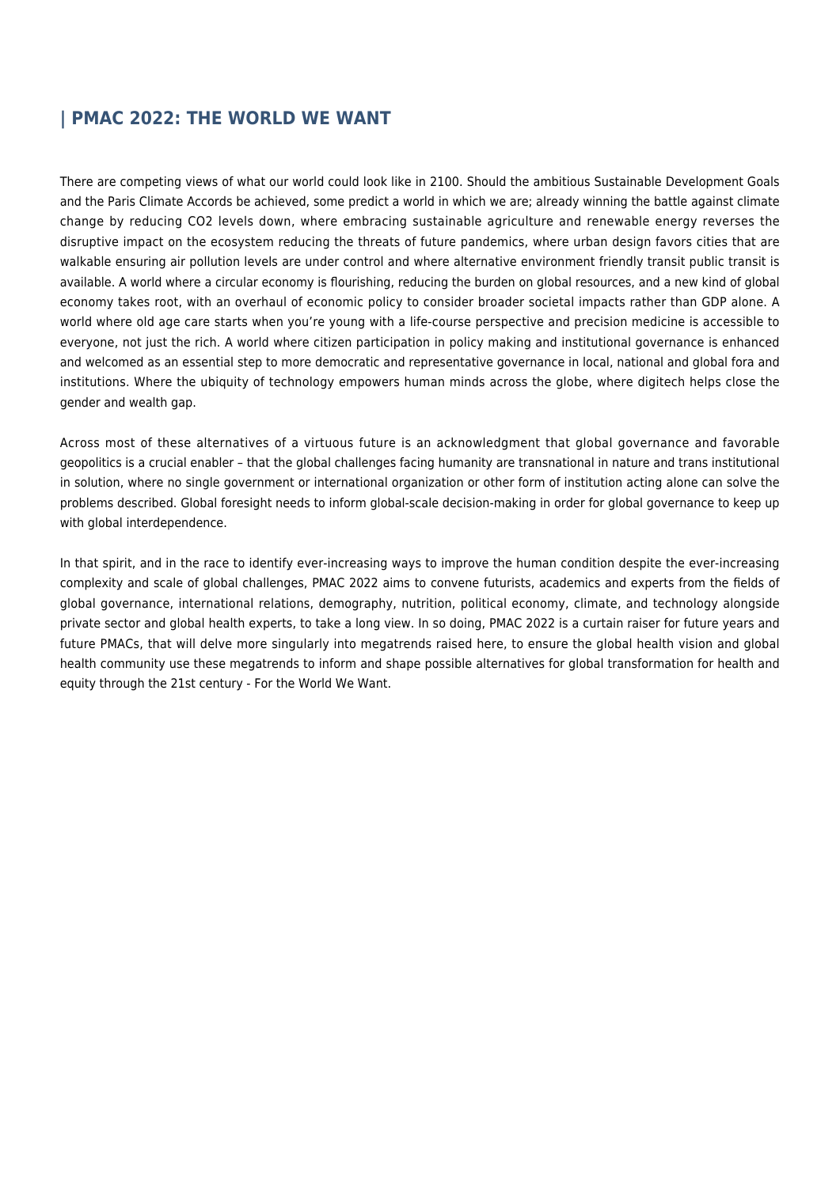## | PMAC 2022: THE WORLD WE WANT

There are competing views of what our world could look like in 2100. Should the ambitious Sustainable Development Goals and the Paris Climate Accords be achieved, some predict a world in which we are; already winning the battle against climate change by reducing CO2 levels down, where embracing sustainable agriculture and renewable energy reverses the disruptive impact on the ecosystem reducing the threats of future pandemics, where urban design favors cities that are walkable ensuring air pollution levels are under control and where alternative environment friendly transit public transit is available. A world where a circular economy is flourishing, reducing the burden on global resources, and a new kind of global economy takes root, with an overhaul of economic policy to consider broader societal impacts rather than GDP alone. A world where old age care starts when you're young with a life-course perspective and precision medicine is accessible to everyone, not just the rich. A world where citizen participation in policy making and institutional governance is enhanced and welcomed as an essential step to more democratic and representative governance in local, national and global fora and institutions. Where the ubiquity of technology empowers human minds across the globe, where digitech helps close the gender and wealth gap.

Across most of these alternatives of a virtuous future is an acknowledgment that global governance and favorable geopolitics is a crucial enabler – that the global challenges facing humanity are transnational in nature and trans institutional in solution, where no single government or international organization or other form of institution acting alone can solve the problems described. Global foresight needs to inform global-scale decision-making in order for global governance to keep up with global interdependence.

In that spirit, and in the race to identify ever-increasing ways to improve the human condition despite the ever-increasing complexity and scale of global challenges, PMAC 2022 aims to convene futurists, academics and experts from the fields of global governance, international relations, demography, nutrition, political economy, climate, and technology alongside private sector and global health experts, to take a long view. In so doing, PMAC 2022 is a curtain raiser for future years and future PMACs, that will delve more singularly into megatrends raised here, to ensure the global health vision and global health community use these megatrends to inform and shape possible alternatives for global transformation for health and equity through the 21st century - For the World We Want.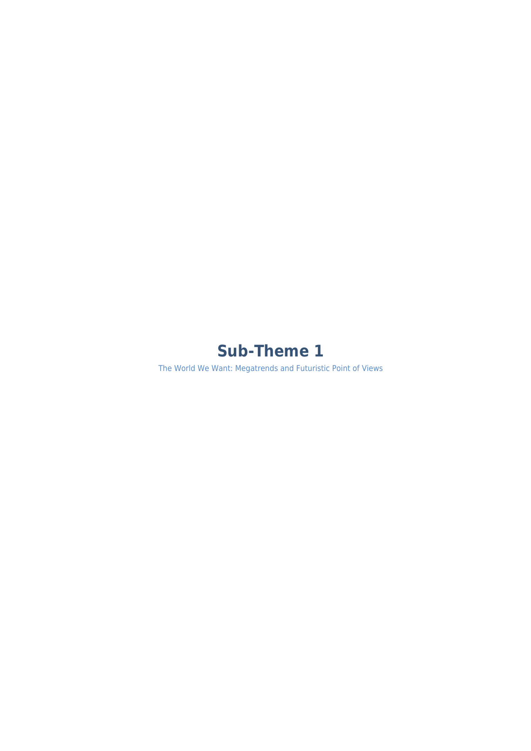# Sub-Theme 1

The World We Want: Megatrends and Futuristic Point of Views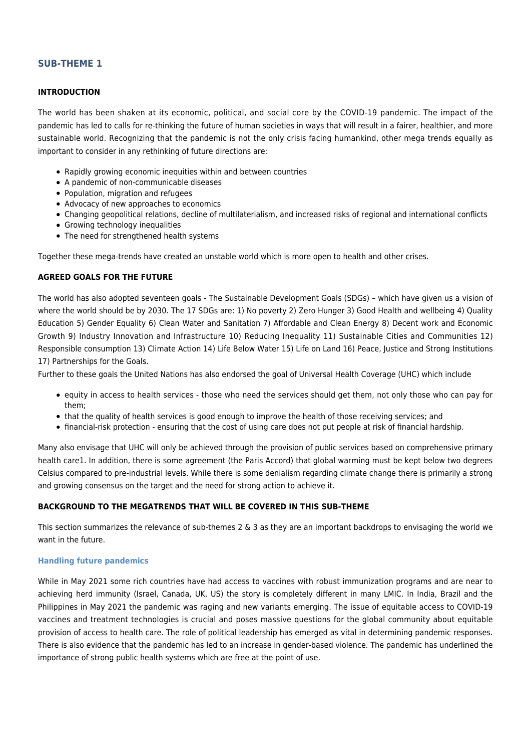## SUB-THEME 1

### INTRODUCTION

The world has been shaken at its economic, political, and social core by the COVID-19 pandemic. The impact of the pandemic has led to calls for re-thinking the future of human societies in ways that will result in a fairer, healthier, and more sustainable world. Recognizing that the pandemic is not the only crisis facing humankind, other mega trends equally as important to consider in any rethinking of future directions are:

- Rapidly growing economic inequities within and between countries
- A pandemic of non-communicable diseases
- Population, migration and refugees
- Advocacy of new approaches to economics
- Changing geopolitical relations, decline of multilaterialism, and increased risks of regional and international conflicts
- Growing technology inequalities
- The need for strengthened health systems

Together these mega-trends have created an unstable world which is more open to health and other crises.

### AGREED GOALS FOR THE FUTURE

The world has also adopted seventeen goals - The Sustainable Development Goals (SDGs) – which have given us a vision of where the world should be by 2030. The 17 SDGs are: 1) No poverty 2) Zero Hunger 3) Good Health and wellbeing 4) Quality Education 5) Gender Equality 6) Clean Water and Sanitation 7) Affordable and Clean Energy 8) Decent work and Economic Growth 9) Industry Innovation and Infrastructure 10) Reducing Inequality 11) Sustainable Cities and Communities 12) Responsible consumption 13) Climate Action 14) Life Below Water 15) Life on Land 16) Peace, Justice and Strong Institutions 17) Partnerships for the Goals.
Further to these goals the United Nations has also endorsed the goal of Universal Health Coverage (UHC) which include

- equity in access to health services - those who need the services should get them, not only those who can pay for them;
- that the quality of health services is good enough to improve the health of those receiving services; and
- financial-risk protection - ensuring that the cost of using care does not put people at risk of financial hardship.

Many also envisage that UHC will only be achieved through the provision of public services based on comprehensive primary health care[1]. In addition, there is some agreement (the Paris Accord) that global warming must be kept below two degrees Celsius compared to pre-industrial levels. While there is some denialism regarding climate change there is primarily a strong and growing consensus on the target and the need for strong action to achieve it.

### BACKGROUND TO THE MEGATRENDS THAT WILL BE COVERED IN THIS SUB-THEME

This section summarizes the relevance of sub-themes 2 & 3 as they are an important backdrops to envisaging the world we want in the future.

#### Handling future pandemics

While in May 2021 some rich countries have had access to vaccines with robust immunization programs and are near to achieving herd immunity (Israel, Canada, UK, US) the story is completely different in many LMIC. In India, Brazil and the Philippines in May 2021 the pandemic was raging and new variants emerging. The issue of equitable access to COVID-19 vaccines and treatment technologies is crucial and poses massive questions for the global community about equitable provision of access to health care. The role of political leadership has emerged as vital in determining pandemic responses. There is also evidence that the pandemic has led to an increase in gender-based violence. The pandemic has underlined the importance of strong public health systems which are free at the point of use.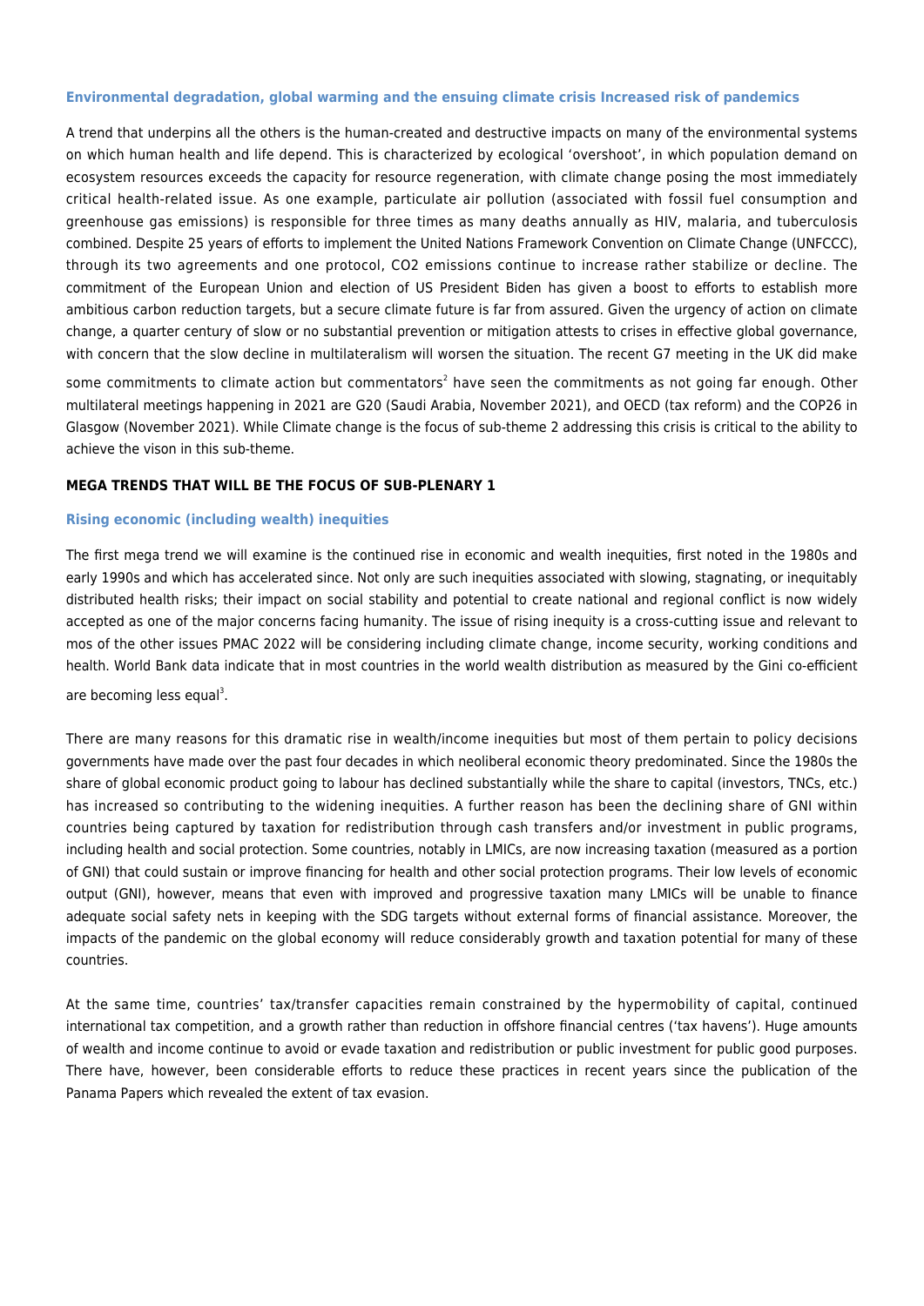### Environmental degradation, global warming and the ensuing climate crisis Increased risk of pandemics

A trend that underpins all the others is the human-created and destructive impacts on many of the environmental systems on which human health and life depend. This is characterized by ecological 'overshoot', in which population demand on ecosystem resources exceeds the capacity for resource regeneration, with climate change posing the most immediately critical health-related issue. As one example, particulate air pollution (associated with fossil fuel consumption and greenhouse gas emissions) is responsible for three times as many deaths annually as HIV, malaria, and tuberculosis combined. Despite 25 years of efforts to implement the United Nations Framework Convention on Climate Change (UNFCCC), through its two agreements and one protocol, CO2 emissions continue to increase rather stabilize or decline. The commitment of the European Union and election of US President Biden has given a boost to efforts to establish more ambitious carbon reduction targets, but a secure climate future is far from assured. Given the urgency of action on climate change, a quarter century of slow or no substantial prevention or mitigation attests to crises in effective global governance, with concern that the slow decline in multilateralism will worsen the situation. The recent G7 meeting in the UK did make some commitments to climate action but commentators[2] have seen the commitments as not going far enough. Other multilateral meetings happening in 2021 are G20 (Saudi Arabia, November 2021), and OECD (tax reform) and the COP26 in Glasgow (November 2021). While Climate change is the focus of sub-theme 2 addressing this crisis is critical to the ability to achieve the vison in this sub-theme.

## MEGA TRENDS THAT WILL BE THE FOCUS OF SUB-PLENARY 1

### Rising economic (including wealth) inequities

The first mega trend we will examine is the continued rise in economic and wealth inequities, first noted in the 1980s and early 1990s and which has accelerated since. Not only are such inequities associated with slowing, stagnating, or inequitably distributed health risks; their impact on social stability and potential to create national and regional conflict is now widely accepted as one of the major concerns facing humanity. The issue of rising inequity is a cross-cutting issue and relevant to mos of the other issues PMAC 2022 will be considering including climate change, income security, working conditions and health. World Bank data indicate that in most countries in the world wealth distribution as measured by the Gini co-efficient are becoming less equal[3].

There are many reasons for this dramatic rise in wealth/income inequities but most of them pertain to policy decisions governments have made over the past four decades in which neoliberal economic theory predominated. Since the 1980s the share of global economic product going to labour has declined substantially while the share to capital (investors, TNCs, etc.) has increased so contributing to the widening inequities. A further reason has been the declining share of GNI within countries being captured by taxation for redistribution through cash transfers and/or investment in public programs, including health and social protection. Some countries, notably in LMICs, are now increasing taxation (measured as a portion of GNI) that could sustain or improve financing for health and other social protection programs. Their low levels of economic output (GNI), however, means that even with improved and progressive taxation many LMICs will be unable to finance adequate social safety nets in keeping with the SDG targets without external forms of financial assistance. Moreover, the impacts of the pandemic on the global economy will reduce considerably growth and taxation potential for many of these countries.

At the same time, countries' tax/transfer capacities remain constrained by the hypermobility of capital, continued international tax competition, and a growth rather than reduction in offshore financial centres ('tax havens'). Huge amounts of wealth and income continue to avoid or evade taxation and redistribution or public investment for public good purposes. There have, however, been considerable efforts to reduce these practices in recent years since the publication of the Panama Papers which revealed the extent of tax evasion.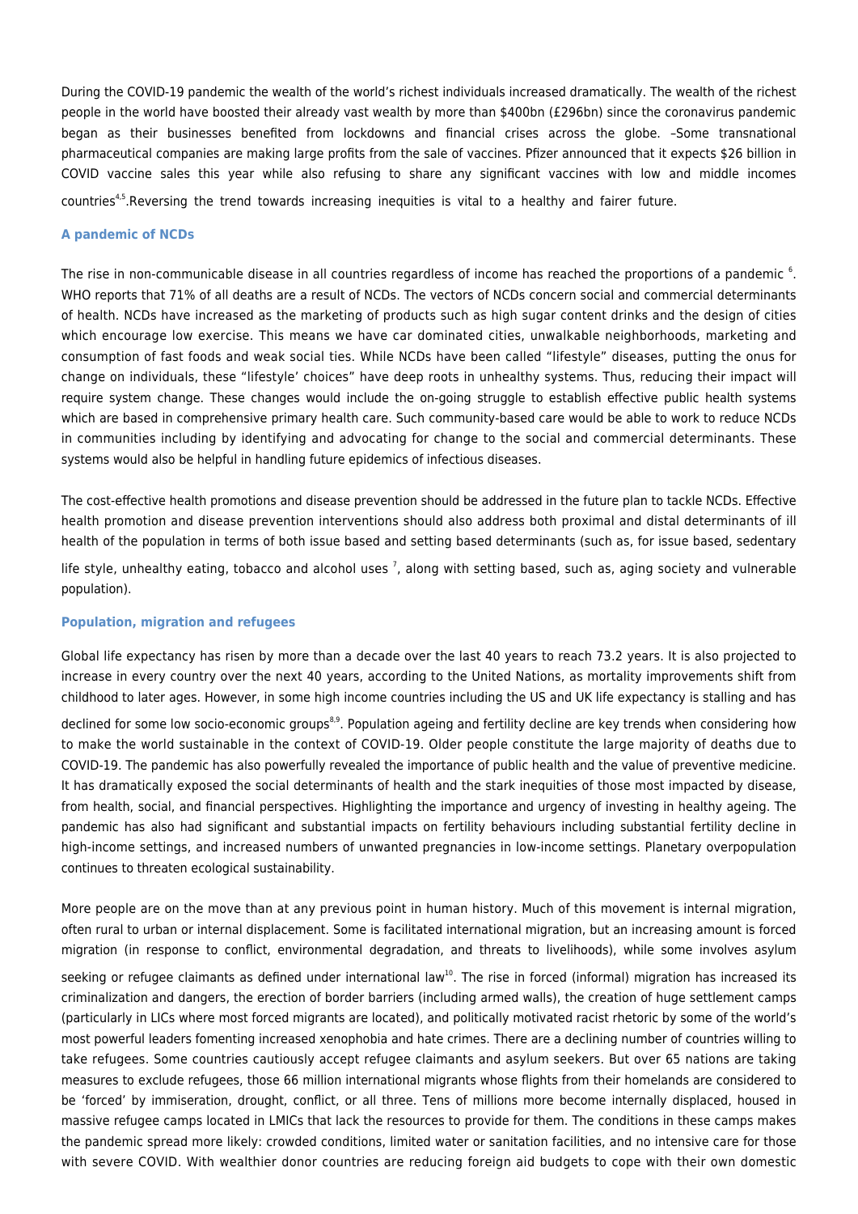During the COVID-19 pandemic the wealth of the world's richest individuals increased dramatically. The wealth of the richest people in the world have boosted their already vast wealth by more than $400bn (£296bn) since the coronavirus pandemic began as their businesses benefited from lockdowns and financial crises across the globe. –Some transnational pharmaceutical companies are making large profits from the sale of vaccines. Pfizer announced that it expects $26 billion in COVID vaccine sales this year while also refusing to share any significant vaccines with low and middle incomes countries[4,5].Reversing the trend towards increasing inequities is vital to a healthy and fairer future.

### A pandemic of NCDs

The rise in non-communicable disease in all countries regardless of income has reached the proportions of a pandemic [6]. WHO reports that 71% of all deaths are a result of NCDs. The vectors of NCDs concern social and commercial determinants of health. NCDs have increased as the marketing of products such as high sugar content drinks and the design of cities which encourage low exercise. This means we have car dominated cities, unwalkable neighborhoods, marketing and consumption of fast foods and weak social ties. While NCDs have been called "lifestyle" diseases, putting the onus for change on individuals, these "lifestyle' choices" have deep roots in unhealthy systems. Thus, reducing their impact will require system change. These changes would include the on-going struggle to establish effective public health systems which are based in comprehensive primary health care. Such community-based care would be able to work to reduce NCDs in communities including by identifying and advocating for change to the social and commercial determinants. These systems would also be helpful in handling future epidemics of infectious diseases.

The cost-effective health promotions and disease prevention should be addressed in the future plan to tackle NCDs. Effective health promotion and disease prevention interventions should also address both proximal and distal determinants of ill health of the population in terms of both issue based and setting based determinants (such as, for issue based, sedentary life style, unhealthy eating, tobacco and alcohol uses [7], along with setting based, such as, aging society and vulnerable population).

### Population, migration and refugees

Global life expectancy has risen by more than a decade over the last 40 years to reach 73.2 years. It is also projected to increase in every country over the next 40 years, according to the United Nations, as mortality improvements shift from childhood to later ages. However, in some high income countries including the US and UK life expectancy is stalling and has declined for some low socio-economic groups[8,9]. Population ageing and fertility decline are key trends when considering how to make the world sustainable in the context of COVID-19. Older people constitute the large majority of deaths due to COVID-19. The pandemic has also powerfully revealed the importance of public health and the value of preventive medicine. It has dramatically exposed the social determinants of health and the stark inequities of those most impacted by disease, from health, social, and financial perspectives. Highlighting the importance and urgency of investing in healthy ageing. The pandemic has also had significant and substantial impacts on fertility behaviours including substantial fertility decline in high-income settings, and increased numbers of unwanted pregnancies in low-income settings. Planetary overpopulation continues to threaten ecological sustainability.

More people are on the move than at any previous point in human history. Much of this movement is internal migration, often rural to urban or internal displacement. Some is facilitated international migration, but an increasing amount is forced migration (in response to conflict, environmental degradation, and threats to livelihoods), while some involves asylum seeking or refugee claimants as defined under international law[10]. The rise in forced (informal) migration has increased its criminalization and dangers, the erection of border barriers (including armed walls), the creation of huge settlement camps (particularly in LICs where most forced migrants are located), and politically motivated racist rhetoric by some of the world's most powerful leaders fomenting increased xenophobia and hate crimes. There are a declining number of countries willing to take refugees. Some countries cautiously accept refugee claimants and asylum seekers. But over 65 nations are taking measures to exclude refugees, those 66 million international migrants whose flights from their homelands are considered to be 'forced' by immiseration, drought, conflict, or all three. Tens of millions more become internally displaced, housed in massive refugee camps located in LMICs that lack the resources to provide for them. The conditions in these camps makes the pandemic spread more likely: crowded conditions, limited water or sanitation facilities, and no intensive care for those with severe COVID. With wealthier donor countries are reducing foreign aid budgets to cope with their own domestic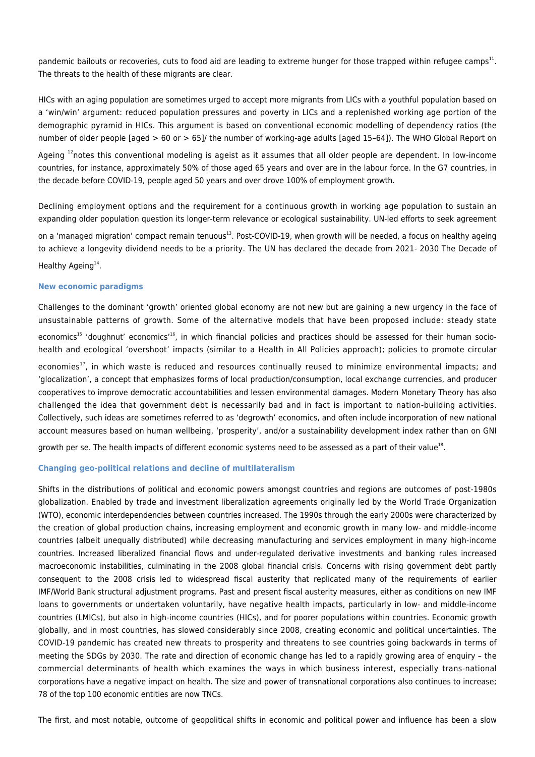pandemic bailouts or recoveries, cuts to food aid are leading to extreme hunger for those trapped within refugee camps[11]. The threats to the health of these migrants are clear.

HICs with an aging population are sometimes urged to accept more migrants from LICs with a youthful population based on a 'win/win' argument: reduced population pressures and poverty in LICs and a replenished working age portion of the demographic pyramid in HICs. This argument is based on conventional economic modelling of dependency ratios (the number of older people [aged > 60 or > 65]/ the number of working-age adults [aged 15–64]). The WHO Global Report on Ageing [12]notes this conventional modeling is ageist as it assumes that all older people are dependent. In low-income countries, for instance, approximately 50% of those aged 65 years and over are in the labour force. In the G7 countries, in the decade before COVID-19, people aged 50 years and over drove 100% of employment growth.

Declining employment options and the requirement for a continuous growth in working age population to sustain an expanding older population question its longer-term relevance or ecological sustainability. UN-led efforts to seek agreement on a 'managed migration' compact remain tenuous[13]. Post-COVID-19, when growth will be needed, a focus on healthy ageing to achieve a longevity dividend needs to be a priority. The UN has declared the decade from 2021- 2030 The Decade of Healthy Ageing[14].

### New economic paradigms

Challenges to the dominant 'growth' oriented global economy are not new but are gaining a new urgency in the face of unsustainable patterns of growth. Some of the alternative models that have been proposed include: steady state economics[15] 'doughnut' economics'[16], in which financial policies and practices should be assessed for their human socio-health and ecological 'overshoot' impacts (similar to a Health in All Policies approach); policies to promote circular economies[17], in which waste is reduced and resources continually reused to minimize environmental impacts; and 'glocalization', a concept that emphasizes forms of local production/consumption, local exchange currencies, and producer cooperatives to improve democratic accountabilities and lessen environmental damages. Modern Monetary Theory has also challenged the idea that government debt is necessarily bad and in fact is important to nation-building activities. Collectively, such ideas are sometimes referred to as 'degrowth' economics, and often include incorporation of new national account measures based on human wellbeing, 'prosperity', and/or a sustainability development index rather than on GNI growth per se. The health impacts of different economic systems need to be assessed as a part of their value[18].

### Changing geo-political relations and decline of multilateralism

Shifts in the distributions of political and economic powers amongst countries and regions are outcomes of post-1980s globalization. Enabled by trade and investment liberalization agreements originally led by the World Trade Organization (WTO), economic interdependencies between countries increased. The 1990s through the early 2000s were characterized by the creation of global production chains, increasing employment and economic growth in many low- and middle-income countries (albeit unequally distributed) while decreasing manufacturing and services employment in many high-income countries. Increased liberalized financial flows and under-regulated derivative investments and banking rules increased macroeconomic instabilities, culminating in the 2008 global financial crisis. Concerns with rising government debt partly consequent to the 2008 crisis led to widespread fiscal austerity that replicated many of the requirements of earlier IMF/World Bank structural adjustment programs. Past and present fiscal austerity measures, either as conditions on new IMF loans to governments or undertaken voluntarily, have negative health impacts, particularly in low- and middle-income countries (LMICs), but also in high-income countries (HICs), and for poorer populations within countries. Economic growth globally, and in most countries, has slowed considerably since 2008, creating economic and political uncertainties. The COVID-19 pandemic has created new threats to prosperity and threatens to see countries going backwards in terms of meeting the SDGs by 2030. The rate and direction of economic change has led to a rapidly growing area of enquiry – the commercial determinants of health which examines the ways in which business interest, especially trans-national corporations have a negative impact on health. The size and power of transnational corporations also continues to increase; 78 of the top 100 economic entities are now TNCs.

The first, and most notable, outcome of geopolitical shifts in economic and political power and influence has been a slow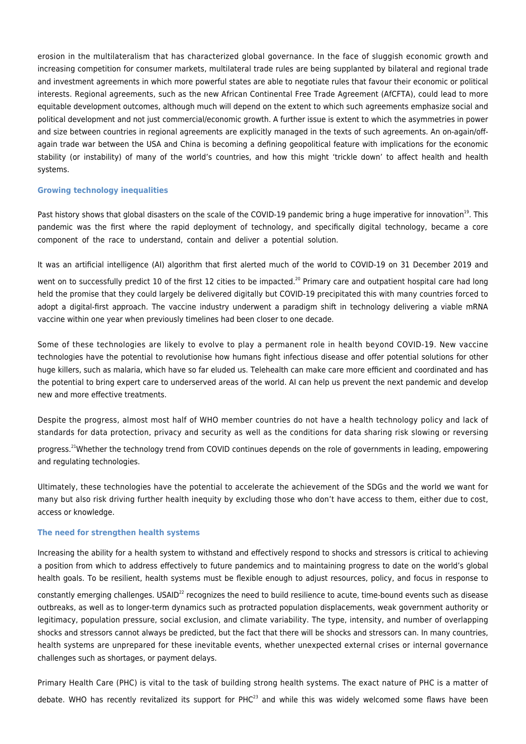erosion in the multilateralism that has characterized global governance. In the face of sluggish economic growth and increasing competition for consumer markets, multilateral trade rules are being supplanted by bilateral and regional trade and investment agreements in which more powerful states are able to negotiate rules that favour their economic or political interests. Regional agreements, such as the new African Continental Free Trade Agreement (AfCFTA), could lead to more equitable development outcomes, although much will depend on the extent to which such agreements emphasize social and political development and not just commercial/economic growth. A further issue is extent to which the asymmetries in power and size between countries in regional agreements are explicitly managed in the texts of such agreements. An on-again/off-again trade war between the USA and China is becoming a defining geopolitical feature with implications for the economic stability (or instability) of many of the world's countries, and how this might 'trickle down' to affect health and health systems.

### Growing technology inequalities

Past history shows that global disasters on the scale of the COVID-19 pandemic bring a huge imperative for innovation[19]. This pandemic was the first where the rapid deployment of technology, and specifically digital technology, became a core component of the race to understand, contain and deliver a potential solution.

It was an artificial intelligence (AI) algorithm that first alerted much of the world to COVID-19 on 31 December 2019 and went on to successfully predict 10 of the first 12 cities to be impacted.[20] Primary care and outpatient hospital care had long held the promise that they could largely be delivered digitally but COVID-19 precipitated this with many countries forced to adopt a digital-first approach. The vaccine industry underwent a paradigm shift in technology delivering a viable mRNA vaccine within one year when previously timelines had been closer to one decade.

Some of these technologies are likely to evolve to play a permanent role in health beyond COVID-19. New vaccine technologies have the potential to revolutionise how humans fight infectious disease and offer potential solutions for other huge killers, such as malaria, which have so far eluded us. Telehealth can make care more efficient and coordinated and has the potential to bring expert care to underserved areas of the world. AI can help us prevent the next pandemic and develop new and more effective treatments.

Despite the progress, almost most half of WHO member countries do not have a health technology policy and lack of standards for data protection, privacy and security as well as the conditions for data sharing risk slowing or reversing progress.[21]Whether the technology trend from COVID continues depends on the role of governments in leading, empowering and regulating technologies.

Ultimately, these technologies have the potential to accelerate the achievement of the SDGs and the world we want for many but also risk driving further health inequity by excluding those who don't have access to them, either due to cost, access or knowledge.

### The need for strengthen health systems

Increasing the ability for a health system to withstand and effectively respond to shocks and stressors is critical to achieving a position from which to address effectively to future pandemics and to maintaining progress to date on the world's global health goals. To be resilient, health systems must be flexible enough to adjust resources, policy, and focus in response to constantly emerging challenges. USAID[22] recognizes the need to build resilience to acute, time-bound events such as disease outbreaks, as well as to longer-term dynamics such as protracted population displacements, weak government authority or legitimacy, population pressure, social exclusion, and climate variability. The type, intensity, and number of overlapping shocks and stressors cannot always be predicted, but the fact that there will be shocks and stressors can. In many countries, health systems are unprepared for these inevitable events, whether unexpected external crises or internal governance challenges such as shortages, or payment delays.

Primary Health Care (PHC) is vital to the task of building strong health systems. The exact nature of PHC is a matter of debate. WHO has recently revitalized its support for PHC[23] and while this was widely welcomed some flaws have been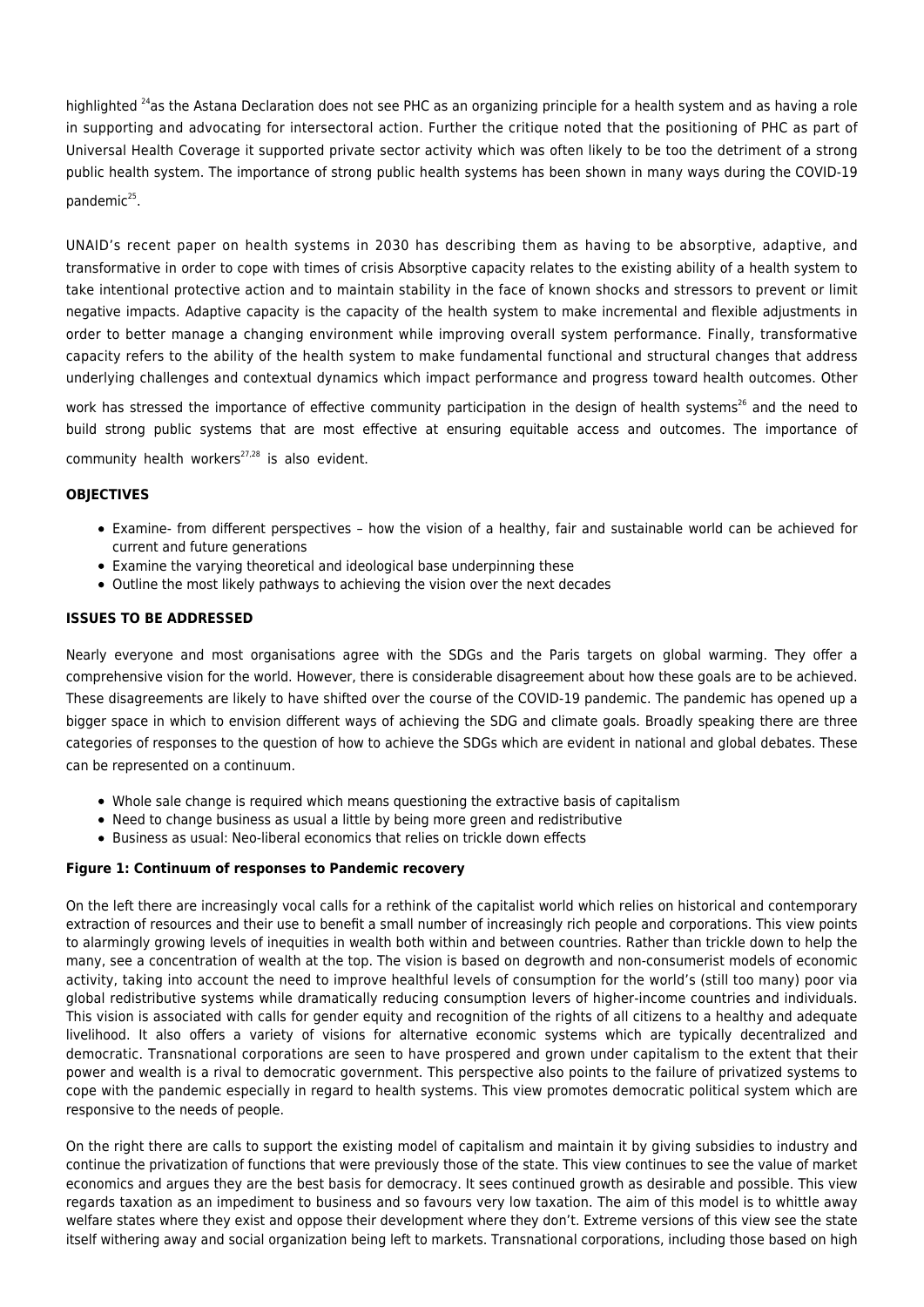highlighted [24]as the Astana Declaration does not see PHC as an organizing principle for a health system and as having a role in supporting and advocating for intersectoral action. Further the critique noted that the positioning of PHC as part of Universal Health Coverage it supported private sector activity which was often likely to be too the detriment of a strong public health system. The importance of strong public health systems has been shown in many ways during the COVID-19 pandemic[25].

UNAID's recent paper on health systems in 2030 has describing them as having to be absorptive, adaptive, and transformative in order to cope with times of crisis Absorptive capacity relates to the existing ability of a health system to take intentional protective action and to maintain stability in the face of known shocks and stressors to prevent or limit negative impacts. Adaptive capacity is the capacity of the health system to make incremental and flexible adjustments in order to better manage a changing environment while improving overall system performance. Finally, transformative capacity refers to the ability of the health system to make fundamental functional and structural changes that address underlying challenges and contextual dynamics which impact performance and progress toward health outcomes. Other work has stressed the importance of effective community participation in the design of health systems[26] and the need to build strong public systems that are most effective at ensuring equitable access and outcomes. The importance of community health workers[27,28] is also evident.

**OBJECTIVES**

- Examine- from different perspectives – how the vision of a healthy, fair and sustainable world can be achieved for current and future generations
- Examine the varying theoretical and ideological base underpinning these
- Outline the most likely pathways to achieving the vision over the next decades

**ISSUES TO BE ADDRESSED**

Nearly everyone and most organisations agree with the SDGs and the Paris targets on global warming. They offer a comprehensive vision for the world. However, there is considerable disagreement about how these goals are to be achieved. These disagreements are likely to have shifted over the course of the COVID-19 pandemic. The pandemic has opened up a bigger space in which to envision different ways of achieving the SDG and climate goals. Broadly speaking there are three categories of responses to the question of how to achieve the SDGs which are evident in national and global debates. These can be represented on a continuum.

- Whole sale change is required which means questioning the extractive basis of capitalism
- Need to change business as usual a little by being more green and redistributive
- Business as usual: Neo-liberal economics that relies on trickle down effects

**Figure 1: Continuum of responses to Pandemic recovery**

On the left there are increasingly vocal calls for a rethink of the capitalist world which relies on historical and contemporary extraction of resources and their use to benefit a small number of increasingly rich people and corporations. This view points to alarmingly growing levels of inequities in wealth both within and between countries. Rather than trickle down to help the many, see a concentration of wealth at the top. The vision is based on degrowth and non-consumerist models of economic activity, taking into account the need to improve healthful levels of consumption for the world's (still too many) poor via global redistributive systems while dramatically reducing consumption levers of higher-income countries and individuals. This vision is associated with calls for gender equity and recognition of the rights of all citizens to a healthy and adequate livelihood. It also offers a variety of visions for alternative economic systems which are typically decentralized and democratic. Transnational corporations are seen to have prospered and grown under capitalism to the extent that their power and wealth is a rival to democratic government. This perspective also points to the failure of privatized systems to cope with the pandemic especially in regard to health systems. This view promotes democratic political system which are responsive to the needs of people.

On the right there are calls to support the existing model of capitalism and maintain it by giving subsidies to industry and continue the privatization of functions that were previously those of the state. This view continues to see the value of market economics and argues they are the best basis for democracy. It sees continued growth as desirable and possible. This view regards taxation as an impediment to business and so favours very low taxation. The aim of this model is to whittle away welfare states where they exist and oppose their development where they don't. Extreme versions of this view see the state itself withering away and social organization being left to markets. Transnational corporations, including those based on high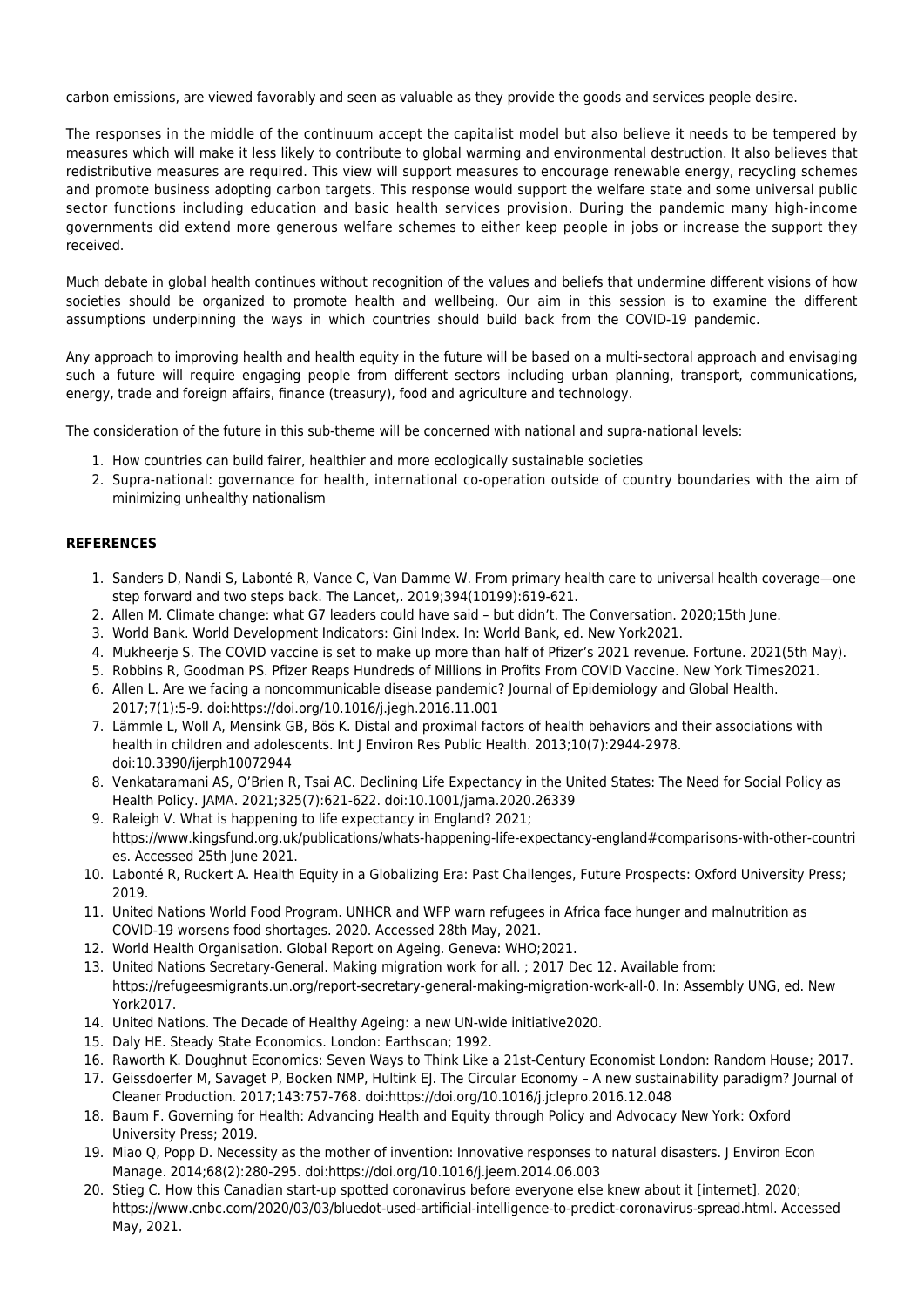carbon emissions, are viewed favorably and seen as valuable as they provide the goods and services people desire.

The responses in the middle of the continuum accept the capitalist model but also believe it needs to be tempered by measures which will make it less likely to contribute to global warming and environmental destruction. It also believes that redistributive measures are required. This view will support measures to encourage renewable energy, recycling schemes and promote business adopting carbon targets. This response would support the welfare state and some universal public sector functions including education and basic health services provision. During the pandemic many high-income governments did extend more generous welfare schemes to either keep people in jobs or increase the support they received.

Much debate in global health continues without recognition of the values and beliefs that undermine different visions of how societies should be organized to promote health and wellbeing. Our aim in this session is to examine the different assumptions underpinning the ways in which countries should build back from the COVID-19 pandemic.

Any approach to improving health and health equity in the future will be based on a multi-sectoral approach and envisaging such a future will require engaging people from different sectors including urban planning, transport, communications, energy, trade and foreign affairs, finance (treasury), food and agriculture and technology.

The consideration of the future in this sub-theme will be concerned with national and supra-national levels:

1. How countries can build fairer, healthier and more ecologically sustainable societies
2. Supra-national: governance for health, international co-operation outside of country boundaries with the aim of minimizing unhealthy nationalism

**REFERENCES**

1. Sanders D, Nandi S, Labonté R, Vance C, Van Damme W. From primary health care to universal health coverage—one step forward and two steps back. The Lancet,. 2019;394(10199):619-621.
2. Allen M. Climate change: what G7 leaders could have said – but didn't. The Conversation. 2020;15th June.
3. World Bank. World Development Indicators: Gini Index. In: World Bank, ed. New York2021.
4. Mukheerje S. The COVID vaccine is set to make up more than half of Pfizer's 2021 revenue. Fortune. 2021(5th May).
5. Robbins R, Goodman PS. Pfizer Reaps Hundreds of Millions in Profits From COVID Vaccine. New York Times2021.
6. Allen L. Are we facing a noncommunicable disease pandemic? Journal of Epidemiology and Global Health. 2017;7(1):5-9. doi:https://doi.org/10.1016/j.jegh.2016.11.001
7. Lämmle L, Woll A, Mensink GB, Bös K. Distal and proximal factors of health behaviors and their associations with health in children and adolescents. Int J Environ Res Public Health. 2013;10(7):2944-2978. doi:10.3390/ijerph10072944
8. Venkataramani AS, O'Brien R, Tsai AC. Declining Life Expectancy in the United States: The Need for Social Policy as Health Policy. JAMA. 2021;325(7):621-622. doi:10.1001/jama.2020.26339
9. Raleigh V. What is happening to life expectancy in England? 2021; https://www.kingsfund.org.uk/publications/whats-happening-life-expectancy-england#comparisons-with-other-countries. Accessed 25th June 2021.
10. Labonté R, Ruckert A. Health Equity in a Globalizing Era: Past Challenges, Future Prospects: Oxford University Press; 2019.
11. United Nations World Food Program. UNHCR and WFP warn refugees in Africa face hunger and malnutrition as COVID-19 worsens food shortages. 2020. Accessed 28th May, 2021.
12. World Health Organisation. Global Report on Ageing. Geneva: WHO;2021.
13. United Nations Secretary-General. Making migration work for all. ; 2017 Dec 12. Available from: https://refugeesmigrants.un.org/report-secretary-general-making-migration-work-all-0. In: Assembly UNG, ed. New York2017.
14. United Nations. The Decade of Healthy Ageing: a new UN-wide initiative2020.
15. Daly HE. Steady State Economics. London: Earthscan; 1992.
16. Raworth K. Doughnut Economics: Seven Ways to Think Like a 21st-Century Economist London: Random House; 2017.
17. Geissdoerfer M, Savaget P, Bocken NMP, Hultink EJ. The Circular Economy – A new sustainability paradigm? Journal of Cleaner Production. 2017;143:757-768. doi:https://doi.org/10.1016/j.jclepro.2016.12.048
18. Baum F. Governing for Health: Advancing Health and Equity through Policy and Advocacy New York: Oxford University Press; 2019.
19. Miao Q, Popp D. Necessity as the mother of invention: Innovative responses to natural disasters. J Environ Econ Manage. 2014;68(2):280-295. doi:https://doi.org/10.1016/j.jeem.2014.06.003
20. Stieg C. How this Canadian start-up spotted coronavirus before everyone else knew about it [internet]. 2020; https://www.cnbc.com/2020/03/03/bluedot-used-artificial-intelligence-to-predict-coronavirus-spread.html. Accessed May, 2021.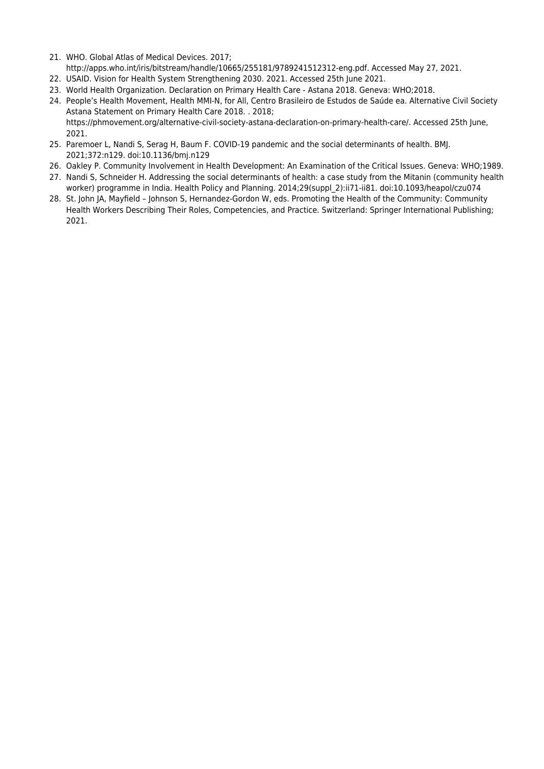21. WHO. Global Atlas of Medical Devices. 2017; http://apps.who.int/iris/bitstream/handle/10665/255181/9789241512312-eng.pdf. Accessed May 27, 2021.
22. USAID. Vision for Health System Strengthening 2030. 2021. Accessed 25th June 2021.
23. World Health Organization. Declaration on Primary Health Care - Astana 2018. Geneva: WHO;2018.
24. People's Health Movement, Health MMI-N, for All, Centro Brasileiro de Estudos de Saúde ea. Alternative Civil Society Astana Statement on Primary Health Care 2018. . 2018; https://phmovement.org/alternative-civil-society-astana-declaration-on-primary-health-care/. Accessed 25th June, 2021.
25. Paremoer L, Nandi S, Serag H, Baum F. COVID-19 pandemic and the social determinants of health. BMJ. 2021;372:n129. doi:10.1136/bmj.n129
26. Oakley P. Community Involvement in Health Development: An Examination of the Critical Issues. Geneva: WHO;1989.
27. Nandi S, Schneider H. Addressing the social determinants of health: a case study from the Mitanin (community health worker) programme in India. Health Policy and Planning. 2014;29(suppl_2):ii71-ii81. doi:10.1093/heapol/czu074
28. St. John JA, Mayfield – Johnson S, Hernandez-Gordon W, eds. Promoting the Health of the Community: Community Health Workers Describing Their Roles, Competencies, and Practice. Switzerland: Springer International Publishing; 2021.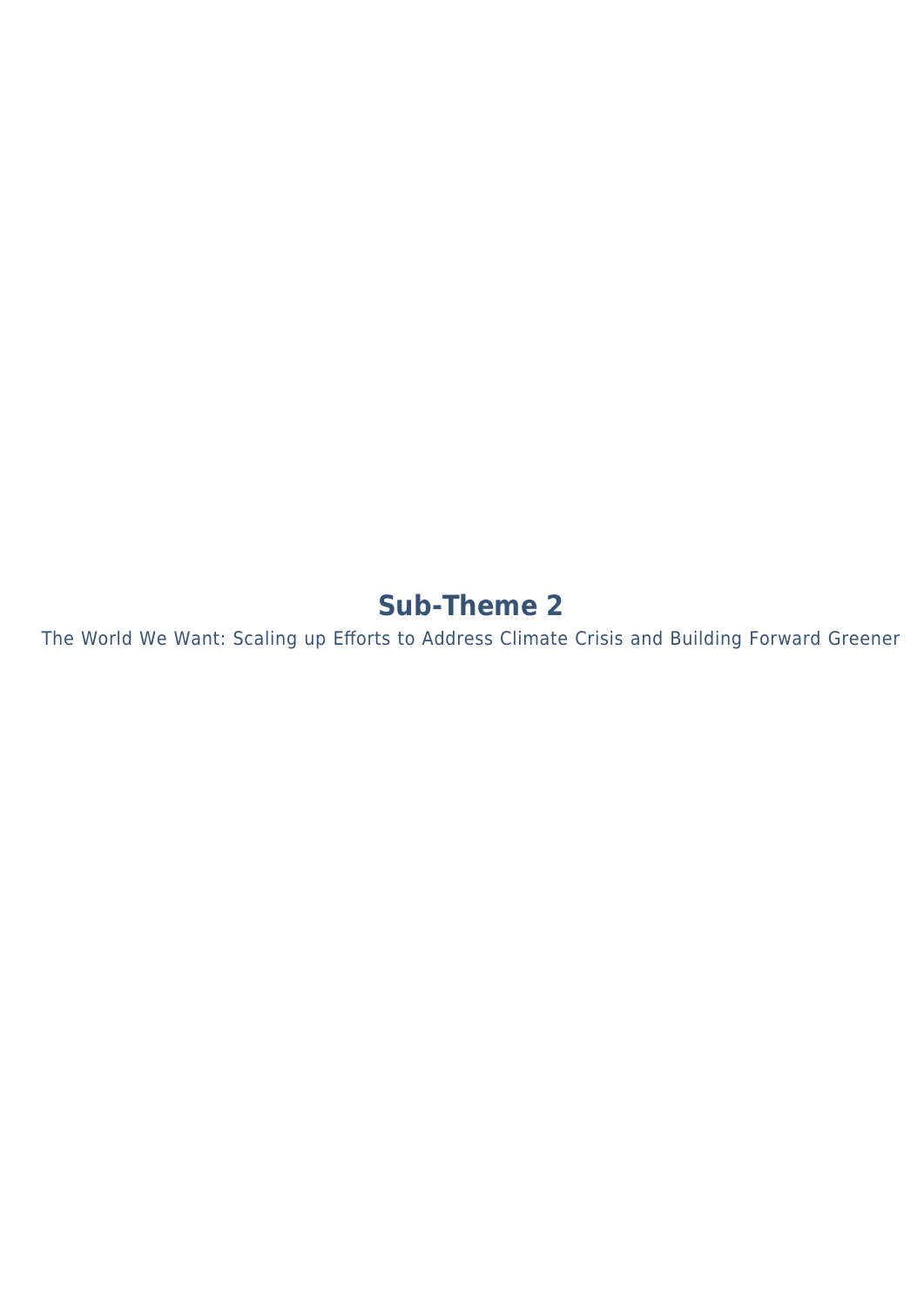# Sub-Theme 2

The World We Want: Scaling up Efforts to Address Climate Crisis and Building Forward Greener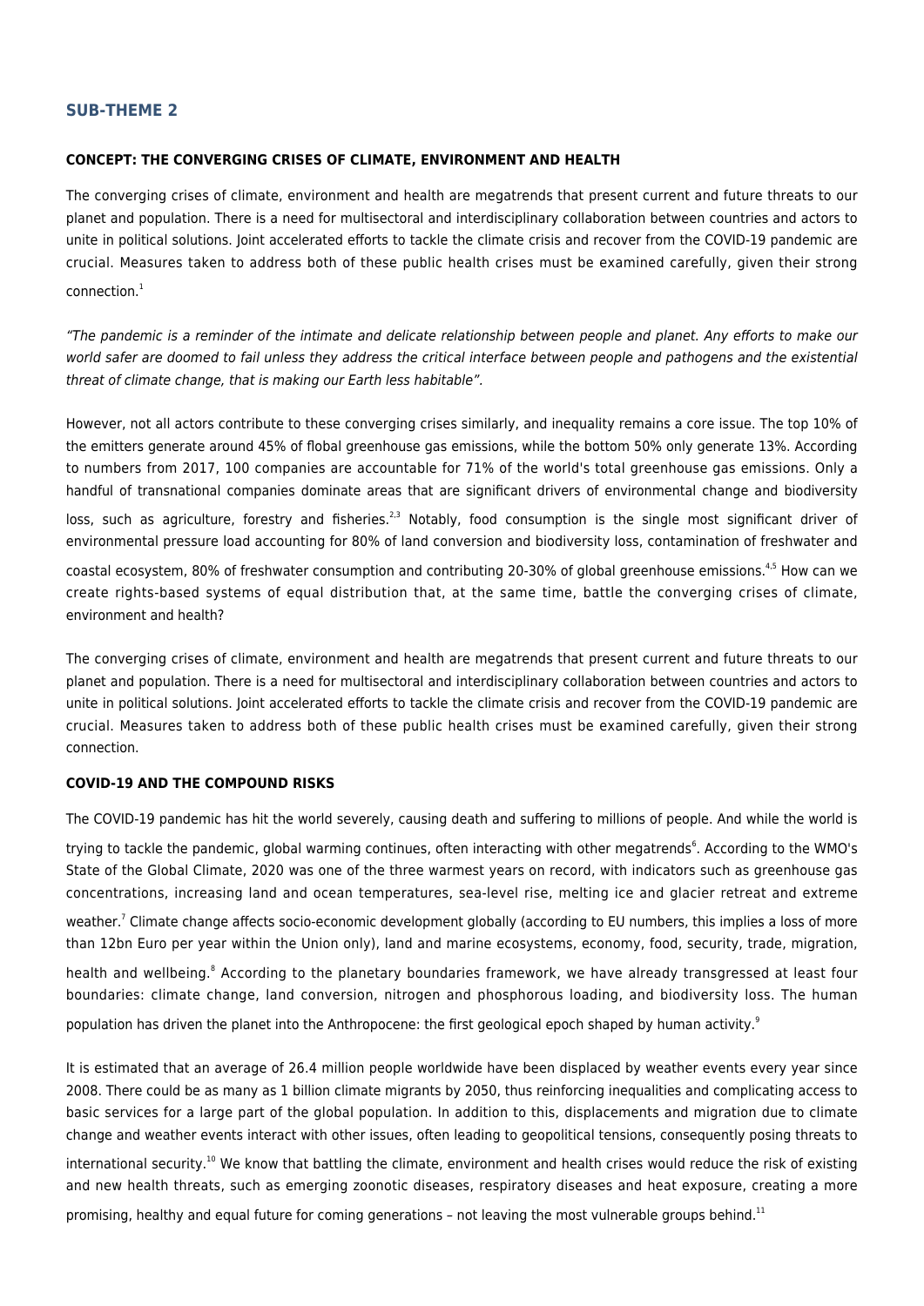## SUB-THEME 2

### CONCEPT: THE CONVERGING CRISES OF CLIMATE, ENVIRONMENT AND HEALTH

The converging crises of climate, environment and health are megatrends that present current and future threats to our planet and population. There is a need for multisectoral and interdisciplinary collaboration between countries and actors to unite in political solutions. Joint accelerated efforts to tackle the climate crisis and recover from the COVID-19 pandemic are crucial. Measures taken to address both of these public health crises must be examined carefully, given their strong connection.[1]

*"The pandemic is a reminder of the intimate and delicate relationship between people and planet. Any efforts to make our world safer are doomed to fail unless they address the critical interface between people and pathogens and the existential threat of climate change, that is making our Earth less habitable".*

However, not all actors contribute to these converging crises similarly, and inequality remains a core issue. The top 10% of the emitters generate around 45% of flobal greenhouse gas emissions, while the bottom 50% only generate 13%. According to numbers from 2017, 100 companies are accountable for 71% of the world's total greenhouse gas emissions. Only a handful of transnational companies dominate areas that are significant drivers of environmental change and biodiversity loss, such as agriculture, forestry and fisheries.[2,3] Notably, food consumption is the single most significant driver of environmental pressure load accounting for 80% of land conversion and biodiversity loss, contamination of freshwater and coastal ecosystem, 80% of freshwater consumption and contributing 20-30% of global greenhouse emissions.[4,5] How can we create rights-based systems of equal distribution that, at the same time, battle the converging crises of climate, environment and health?

The converging crises of climate, environment and health are megatrends that present current and future threats to our planet and population. There is a need for multisectoral and interdisciplinary collaboration between countries and actors to unite in political solutions. Joint accelerated efforts to tackle the climate crisis and recover from the COVID-19 pandemic are crucial. Measures taken to address both of these public health crises must be examined carefully, given their strong connection.

### COVID-19 AND THE COMPOUND RISKS

The COVID-19 pandemic has hit the world severely, causing death and suffering to millions of people. And while the world is trying to tackle the pandemic, global warming continues, often interacting with other megatrends[6]. According to the WMO's State of the Global Climate, 2020 was one of the three warmest years on record, with indicators such as greenhouse gas concentrations, increasing land and ocean temperatures, sea-level rise, melting ice and glacier retreat and extreme weather.[7] Climate change affects socio-economic development globally (according to EU numbers, this implies a loss of more than 12bn Euro per year within the Union only), land and marine ecosystems, economy, food, security, trade, migration, health and wellbeing.[8] According to the planetary boundaries framework, we have already transgressed at least four boundaries: climate change, land conversion, nitrogen and phosphorous loading, and biodiversity loss. The human population has driven the planet into the Anthropocene: the first geological epoch shaped by human activity.[9]

It is estimated that an average of 26.4 million people worldwide have been displaced by weather events every year since 2008. There could be as many as 1 billion climate migrants by 2050, thus reinforcing inequalities and complicating access to basic services for a large part of the global population. In addition to this, displacements and migration due to climate change and weather events interact with other issues, often leading to geopolitical tensions, consequently posing threats to international security.[10] We know that battling the climate, environment and health crises would reduce the risk of existing and new health threats, such as emerging zoonotic diseases, respiratory diseases and heat exposure, creating a more promising, healthy and equal future for coming generations – not leaving the most vulnerable groups behind.[11]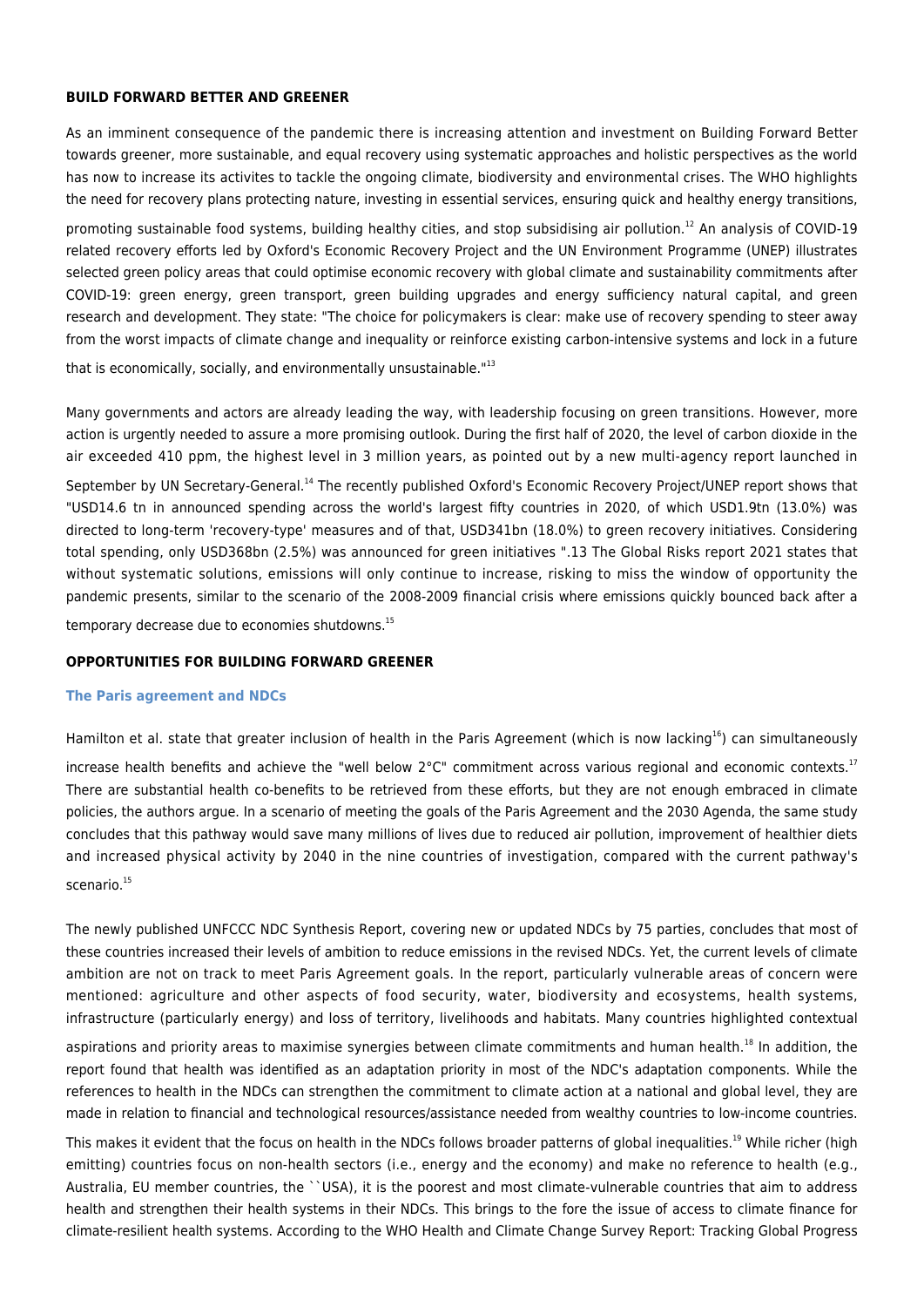## BUILD FORWARD BETTER AND GREENER

As an imminent consequence of the pandemic there is increasing attention and investment on Building Forward Better towards greener, more sustainable, and equal recovery using systematic approaches and holistic perspectives as the world has now to increase its activites to tackle the ongoing climate, biodiversity and environmental crises. The WHO highlights the need for recovery plans protecting nature, investing in essential services, ensuring quick and healthy energy transitions, promoting sustainable food systems, building healthy cities, and stop subsidising air pollution.[12] An analysis of COVID-19 related recovery efforts led by Oxford's Economic Recovery Project and the UN Environment Programme (UNEP) illustrates selected green policy areas that could optimise economic recovery with global climate and sustainability commitments after COVID-19: green energy, green transport, green building upgrades and energy sufficiency natural capital, and green research and development. They state: "The choice for policymakers is clear: make use of recovery spending to steer away from the worst impacts of climate change and inequality or reinforce existing carbon-intensive systems and lock in a future that is economically, socially, and environmentally unsustainable."[13]

Many governments and actors are already leading the way, with leadership focusing on green transitions. However, more action is urgently needed to assure a more promising outlook. During the first half of 2020, the level of carbon dioxide in the air exceeded 410 ppm, the highest level in 3 million years, as pointed out by a new multi-agency report launched in September by UN Secretary-General.[14] The recently published Oxford's Economic Recovery Project/UNEP report shows that "USD14.6 tn in announced spending across the world's largest fifty countries in 2020, of which USD1.9tn (13.0%) was directed to long-term 'recovery-type' measures and of that, USD341bn (18.0%) to green recovery initiatives. Considering total spending, only USD368bn (2.5%) was announced for green initiatives ".13 The Global Risks report 2021 states that without systematic solutions, emissions will only continue to increase, risking to miss the window of opportunity the pandemic presents, similar to the scenario of the 2008-2009 financial crisis where emissions quickly bounced back after a temporary decrease due to economies shutdowns.[15]

## OPPORTUNITIES FOR BUILDING FORWARD GREENER

### The Paris agreement and NDCs

Hamilton et al. state that greater inclusion of health in the Paris Agreement (which is now lacking[16]) can simultaneously increase health benefits and achieve the "well below 2°C" commitment across various regional and economic contexts.[17] There are substantial health co-benefits to be retrieved from these efforts, but they are not enough embraced in climate policies, the authors argue. In a scenario of meeting the goals of the Paris Agreement and the 2030 Agenda, the same study concludes that this pathway would save many millions of lives due to reduced air pollution, improvement of healthier diets and increased physical activity by 2040 in the nine countries of investigation, compared with the current pathway's scenario.[15]

The newly published UNFCCC NDC Synthesis Report, covering new or updated NDCs by 75 parties, concludes that most of these countries increased their levels of ambition to reduce emissions in the revised NDCs. Yet, the current levels of climate ambition are not on track to meet Paris Agreement goals. In the report, particularly vulnerable areas of concern were mentioned: agriculture and other aspects of food security, water, biodiversity and ecosystems, health systems, infrastructure (particularly energy) and loss of territory, livelihoods and habitats. Many countries highlighted contextual aspirations and priority areas to maximise synergies between climate commitments and human health.[18] In addition, the report found that health was identified as an adaptation priority in most of the NDC's adaptation components. While the references to health in the NDCs can strengthen the commitment to climate action at a national and global level, they are made in relation to financial and technological resources/assistance needed from wealthy countries to low-income countries. This makes it evident that the focus on health in the NDCs follows broader patterns of global inequalities.[19] While richer (high emitting) countries focus on non-health sectors (i.e., energy and the economy) and make no reference to health (e.g., Australia, EU member countries, the ``USA), it is the poorest and most climate-vulnerable countries that aim to address health and strengthen their health systems in their NDCs. This brings to the fore the issue of access to climate finance for climate-resilient health systems. According to the WHO Health and Climate Change Survey Report: Tracking Global Progress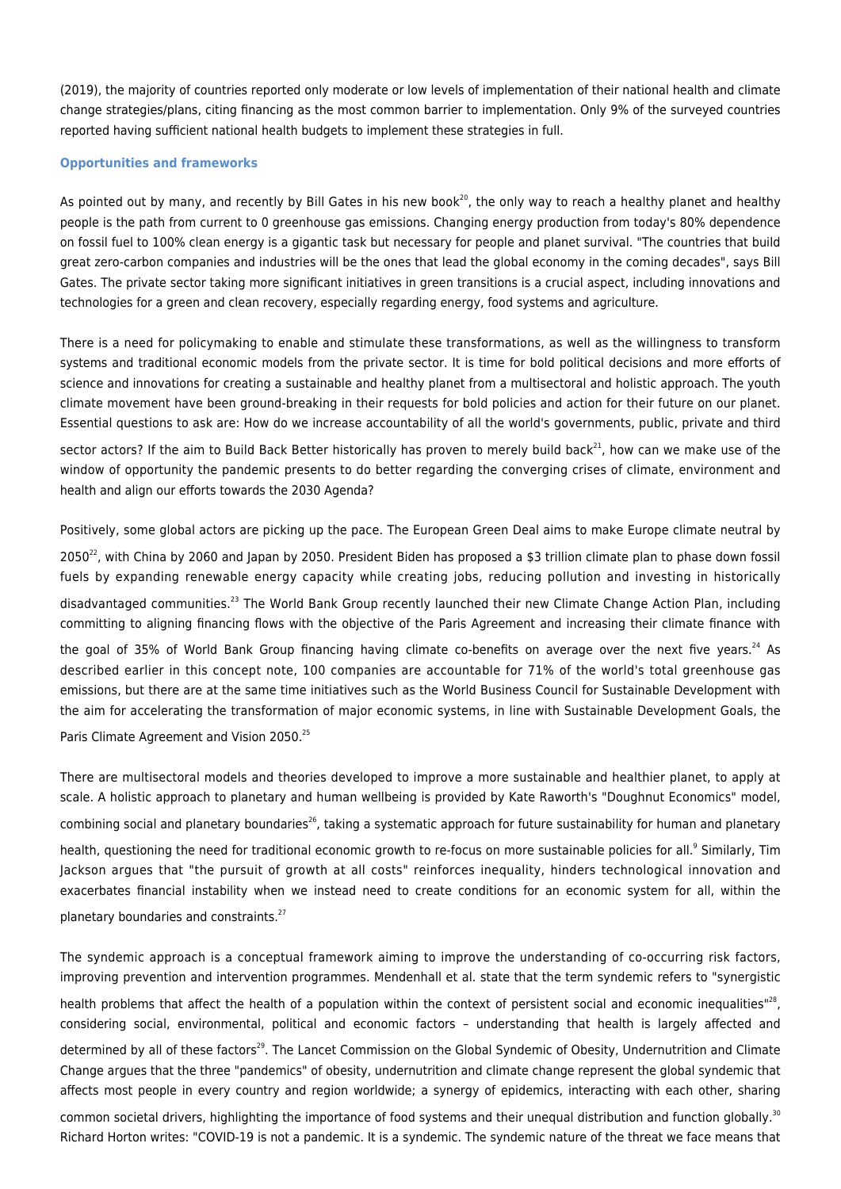(2019), the majority of countries reported only moderate or low levels of implementation of their national health and climate change strategies/plans, citing financing as the most common barrier to implementation. Only 9% of the surveyed countries reported having sufficient national health budgets to implement these strategies in full.

### Opportunities and frameworks

As pointed out by many, and recently by Bill Gates in his new book[20], the only way to reach a healthy planet and healthy people is the path from current to 0 greenhouse gas emissions. Changing energy production from today's 80% dependence on fossil fuel to 100% clean energy is a gigantic task but necessary for people and planet survival. "The countries that build great zero-carbon companies and industries will be the ones that lead the global economy in the coming decades", says Bill Gates. The private sector taking more significant initiatives in green transitions is a crucial aspect, including innovations and technologies for a green and clean recovery, especially regarding energy, food systems and agriculture.

There is a need for policymaking to enable and stimulate these transformations, as well as the willingness to transform systems and traditional economic models from the private sector. It is time for bold political decisions and more efforts of science and innovations for creating a sustainable and healthy planet from a multisectoral and holistic approach. The youth climate movement have been ground-breaking in their requests for bold policies and action for their future on our planet. Essential questions to ask are: How do we increase accountability of all the world's governments, public, private and third sector actors? If the aim to Build Back Better historically has proven to merely build back[21], how can we make use of the window of opportunity the pandemic presents to do better regarding the converging crises of climate, environment and health and align our efforts towards the 2030 Agenda?

Positively, some global actors are picking up the pace. The European Green Deal aims to make Europe climate neutral by 2050[22], with China by 2060 and Japan by 2050. President Biden has proposed a $3 trillion climate plan to phase down fossil fuels by expanding renewable energy capacity while creating jobs, reducing pollution and investing in historically disadvantaged communities.[23] The World Bank Group recently launched their new Climate Change Action Plan, including committing to aligning financing flows with the objective of the Paris Agreement and increasing their climate finance with the goal of 35% of World Bank Group financing having climate co-benefits on average over the next five years.[24] As described earlier in this concept note, 100 companies are accountable for 71% of the world's total greenhouse gas emissions, but there are at the same time initiatives such as the World Business Council for Sustainable Development with the aim for accelerating the transformation of major economic systems, in line with Sustainable Development Goals, the Paris Climate Agreement and Vision 2050.[25]

There are multisectoral models and theories developed to improve a more sustainable and healthier planet, to apply at scale. A holistic approach to planetary and human wellbeing is provided by Kate Raworth's "Doughnut Economics" model, combining social and planetary boundaries[26], taking a systematic approach for future sustainability for human and planetary health, questioning the need for traditional economic growth to re-focus on more sustainable policies for all.[9] Similarly, Tim Jackson argues that "the pursuit of growth at all costs" reinforces inequality, hinders technological innovation and exacerbates financial instability when we instead need to create conditions for an economic system for all, within the planetary boundaries and constraints.[27]

The syndemic approach is a conceptual framework aiming to improve the understanding of co-occurring risk factors, improving prevention and intervention programmes. Mendenhall et al. state that the term syndemic refers to "synergistic health problems that affect the health of a population within the context of persistent social and economic inequalities"[28], considering social, environmental, political and economic factors – understanding that health is largely affected and determined by all of these factors[29]. The Lancet Commission on the Global Syndemic of Obesity, Undernutrition and Climate Change argues that the three "pandemics" of obesity, undernutrition and climate change represent the global syndemic that affects most people in every country and region worldwide; a synergy of epidemics, interacting with each other, sharing common societal drivers, highlighting the importance of food systems and their unequal distribution and function globally.[30] Richard Horton writes: "COVID-19 is not a pandemic. It is a syndemic. The syndemic nature of the threat we face means that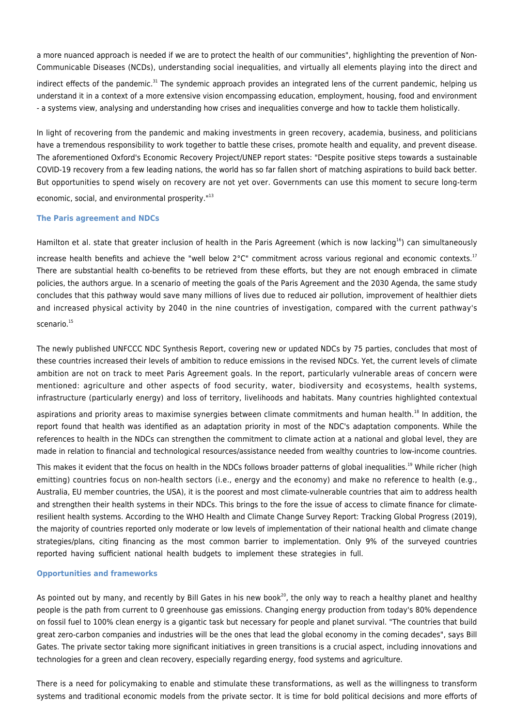a more nuanced approach is needed if we are to protect the health of our communities", highlighting the prevention of Non-Communicable Diseases (NCDs), understanding social inequalities, and virtually all elements playing into the direct and indirect effects of the pandemic.[31] The syndemic approach provides an integrated lens of the current pandemic, helping us understand it in a context of a more extensive vision encompassing education, employment, housing, food and environment - a systems view, analysing and understanding how crises and inequalities converge and how to tackle them holistically.

In light of recovering from the pandemic and making investments in green recovery, academia, business, and politicians have a tremendous responsibility to work together to battle these crises, promote health and equality, and prevent disease. The aforementioned Oxford's Economic Recovery Project/UNEP report states: "Despite positive steps towards a sustainable COVID-19 recovery from a few leading nations, the world has so far fallen short of matching aspirations to build back better. But opportunities to spend wisely on recovery are not yet over. Governments can use this moment to secure long-term economic, social, and environmental prosperity."[13]

### The Paris agreement and NDCs

Hamilton et al. state that greater inclusion of health in the Paris Agreement (which is now lacking[16]) can simultaneously increase health benefits and achieve the "well below 2°C" commitment across various regional and economic contexts.[17] There are substantial health co-benefits to be retrieved from these efforts, but they are not enough embraced in climate policies, the authors argue. In a scenario of meeting the goals of the Paris Agreement and the 2030 Agenda, the same study concludes that this pathway would save many millions of lives due to reduced air pollution, improvement of healthier diets and increased physical activity by 2040 in the nine countries of investigation, compared with the current pathway's scenario.[15]

The newly published UNFCCC NDC Synthesis Report, covering new or updated NDCs by 75 parties, concludes that most of these countries increased their levels of ambition to reduce emissions in the revised NDCs. Yet, the current levels of climate ambition are not on track to meet Paris Agreement goals. In the report, particularly vulnerable areas of concern were mentioned: agriculture and other aspects of food security, water, biodiversity and ecosystems, health systems, infrastructure (particularly energy) and loss of territory, livelihoods and habitats. Many countries highlighted contextual aspirations and priority areas to maximise synergies between climate commitments and human health.[18] In addition, the report found that health was identified as an adaptation priority in most of the NDC's adaptation components. While the references to health in the NDCs can strengthen the commitment to climate action at a national and global level, they are made in relation to financial and technological resources/assistance needed from wealthy countries to low-income countries. This makes it evident that the focus on health in the NDCs follows broader patterns of global inequalities.[19] While richer (high emitting) countries focus on non-health sectors (i.e., energy and the economy) and make no reference to health (e.g., Australia, EU member countries, the USA), it is the poorest and most climate-vulnerable countries that aim to address health and strengthen their health systems in their NDCs. This brings to the fore the issue of access to climate finance for climate-resilient health systems. According to the WHO Health and Climate Change Survey Report: Tracking Global Progress (2019), the majority of countries reported only moderate or low levels of implementation of their national health and climate change strategies/plans, citing financing as the most common barrier to implementation. Only 9% of the surveyed countries reported having sufficient national health budgets to implement these strategies in full.

### Opportunities and frameworks

As pointed out by many, and recently by Bill Gates in his new book[20], the only way to reach a healthy planet and healthy people is the path from current to 0 greenhouse gas emissions. Changing energy production from today's 80% dependence on fossil fuel to 100% clean energy is a gigantic task but necessary for people and planet survival. "The countries that build great zero-carbon companies and industries will be the ones that lead the global economy in the coming decades", says Bill Gates. The private sector taking more significant initiatives in green transitions is a crucial aspect, including innovations and technologies for a green and clean recovery, especially regarding energy, food systems and agriculture.

There is a need for policymaking to enable and stimulate these transformations, as well as the willingness to transform systems and traditional economic models from the private sector. It is time for bold political decisions and more efforts of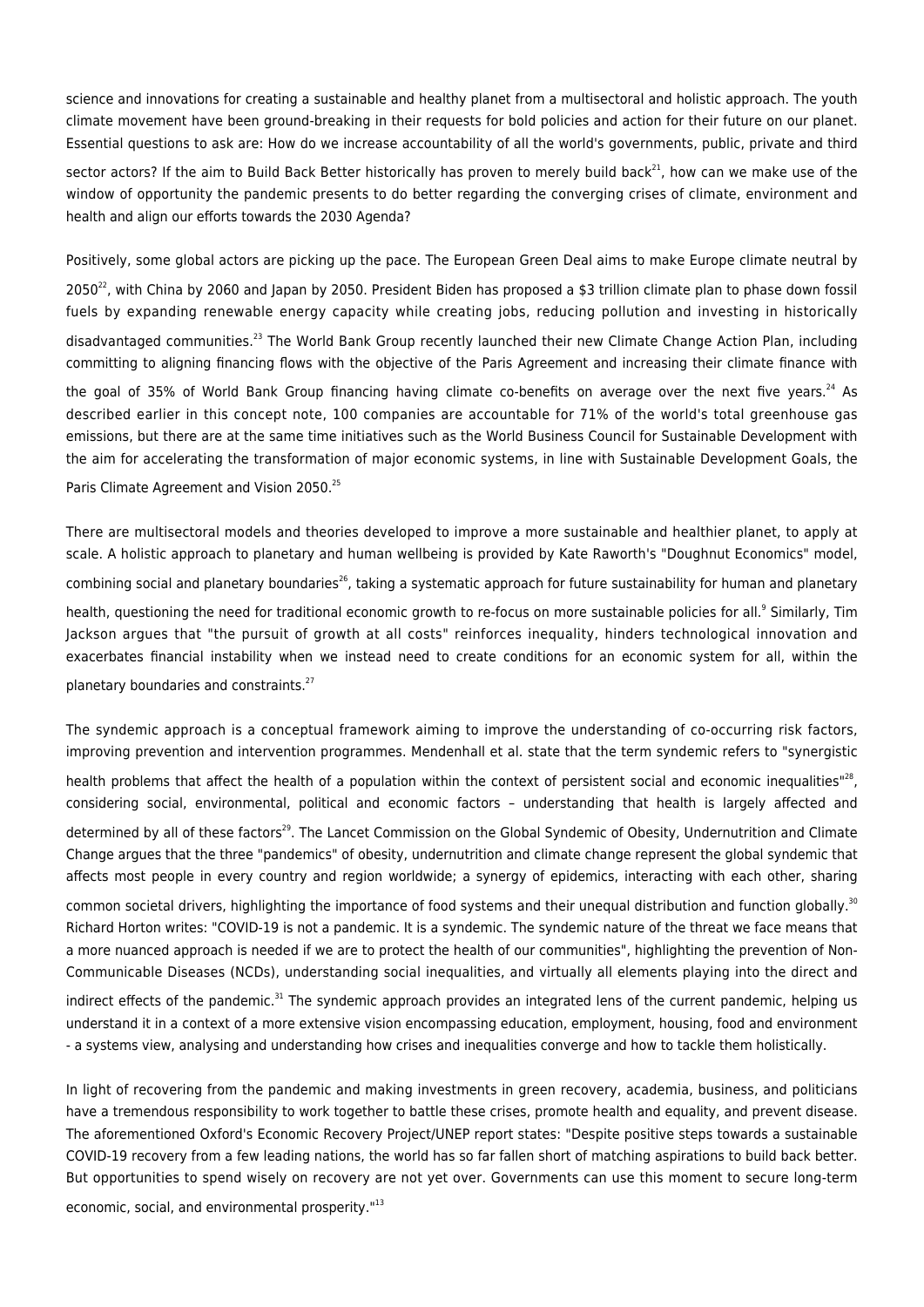science and innovations for creating a sustainable and healthy planet from a multisectoral and holistic approach. The youth climate movement have been ground-breaking in their requests for bold policies and action for their future on our planet. Essential questions to ask are: How do we increase accountability of all the world's governments, public, private and third sector actors? If the aim to Build Back Better historically has proven to merely build back[21], how can we make use of the window of opportunity the pandemic presents to do better regarding the converging crises of climate, environment and health and align our efforts towards the 2030 Agenda?

Positively, some global actors are picking up the pace. The European Green Deal aims to make Europe climate neutral by 2050[22], with China by 2060 and Japan by 2050. President Biden has proposed a $3 trillion climate plan to phase down fossil fuels by expanding renewable energy capacity while creating jobs, reducing pollution and investing in historically disadvantaged communities.[23] The World Bank Group recently launched their new Climate Change Action Plan, including committing to aligning financing flows with the objective of the Paris Agreement and increasing their climate finance with the goal of 35% of World Bank Group financing having climate co-benefits on average over the next five years.[24] As described earlier in this concept note, 100 companies are accountable for 71% of the world's total greenhouse gas emissions, but there are at the same time initiatives such as the World Business Council for Sustainable Development with the aim for accelerating the transformation of major economic systems, in line with Sustainable Development Goals, the Paris Climate Agreement and Vision 2050.[25]

There are multisectoral models and theories developed to improve a more sustainable and healthier planet, to apply at scale. A holistic approach to planetary and human wellbeing is provided by Kate Raworth's "Doughnut Economics" model, combining social and planetary boundaries[26], taking a systematic approach for future sustainability for human and planetary health, questioning the need for traditional economic growth to re-focus on more sustainable policies for all.[9] Similarly, Tim Jackson argues that "the pursuit of growth at all costs" reinforces inequality, hinders technological innovation and exacerbates financial instability when we instead need to create conditions for an economic system for all, within the planetary boundaries and constraints.[27]

The syndemic approach is a conceptual framework aiming to improve the understanding of co-occurring risk factors, improving prevention and intervention programmes. Mendenhall et al. state that the term syndemic refers to "synergistic health problems that affect the health of a population within the context of persistent social and economic inequalities"[28], considering social, environmental, political and economic factors – understanding that health is largely affected and determined by all of these factors[29]. The Lancet Commission on the Global Syndemic of Obesity, Undernutrition and Climate Change argues that the three "pandemics" of obesity, undernutrition and climate change represent the global syndemic that affects most people in every country and region worldwide; a synergy of epidemics, interacting with each other, sharing common societal drivers, highlighting the importance of food systems and their unequal distribution and function globally.[30] Richard Horton writes: "COVID-19 is not a pandemic. It is a syndemic. The syndemic nature of the threat we face means that a more nuanced approach is needed if we are to protect the health of our communities", highlighting the prevention of Non-Communicable Diseases (NCDs), understanding social inequalities, and virtually all elements playing into the direct and indirect effects of the pandemic.[31] The syndemic approach provides an integrated lens of the current pandemic, helping us understand it in a context of a more extensive vision encompassing education, employment, housing, food and environment - a systems view, analysing and understanding how crises and inequalities converge and how to tackle them holistically.

In light of recovering from the pandemic and making investments in green recovery, academia, business, and politicians have a tremendous responsibility to work together to battle these crises, promote health and equality, and prevent disease. The aforementioned Oxford's Economic Recovery Project/UNEP report states: "Despite positive steps towards a sustainable COVID-19 recovery from a few leading nations, the world has so far fallen short of matching aspirations to build back better. But opportunities to spend wisely on recovery are not yet over. Governments can use this moment to secure long-term economic, social, and environmental prosperity."[13]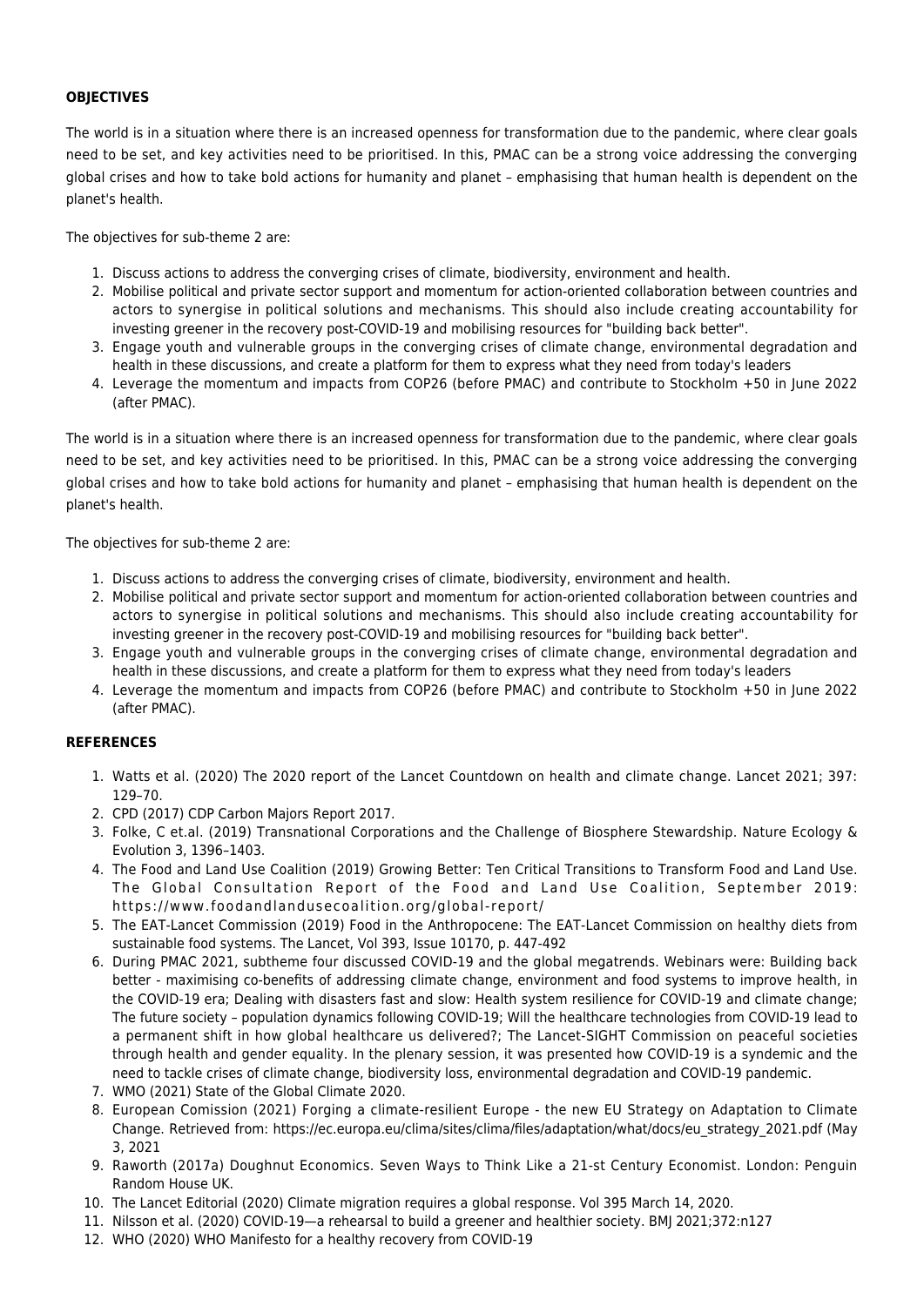**OBJECTIVES**

The world is in a situation where there is an increased openness for transformation due to the pandemic, where clear goals need to be set, and key activities need to be prioritised. In this, PMAC can be a strong voice addressing the converging global crises and how to take bold actions for humanity and planet – emphasising that human health is dependent on the planet's health.

The objectives for sub-theme 2 are:

1. Discuss actions to address the converging crises of climate, biodiversity, environment and health.
2. Mobilise political and private sector support and momentum for action-oriented collaboration between countries and actors to synergise in political solutions and mechanisms. This should also include creating accountability for investing greener in the recovery post-COVID-19 and mobilising resources for "building back better".
3. Engage youth and vulnerable groups in the converging crises of climate change, environmental degradation and health in these discussions, and create a platform for them to express what they need from today's leaders
4. Leverage the momentum and impacts from COP26 (before PMAC) and contribute to Stockholm +50 in June 2022 (after PMAC).

The world is in a situation where there is an increased openness for transformation due to the pandemic, where clear goals need to be set, and key activities need to be prioritised. In this, PMAC can be a strong voice addressing the converging global crises and how to take bold actions for humanity and planet – emphasising that human health is dependent on the planet's health.

The objectives for sub-theme 2 are:

1. Discuss actions to address the converging crises of climate, biodiversity, environment and health.
2. Mobilise political and private sector support and momentum for action-oriented collaboration between countries and actors to synergise in political solutions and mechanisms. This should also include creating accountability for investing greener in the recovery post-COVID-19 and mobilising resources for "building back better".
3. Engage youth and vulnerable groups in the converging crises of climate change, environmental degradation and health in these discussions, and create a platform for them to express what they need from today's leaders
4. Leverage the momentum and impacts from COP26 (before PMAC) and contribute to Stockholm +50 in June 2022 (after PMAC).

**REFERENCES**

1. Watts et al. (2020) The 2020 report of the Lancet Countdown on health and climate change. Lancet 2021; 397: 129–70.
2. CPD (2017) CDP Carbon Majors Report 2017.
3. Folke, C et.al. (2019) Transnational Corporations and the Challenge of Biosphere Stewardship. Nature Ecology & Evolution 3, 1396–1403.
4. The Food and Land Use Coalition (2019) Growing Better: Ten Critical Transitions to Transform Food and Land Use. The Global Consultation Report of the Food and Land Use Coalition, September 2019: https://www.foodandlandusecoalition.org/global-report/
5. The EAT-Lancet Commission (2019) Food in the Anthropocene: The EAT-Lancet Commission on healthy diets from sustainable food systems. The Lancet, Vol 393, Issue 10170, p. 447-492
6. During PMAC 2021, subtheme four discussed COVID-19 and the global megatrends. Webinars were: Building back better - maximising co-benefits of addressing climate change, environment and food systems to improve health, in the COVID-19 era; Dealing with disasters fast and slow: Health system resilience for COVID-19 and climate change; The future society – population dynamics following COVID-19; Will the healthcare technologies from COVID-19 lead to a permanent shift in how global healthcare us delivered?; The Lancet-SIGHT Commission on peaceful societies through health and gender equality. In the plenary session, it was presented how COVID-19 is a syndemic and the need to tackle crises of climate change, biodiversity loss, environmental degradation and COVID-19 pandemic.
7. WMO (2021) State of the Global Climate 2020.
8. European Comission (2021) Forging a climate-resilient Europe - the new EU Strategy on Adaptation to Climate Change. Retrieved from: https://ec.europa.eu/clima/sites/clima/files/adaptation/what/docs/eu_strategy_2021.pdf (May 3, 2021
9. Raworth (2017a) Doughnut Economics. Seven Ways to Think Like a 21-st Century Economist. London: Penguin Random House UK.
10. The Lancet Editorial (2020) Climate migration requires a global response. Vol 395 March 14, 2020.
11. Nilsson et al. (2020) COVID-19—a rehearsal to build a greener and healthier society. BMJ 2021;372:n127
12. WHO (2020) WHO Manifesto for a healthy recovery from COVID-19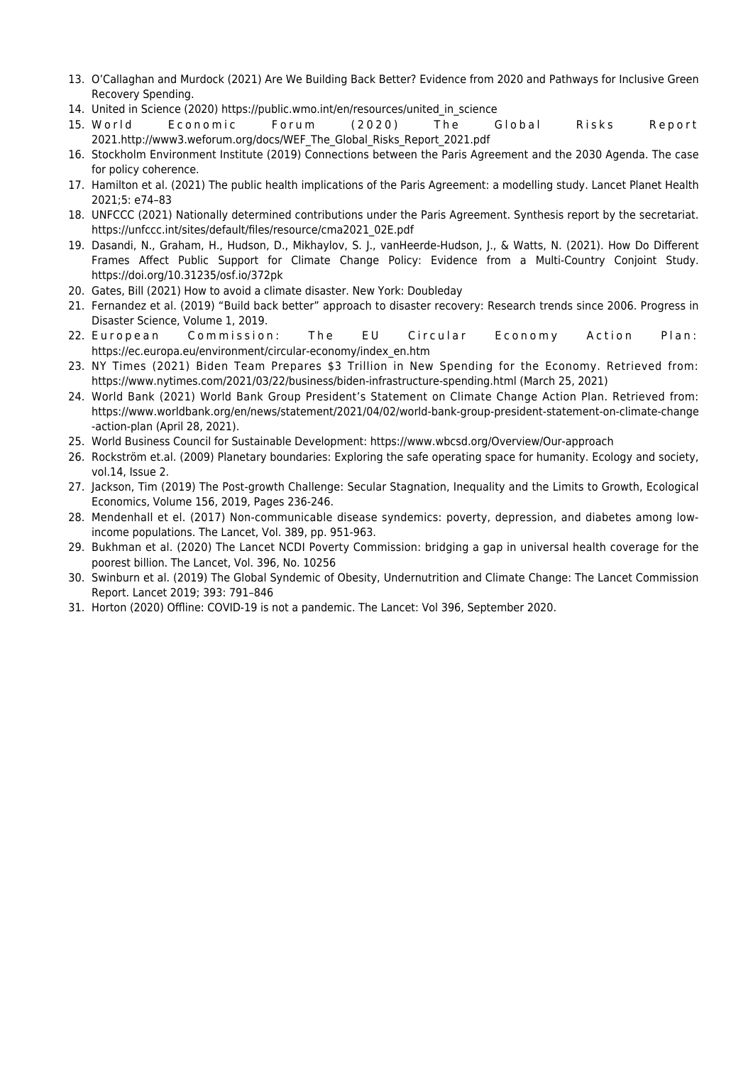13. O'Callaghan and Murdock (2021) Are We Building Back Better? Evidence from 2020 and Pathways for Inclusive Green Recovery Spending.
14. United in Science (2020) https://public.wmo.int/en/resources/united_in_science
15. World Economic Forum (2020) The Global Risks Report 2021.http://www3.weforum.org/docs/WEF_The_Global_Risks_Report_2021.pdf
16. Stockholm Environment Institute (2019) Connections between the Paris Agreement and the 2030 Agenda. The case for policy coherence.
17. Hamilton et al. (2021) The public health implications of the Paris Agreement: a modelling study. Lancet Planet Health 2021;5: e74–83
18. UNFCCC (2021) Nationally determined contributions under the Paris Agreement. Synthesis report by the secretariat. https://unfccc.int/sites/default/files/resource/cma2021_02E.pdf
19. Dasandi, N., Graham, H., Hudson, D., Mikhaylov, S. J., vanHeerde-Hudson, J., & Watts, N. (2021). How Do Different Frames Affect Public Support for Climate Change Policy: Evidence from a Multi-Country Conjoint Study. https://doi.org/10.31235/osf.io/372pk
20. Gates, Bill (2021) How to avoid a climate disaster. New York: Doubleday
21. Fernandez et al. (2019) "Build back better" approach to disaster recovery: Research trends since 2006. Progress in Disaster Science, Volume 1, 2019.
22. European Commission: The EU Circular Economy Action Plan: https://ec.europa.eu/environment/circular-economy/index_en.htm
23. NY Times (2021) Biden Team Prepares $3 Trillion in New Spending for the Economy. Retrieved from: https://www.nytimes.com/2021/03/22/business/biden-infrastructure-spending.html (March 25, 2021)
24. World Bank (2021) World Bank Group President's Statement on Climate Change Action Plan. Retrieved from: https://www.worldbank.org/en/news/statement/2021/04/02/world-bank-group-president-statement-on-climate-change-action-plan (April 28, 2021).
25. World Business Council for Sustainable Development: https://www.wbcsd.org/Overview/Our-approach
26. Rockström et.al. (2009) Planetary boundaries: Exploring the safe operating space for humanity. Ecology and society, vol.14, Issue 2.
27. Jackson, Tim (2019) The Post-growth Challenge: Secular Stagnation, Inequality and the Limits to Growth, Ecological Economics, Volume 156, 2019, Pages 236-246.
28. Mendenhall et el. (2017) Non-communicable disease syndemics: poverty, depression, and diabetes among low-income populations. The Lancet, Vol. 389, pp. 951-963.
29. Bukhman et al. (2020) The Lancet NCDI Poverty Commission: bridging a gap in universal health coverage for the poorest billion. The Lancet, Vol. 396, No. 10256
30. Swinburn et al. (2019) The Global Syndemic of Obesity, Undernutrition and Climate Change: The Lancet Commission Report. Lancet 2019; 393: 791–846
31. Horton (2020) Offline: COVID-19 is not a pandemic. The Lancet: Vol 396, September 2020.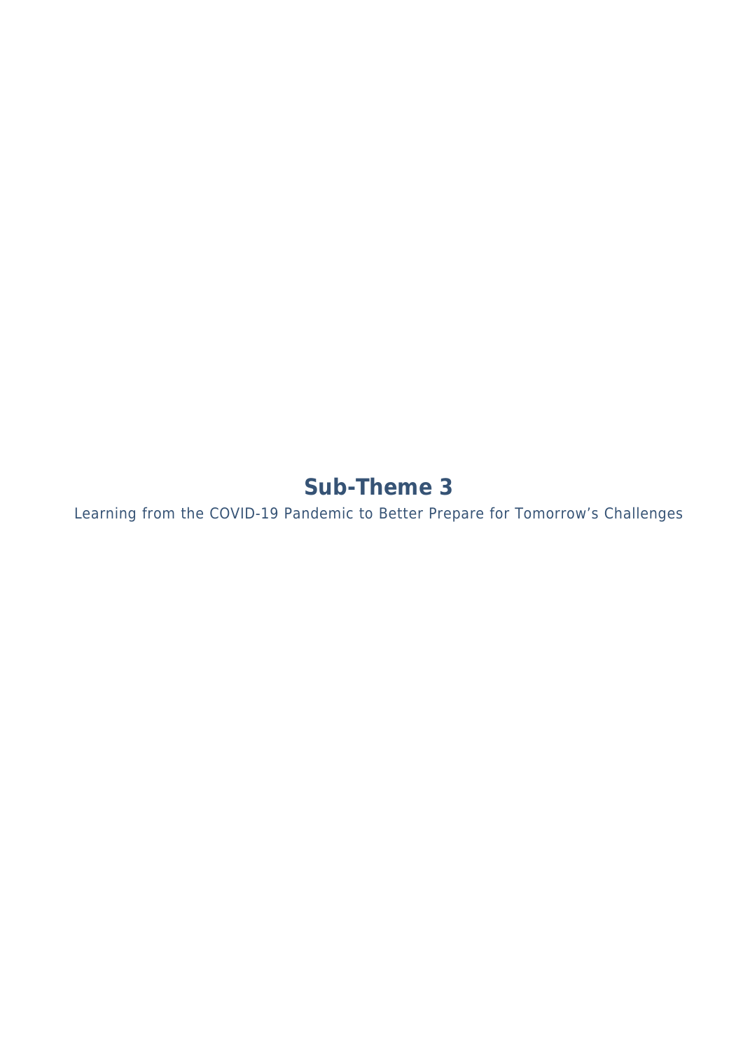# Sub-Theme 3

Learning from the COVID-19 Pandemic to Better Prepare for Tomorrow’s Challenges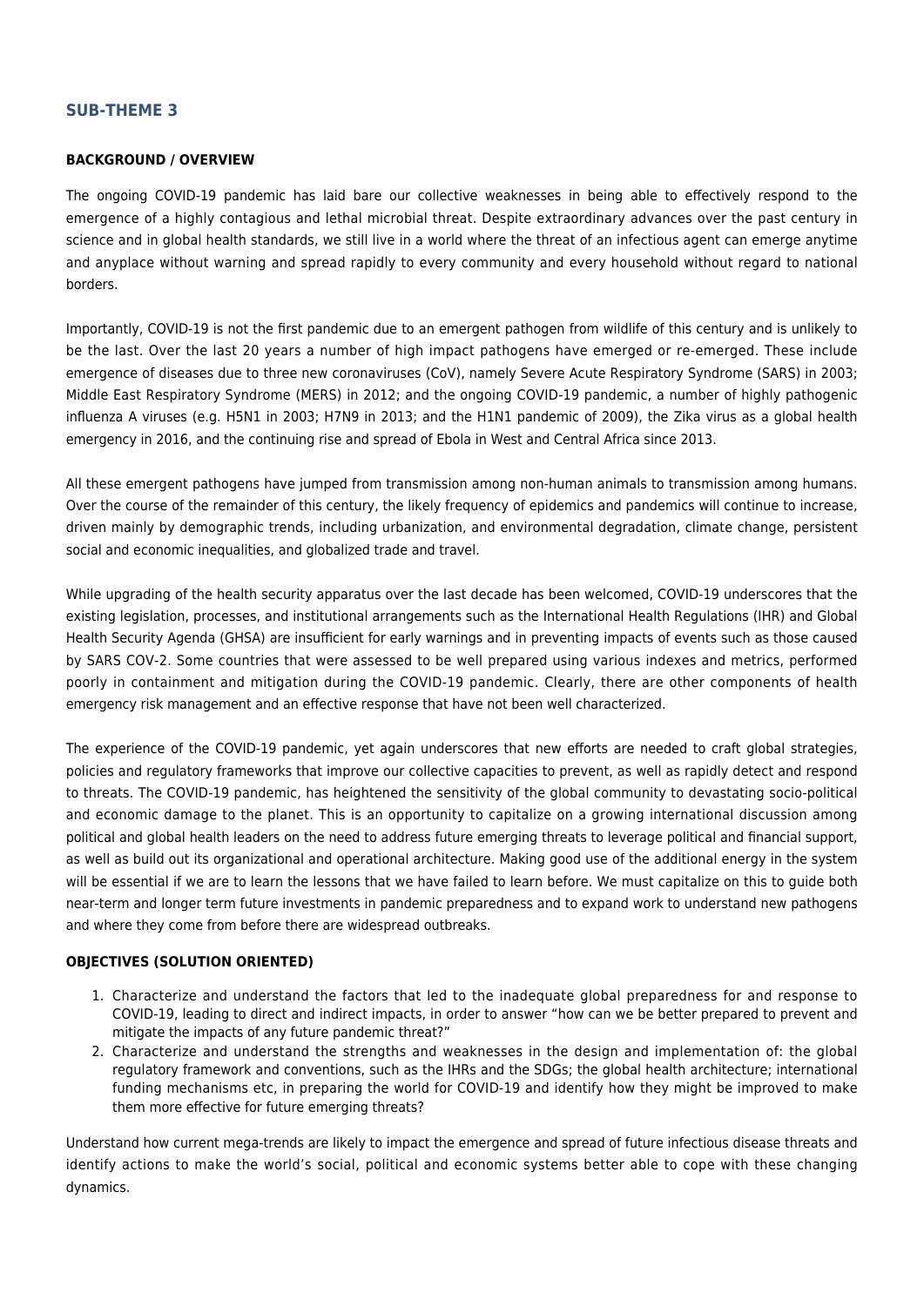## SUB-THEME 3

**BACKGROUND / OVERVIEW**

The ongoing COVID-19 pandemic has laid bare our collective weaknesses in being able to effectively respond to the emergence of a highly contagious and lethal microbial threat. Despite extraordinary advances over the past century in science and in global health standards, we still live in a world where the threat of an infectious agent can emerge anytime and anyplace without warning and spread rapidly to every community and every household without regard to national borders.

Importantly, COVID-19 is not the first pandemic due to an emergent pathogen from wildlife of this century and is unlikely to be the last. Over the last 20 years a number of high impact pathogens have emerged or re-emerged. These include emergence of diseases due to three new coronaviruses (CoV), namely Severe Acute Respiratory Syndrome (SARS) in 2003; Middle East Respiratory Syndrome (MERS) in 2012; and the ongoing COVID-19 pandemic, a number of highly pathogenic influenza A viruses (e.g. H5N1 in 2003; H7N9 in 2013; and the H1N1 pandemic of 2009), the Zika virus as a global health emergency in 2016, and the continuing rise and spread of Ebola in West and Central Africa since 2013.

All these emergent pathogens have jumped from transmission among non-human animals to transmission among humans. Over the course of the remainder of this century, the likely frequency of epidemics and pandemics will continue to increase, driven mainly by demographic trends, including urbanization, and environmental degradation, climate change, persistent social and economic inequalities, and globalized trade and travel.

While upgrading of the health security apparatus over the last decade has been welcomed, COVID-19 underscores that the existing legislation, processes, and institutional arrangements such as the International Health Regulations (IHR) and Global Health Security Agenda (GHSA) are insufficient for early warnings and in preventing impacts of events such as those caused by SARS COV-2. Some countries that were assessed to be well prepared using various indexes and metrics, performed poorly in containment and mitigation during the COVID-19 pandemic. Clearly, there are other components of health emergency risk management and an effective response that have not been well characterized.

The experience of the COVID-19 pandemic, yet again underscores that new efforts are needed to craft global strategies, policies and regulatory frameworks that improve our collective capacities to prevent, as well as rapidly detect and respond to threats. The COVID-19 pandemic, has heightened the sensitivity of the global community to devastating socio-political and economic damage to the planet. This is an opportunity to capitalize on a growing international discussion among political and global health leaders on the need to address future emerging threats to leverage political and financial support, as well as build out its organizational and operational architecture. Making good use of the additional energy in the system will be essential if we are to learn the lessons that we have failed to learn before. We must capitalize on this to guide both near-term and longer term future investments in pandemic preparedness and to expand work to understand new pathogens and where they come from before there are widespread outbreaks.

**OBJECTIVES (SOLUTION ORIENTED)**

1. Characterize and understand the factors that led to the inadequate global preparedness for and response to COVID-19, leading to direct and indirect impacts, in order to answer "how can we be better prepared to prevent and mitigate the impacts of any future pandemic threat?"
2. Characterize and understand the strengths and weaknesses in the design and implementation of: the global regulatory framework and conventions, such as the IHRs and the SDGs; the global health architecture; international funding mechanisms etc, in preparing the world for COVID-19 and identify how they might be improved to make them more effective for future emerging threats?

Understand how current mega-trends are likely to impact the emergence and spread of future infectious disease threats and identify actions to make the world's social, political and economic systems better able to cope with these changing dynamics.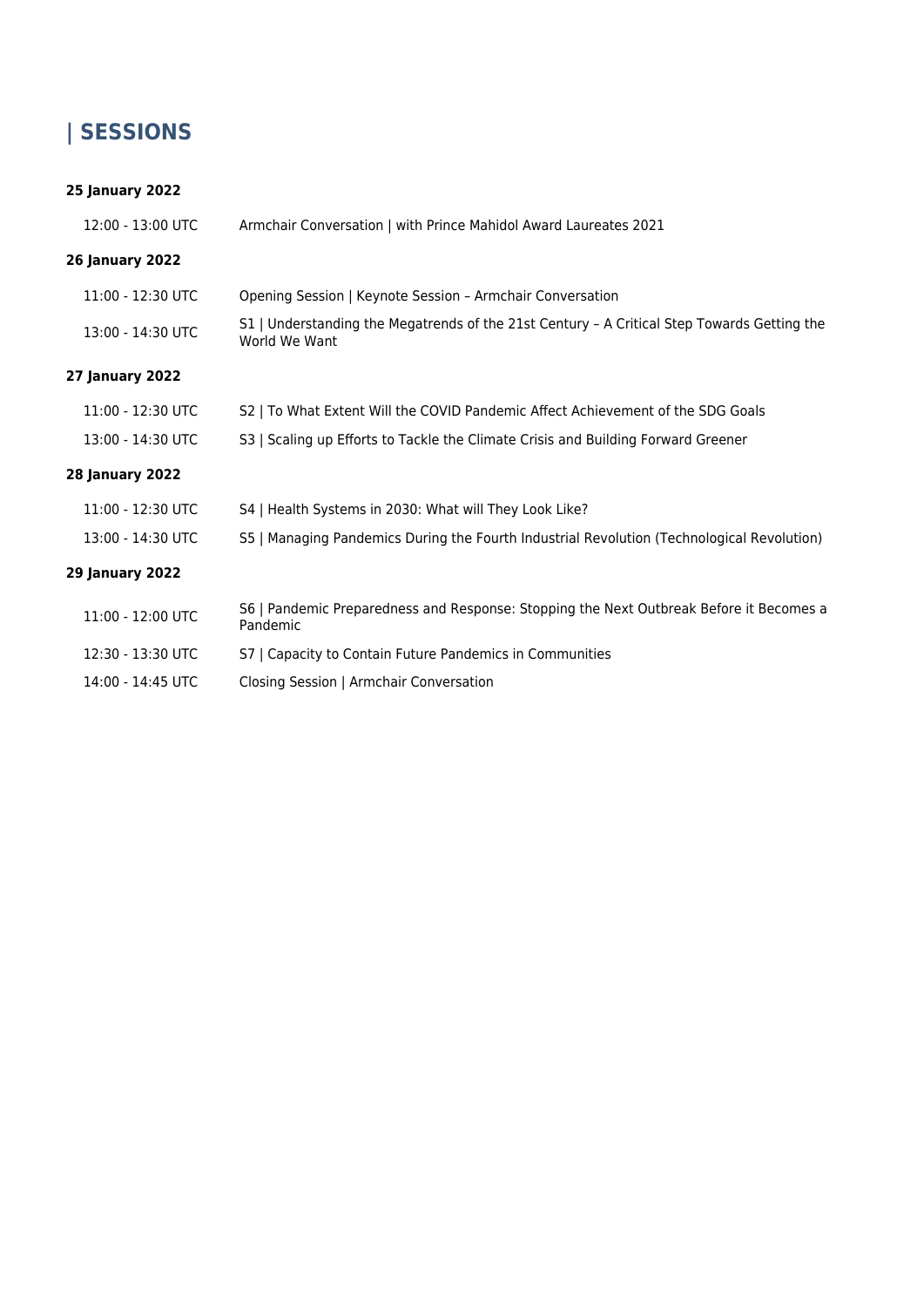# | SESSIONS

**25 January 2022**

| | |
|---|---|
| 12:00 - 13:00 UTC | Armchair Conversation \| with Prince Mahidol Award Laureates 2021 |

**26 January 2022**

| | |
|---|---|
| 11:00 - 12:30 UTC | Opening Session \| Keynote Session – Armchair Conversation |
| 13:00 - 14:30 UTC | S1 \| Understanding the Megatrends of the 21st Century – A Critical Step Towards Getting the World We Want |

**27 January 2022**

| | |
|---|---|
| 11:00 - 12:30 UTC | S2 \| To What Extent Will the COVID Pandemic Affect Achievement of the SDG Goals |
| 13:00 - 14:30 UTC | S3 \| Scaling up Efforts to Tackle the Climate Crisis and Building Forward Greener |

**28 January 2022**

| | |
|---|---|
| 11:00 - 12:30 UTC | S4 \| Health Systems in 2030: What will They Look Like? |
| 13:00 - 14:30 UTC | S5 \| Managing Pandemics During the Fourth Industrial Revolution (Technological Revolution) |

**29 January 2022**

| | |
|---|---|
| 11:00 - 12:00 UTC | S6 \| Pandemic Preparedness and Response: Stopping the Next Outbreak Before it Becomes a Pandemic |
| 12:30 - 13:30 UTC | S7 \| Capacity to Contain Future Pandemics in Communities |
| 14:00 - 14:45 UTC | Closing Session \| Armchair Conversation |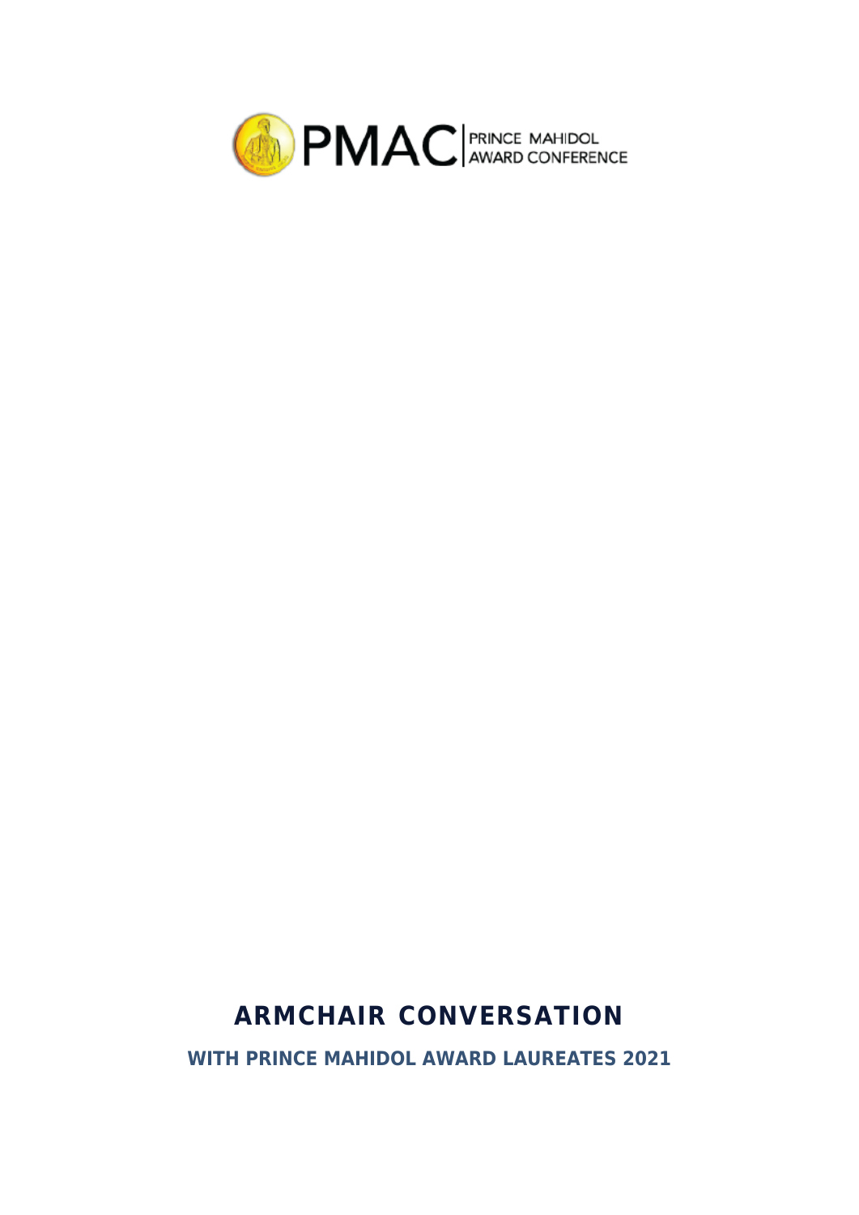PMAC | PRINCE MAHIDOL AWARD CONFERENCE

# ARMCHAIR CONVERSATION

## WITH PRINCE MAHIDOL AWARD LAUREATES 2021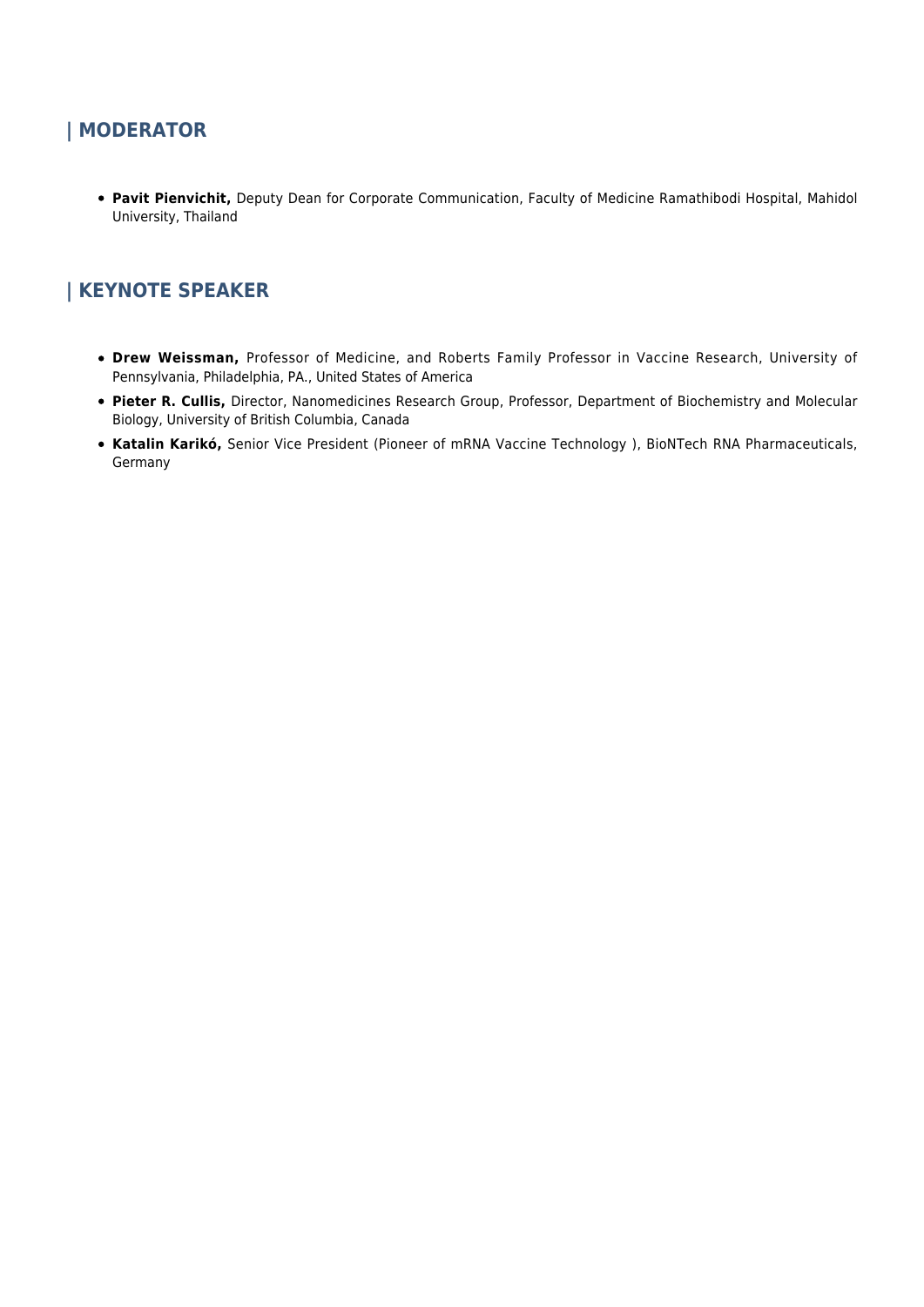## | MODERATOR

- **Pavit Pienvichit,** Deputy Dean for Corporate Communication, Faculty of Medicine Ramathibodi Hospital, Mahidol University, Thailand

## | KEYNOTE SPEAKER

- **Drew Weissman,** Professor of Medicine, and Roberts Family Professor in Vaccine Research, University of Pennsylvania, Philadelphia, PA., United States of America
- **Pieter R. Cullis,** Director, Nanomedicines Research Group, Professor, Department of Biochemistry and Molecular Biology, University of British Columbia, Canada
- **Katalin Karikó,** Senior Vice President (Pioneer of mRNA Vaccine Technology ), BioNTech RNA Pharmaceuticals, Germany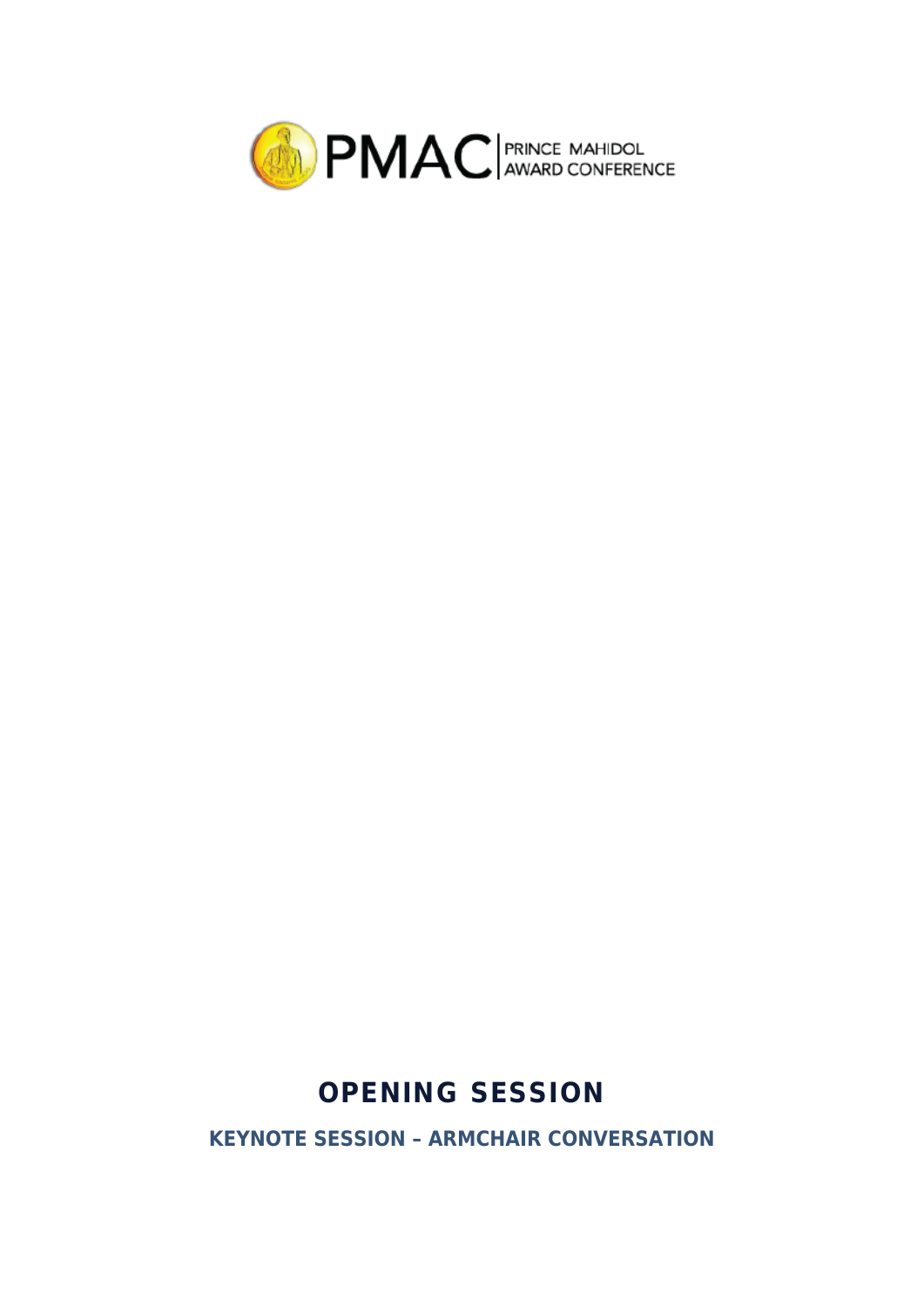# OPENING SESSION

## KEYNOTE SESSION – ARMCHAIR CONVERSATION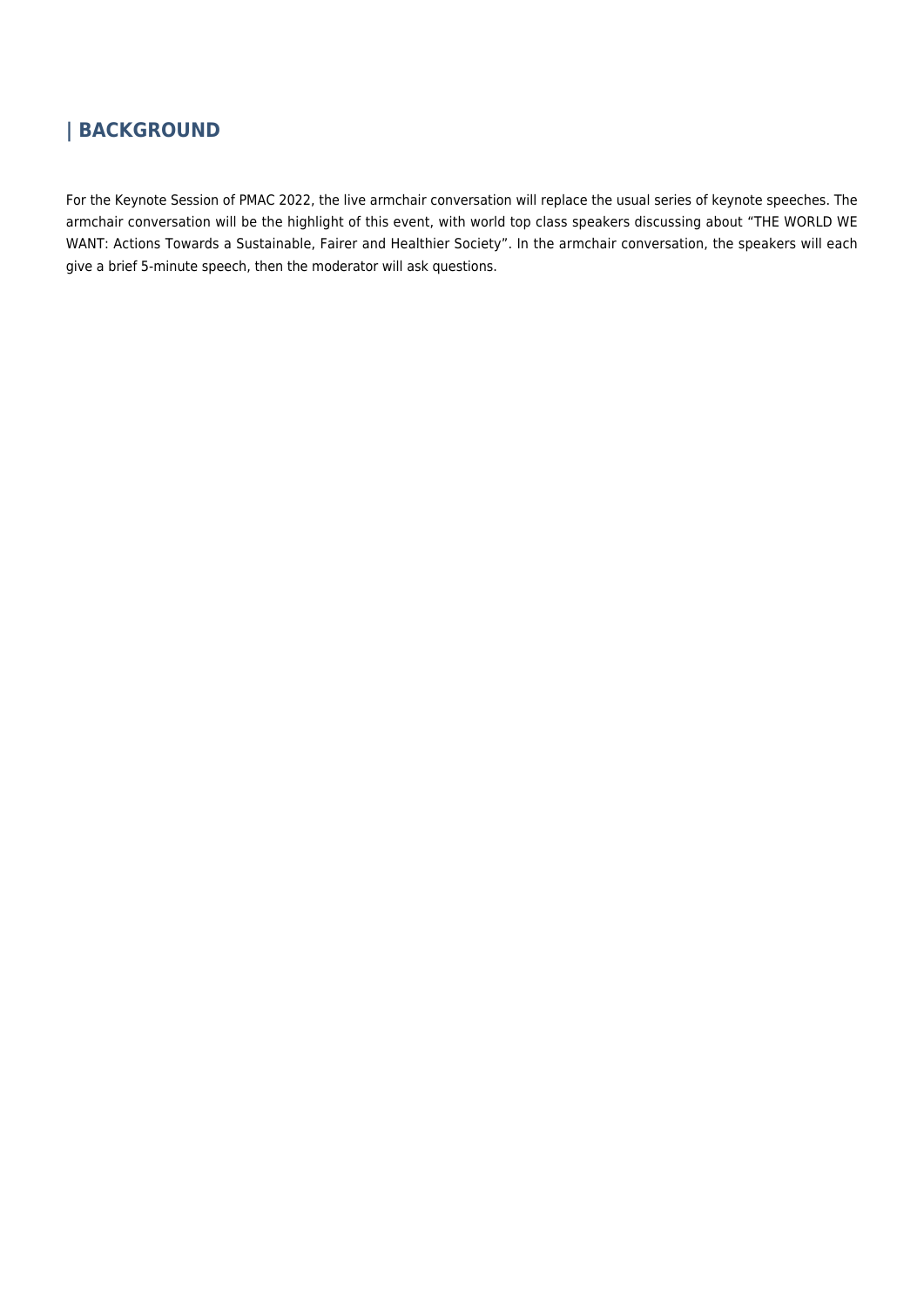## | BACKGROUND

For the Keynote Session of PMAC 2022, the live armchair conversation will replace the usual series of keynote speeches. The armchair conversation will be the highlight of this event, with world top class speakers discussing about "THE WORLD WE WANT: Actions Towards a Sustainable, Fairer and Healthier Society". In the armchair conversation, the speakers will each give a brief 5-minute speech, then the moderator will ask questions.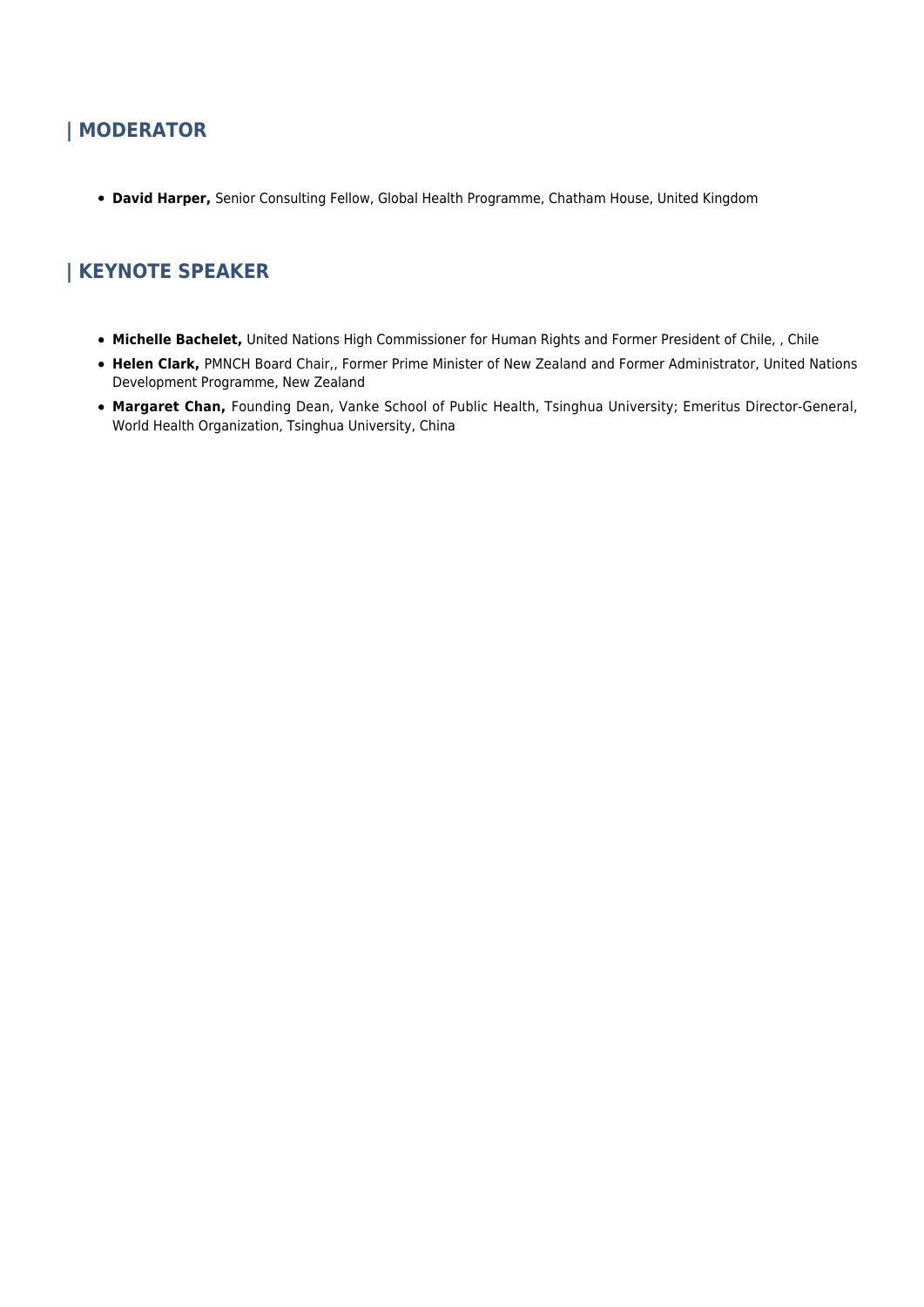## | MODERATOR

- **David Harper,** Senior Consulting Fellow, Global Health Programme, Chatham House, United Kingdom

## | KEYNOTE SPEAKER

- **Michelle Bachelet,** United Nations High Commissioner for Human Rights and Former President of Chile, , Chile
- **Helen Clark,** PMNCH Board Chair,, Former Prime Minister of New Zealand and Former Administrator, United Nations Development Programme, New Zealand
- **Margaret Chan,** Founding Dean, Vanke School of Public Health, Tsinghua University; Emeritus Director-General, World Health Organization, Tsinghua University, China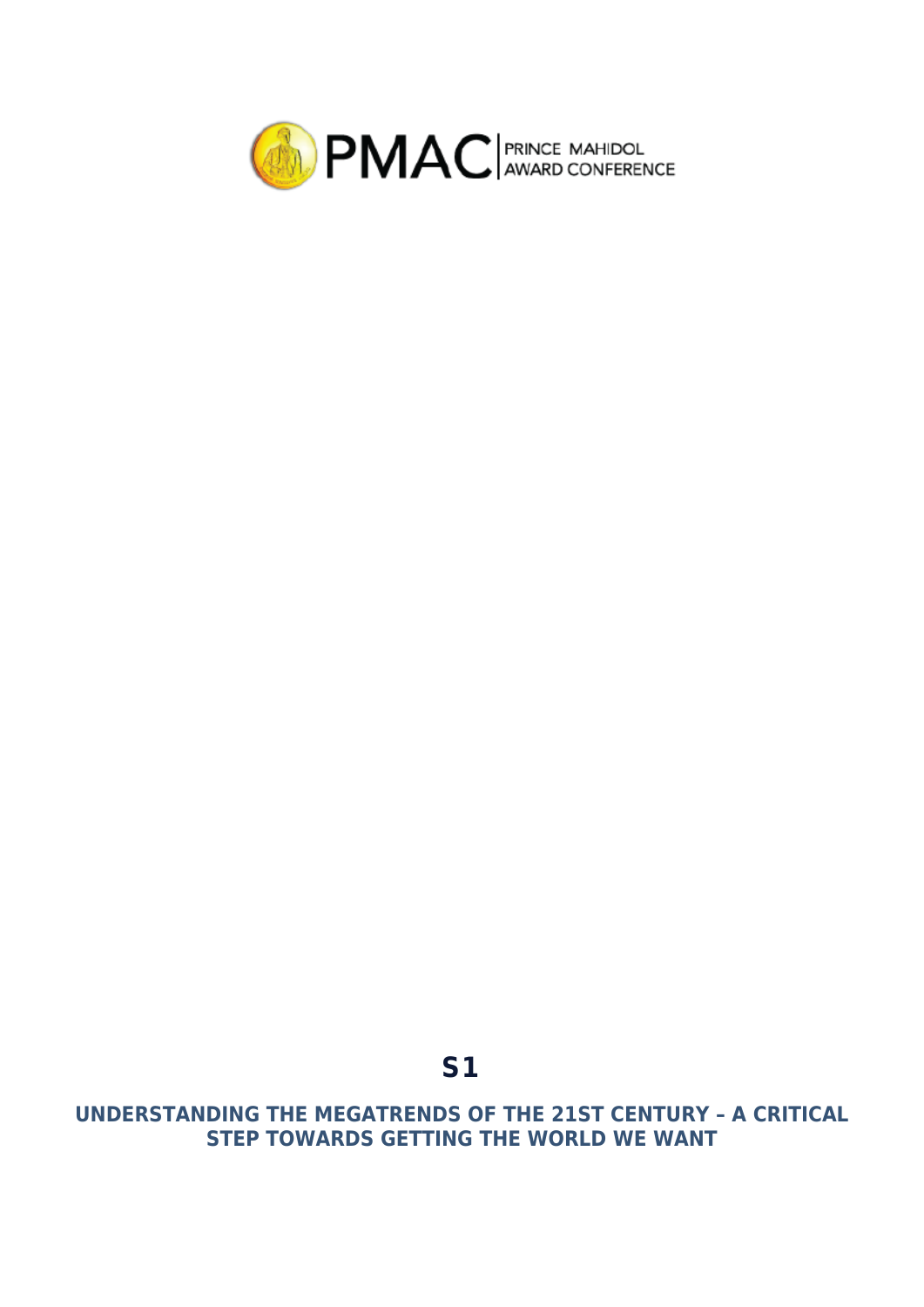PMAC PRINCE MAHIDOL AWARD CONFERENCE

# S1

## UNDERSTANDING THE MEGATRENDS OF THE 21ST CENTURY – A CRITICAL STEP TOWARDS GETTING THE WORLD WE WANT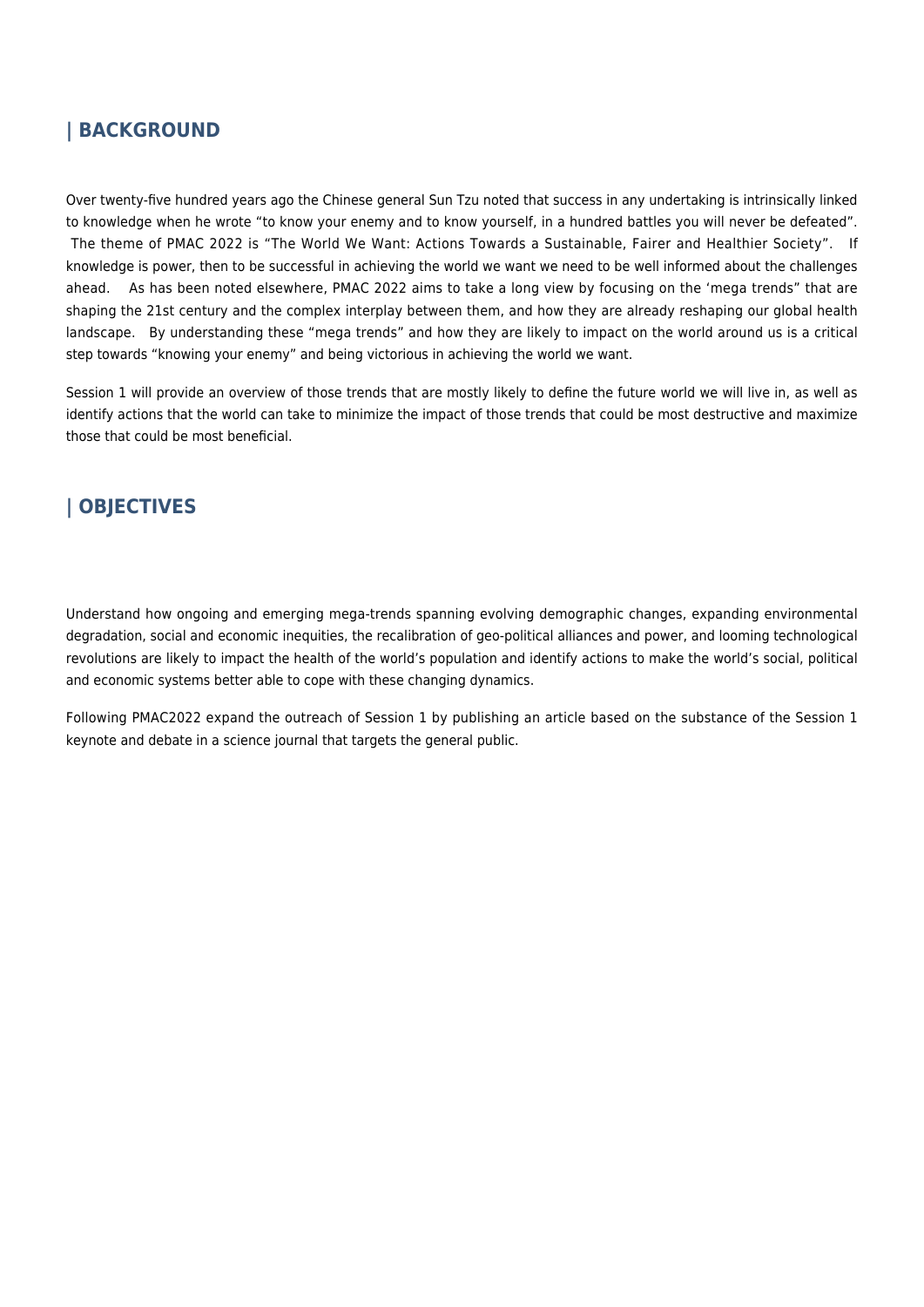## | BACKGROUND

Over twenty-five hundred years ago the Chinese general Sun Tzu noted that success in any undertaking is intrinsically linked to knowledge when he wrote "to know your enemy and to know yourself, in a hundred battles you will never be defeated". The theme of PMAC 2022 is "The World We Want: Actions Towards a Sustainable, Fairer and Healthier Society". If knowledge is power, then to be successful in achieving the world we want we need to be well informed about the challenges ahead. As has been noted elsewhere, PMAC 2022 aims to take a long view by focusing on the 'mega trends" that are shaping the 21st century and the complex interplay between them, and how they are already reshaping our global health landscape. By understanding these "mega trends" and how they are likely to impact on the world around us is a critical step towards "knowing your enemy" and being victorious in achieving the world we want.

Session 1 will provide an overview of those trends that are mostly likely to define the future world we will live in, as well as identify actions that the world can take to minimize the impact of those trends that could be most destructive and maximize those that could be most beneficial.

## | OBJECTIVES

Understand how ongoing and emerging mega-trends spanning evolving demographic changes, expanding environmental degradation, social and economic inequities, the recalibration of geo-political alliances and power, and looming technological revolutions are likely to impact the health of the world's population and identify actions to make the world's social, political and economic systems better able to cope with these changing dynamics.

Following PMAC2022 expand the outreach of Session 1 by publishing an article based on the substance of the Session 1 keynote and debate in a science journal that targets the general public.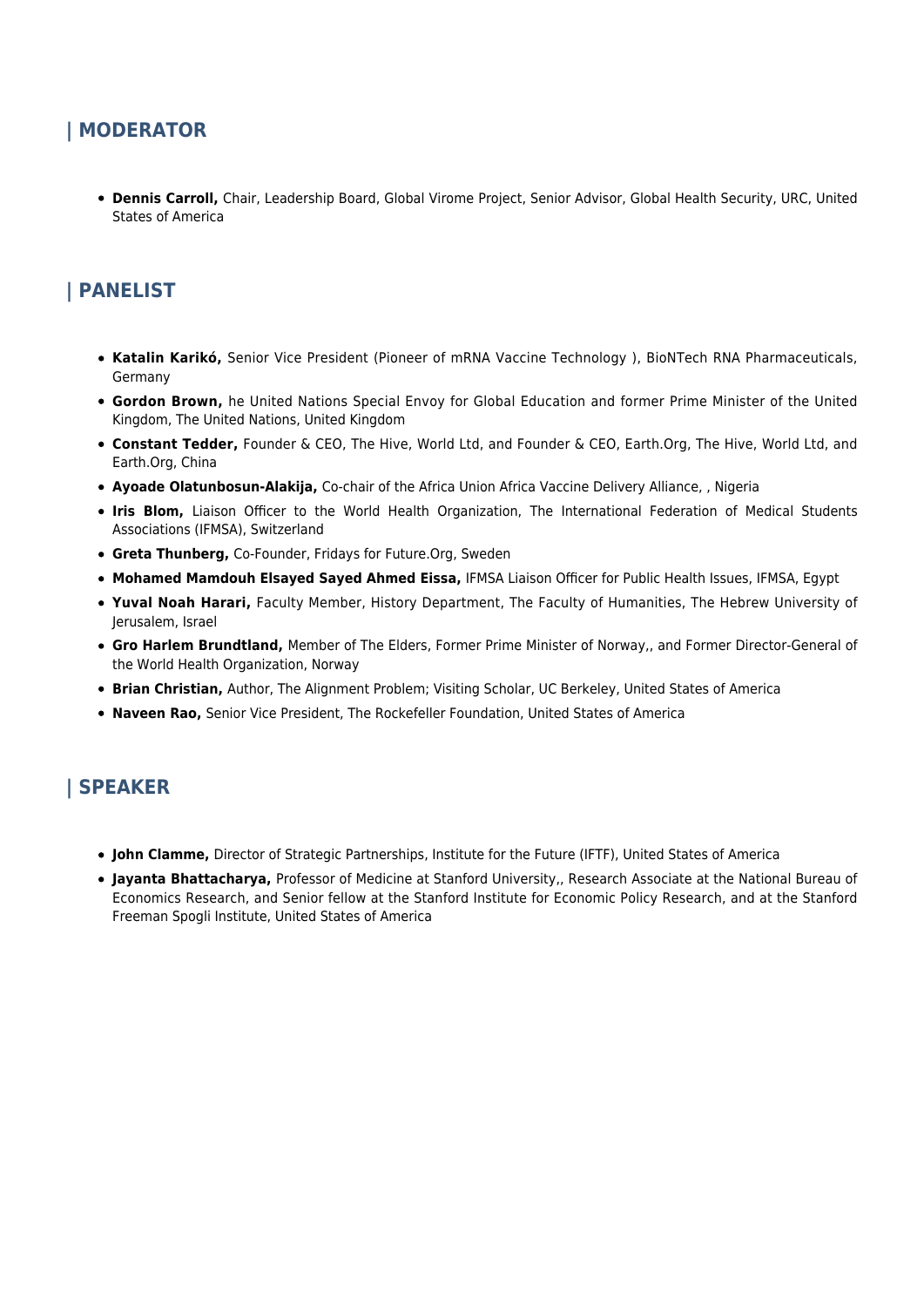## | MODERATOR

- **Dennis Carroll,** Chair, Leadership Board, Global Virome Project, Senior Advisor, Global Health Security, URC, United States of America

## | PANELIST

- **Katalin Karikó,** Senior Vice President (Pioneer of mRNA Vaccine Technology ), BioNTech RNA Pharmaceuticals, Germany
- **Gordon Brown,** he United Nations Special Envoy for Global Education and former Prime Minister of the United Kingdom, The United Nations, United Kingdom
- **Constant Tedder,** Founder & CEO, The Hive, World Ltd, and Founder & CEO, Earth.Org, The Hive, World Ltd, and Earth.Org, China
- **Ayoade Olatunbosun-Alakija,** Co-chair of the Africa Union Africa Vaccine Delivery Alliance, , Nigeria
- **Iris Blom,** Liaison Officer to the World Health Organization, The International Federation of Medical Students Associations (IFMSA), Switzerland
- **Greta Thunberg,** Co-Founder, Fridays for Future.Org, Sweden
- **Mohamed Mamdouh Elsayed Sayed Ahmed Eissa,** IFMSA Liaison Officer for Public Health Issues, IFMSA, Egypt
- **Yuval Noah Harari,** Faculty Member, History Department, The Faculty of Humanities, The Hebrew University of Jerusalem, Israel
- **Gro Harlem Brundtland,** Member of The Elders, Former Prime Minister of Norway,, and Former Director-General of the World Health Organization, Norway
- **Brian Christian,** Author, The Alignment Problem; Visiting Scholar, UC Berkeley, United States of America
- **Naveen Rao,** Senior Vice President, The Rockefeller Foundation, United States of America

## | SPEAKER

- **John Clamme,** Director of Strategic Partnerships, Institute for the Future (IFTF), United States of America
- **Jayanta Bhattacharya,** Professor of Medicine at Stanford University,, Research Associate at the National Bureau of Economics Research, and Senior fellow at the Stanford Institute for Economic Policy Research, and at the Stanford Freeman Spogli Institute, United States of America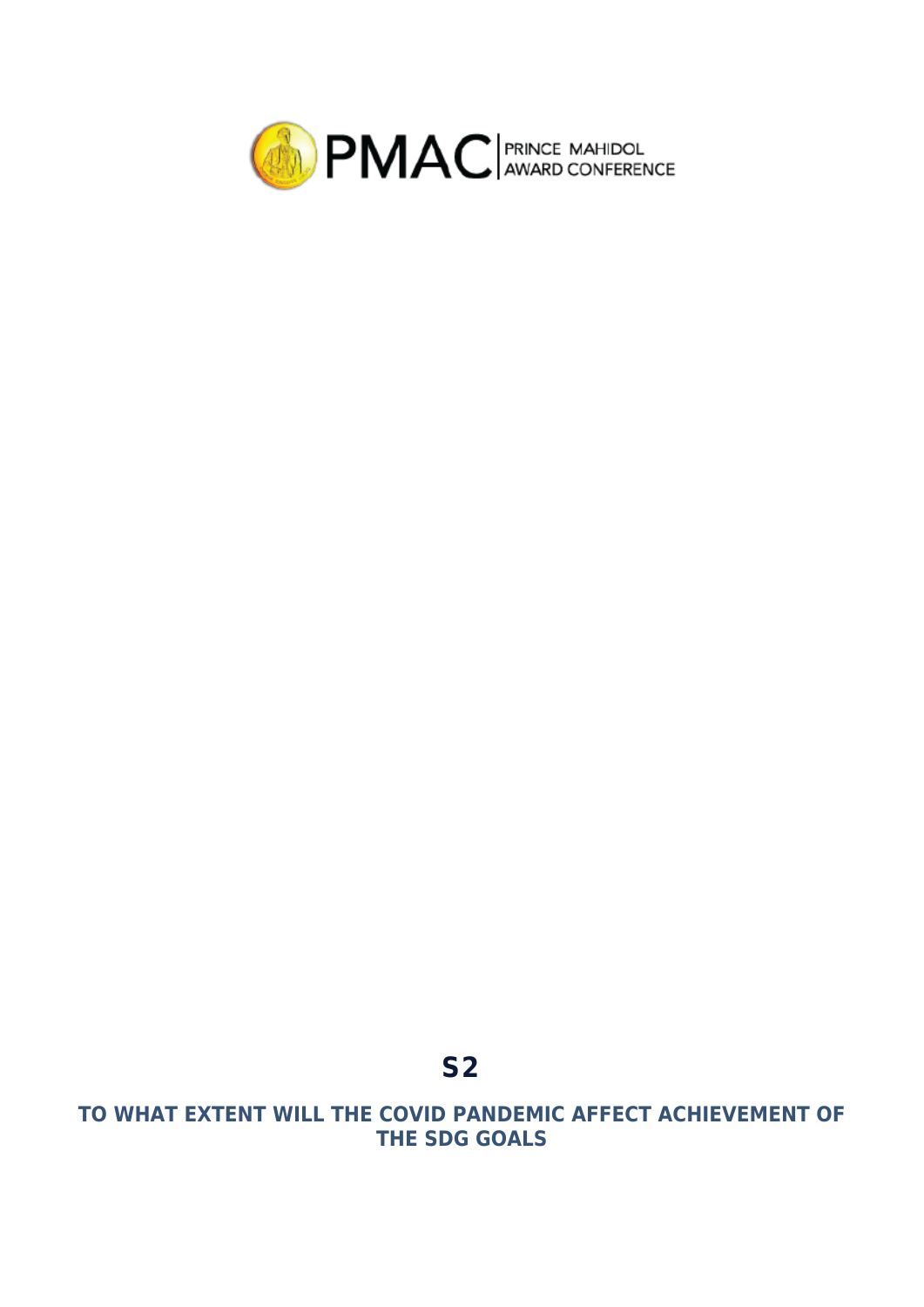# S2

## TO WHAT EXTENT WILL THE COVID PANDEMIC AFFECT ACHIEVEMENT OF THE SDG GOALS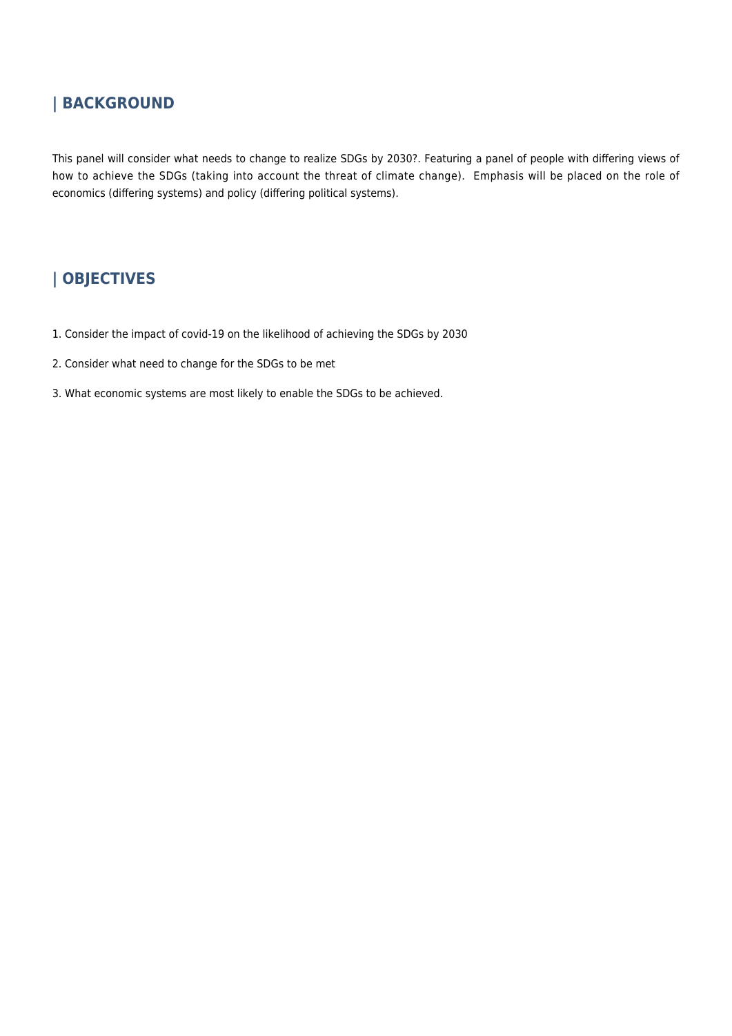## | BACKGROUND

This panel will consider what needs to change to realize SDGs by 2030?. Featuring a panel of people with differing views of how to achieve the SDGs (taking into account the threat of climate change). Emphasis will be placed on the role of economics (differing systems) and policy (differing political systems).

## | OBJECTIVES

1. Consider the impact of covid-19 on the likelihood of achieving the SDGs by 2030
2. Consider what need to change for the SDGs to be met
3. What economic systems are most likely to enable the SDGs to be achieved.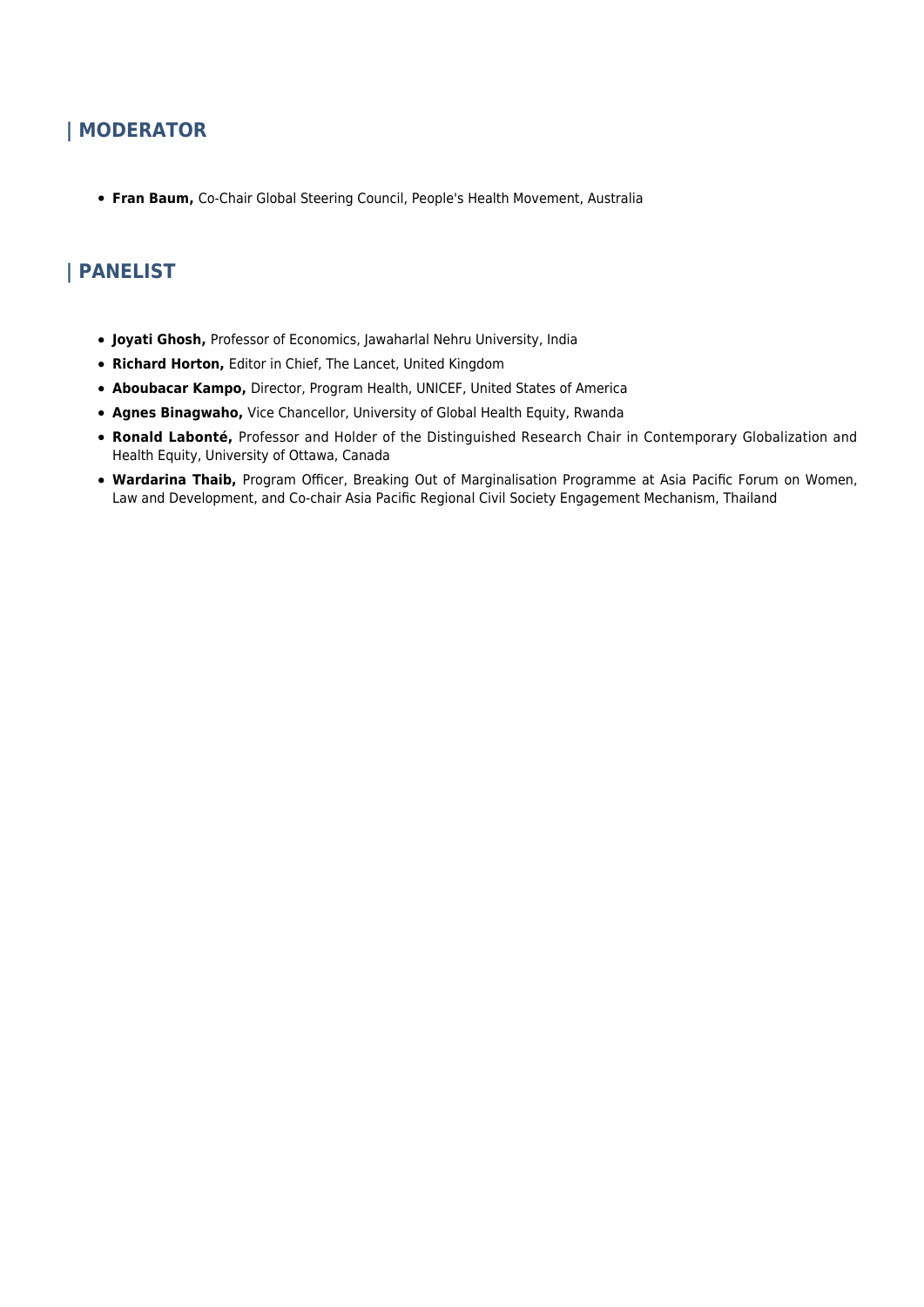## | MODERATOR

- **Fran Baum,** Co-Chair Global Steering Council, People's Health Movement, Australia

## | PANELIST

- **Joyati Ghosh,** Professor of Economics, Jawaharlal Nehru University, India
- **Richard Horton,** Editor in Chief, The Lancet, United Kingdom
- **Aboubacar Kampo,** Director, Program Health, UNICEF, United States of America
- **Agnes Binagwaho,** Vice Chancellor, University of Global Health Equity, Rwanda
- **Ronald Labonté,** Professor and Holder of the Distinguished Research Chair in Contemporary Globalization and Health Equity, University of Ottawa, Canada
- **Wardarina Thaib,** Program Officer, Breaking Out of Marginalisation Programme at Asia Pacific Forum on Women, Law and Development, and Co-chair Asia Pacific Regional Civil Society Engagement Mechanism, Thailand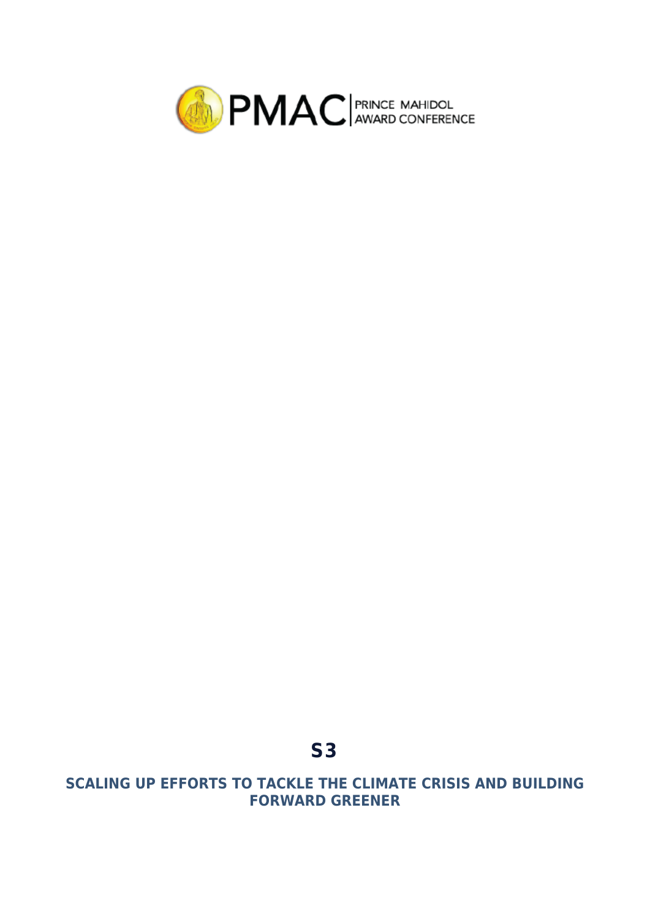PMAC | PRINCE MAHIDOL AWARD CONFERENCE

# S3

## SCALING UP EFFORTS TO TACKLE THE CLIMATE CRISIS AND BUILDING FORWARD GREENER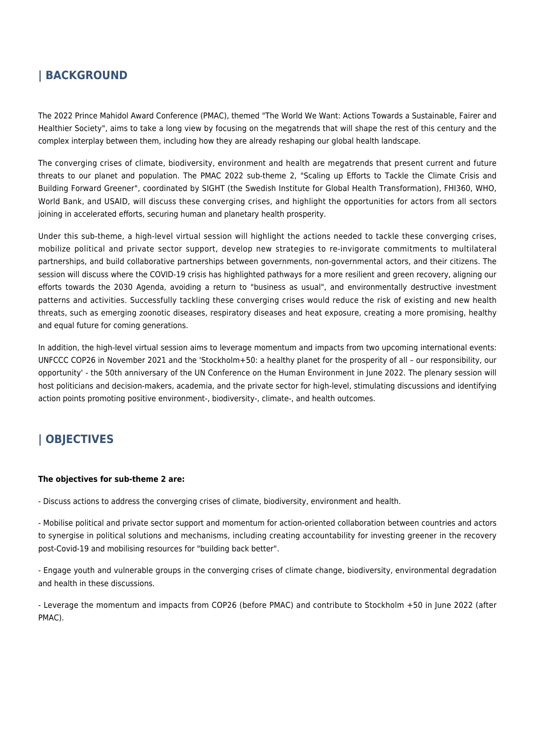## | BACKGROUND

The 2022 Prince Mahidol Award Conference (PMAC), themed "The World We Want: Actions Towards a Sustainable, Fairer and Healthier Society", aims to take a long view by focusing on the megatrends that will shape the rest of this century and the complex interplay between them, including how they are already reshaping our global health landscape.

The converging crises of climate, biodiversity, environment and health are megatrends that present current and future threats to our planet and population. The PMAC 2022 sub-theme 2, "Scaling up Efforts to Tackle the Climate Crisis and Building Forward Greener", coordinated by SIGHT (the Swedish Institute for Global Health Transformation), FHI360, WHO, World Bank, and USAID, will discuss these converging crises, and highlight the opportunities for actors from all sectors joining in accelerated efforts, securing human and planetary health prosperity.

Under this sub-theme, a high-level virtual session will highlight the actions needed to tackle these converging crises, mobilize political and private sector support, develop new strategies to re-invigorate commitments to multilateral partnerships, and build collaborative partnerships between governments, non-governmental actors, and their citizens. The session will discuss where the COVID-19 crisis has highlighted pathways for a more resilient and green recovery, aligning our efforts towards the 2030 Agenda, avoiding a return to "business as usual", and environmentally destructive investment patterns and activities. Successfully tackling these converging crises would reduce the risk of existing and new health threats, such as emerging zoonotic diseases, respiratory diseases and heat exposure, creating a more promising, healthy and equal future for coming generations.

In addition, the high-level virtual session aims to leverage momentum and impacts from two upcoming international events: UNFCCC COP26 in November 2021 and the 'Stockholm+50: a healthy planet for the prosperity of all – our responsibility, our opportunity' - the 50th anniversary of the UN Conference on the Human Environment in June 2022. The plenary session will host politicians and decision-makers, academia, and the private sector for high-level, stimulating discussions and identifying action points promoting positive environment-, biodiversity-, climate-, and health outcomes.

## | OBJECTIVES

**The objectives for sub-theme 2 are:**

- Discuss actions to address the converging crises of climate, biodiversity, environment and health.

- Mobilise political and private sector support and momentum for action-oriented collaboration between countries and actors to synergise in political solutions and mechanisms, including creating accountability for investing greener in the recovery post-Covid-19 and mobilising resources for "building back better".

- Engage youth and vulnerable groups in the converging crises of climate change, biodiversity, environmental degradation and health in these discussions.

- Leverage the momentum and impacts from COP26 (before PMAC) and contribute to Stockholm +50 in June 2022 (after PMAC).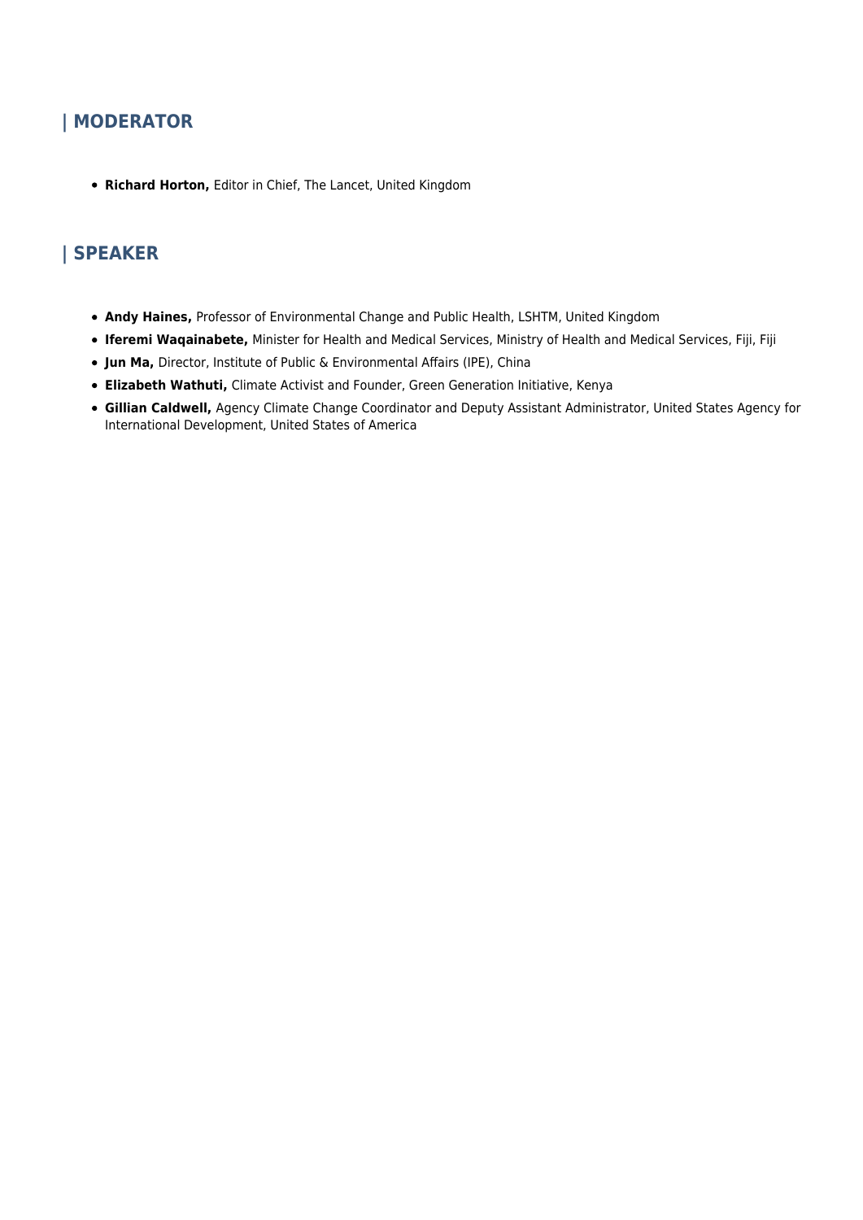## | MODERATOR

- **Richard Horton,** Editor in Chief, The Lancet, United Kingdom

## | SPEAKER

- **Andy Haines,** Professor of Environmental Change and Public Health, LSHTM, United Kingdom
- **Iferemi Waqainabete,** Minister for Health and Medical Services, Ministry of Health and Medical Services, Fiji, Fiji
- **Jun Ma,** Director, Institute of Public & Environmental Affairs (IPE), China
- **Elizabeth Wathuti,** Climate Activist and Founder, Green Generation Initiative, Kenya
- **Gillian Caldwell,** Agency Climate Change Coordinator and Deputy Assistant Administrator, United States Agency for International Development, United States of America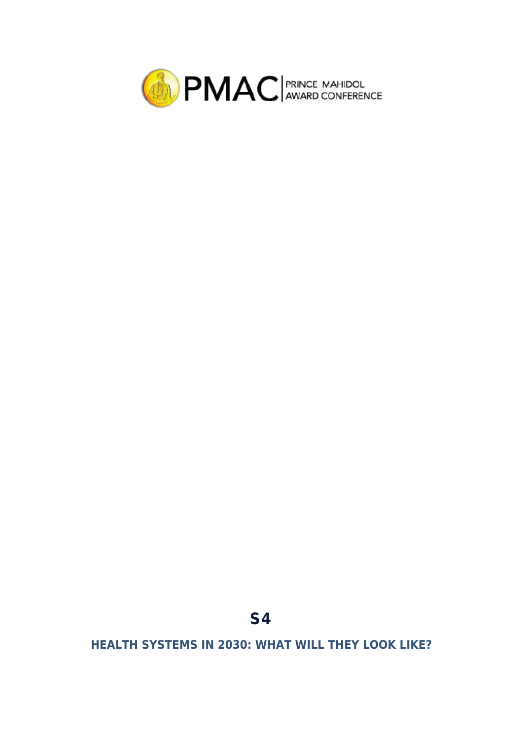# S4

## HEALTH SYSTEMS IN 2030: WHAT WILL THEY LOOK LIKE?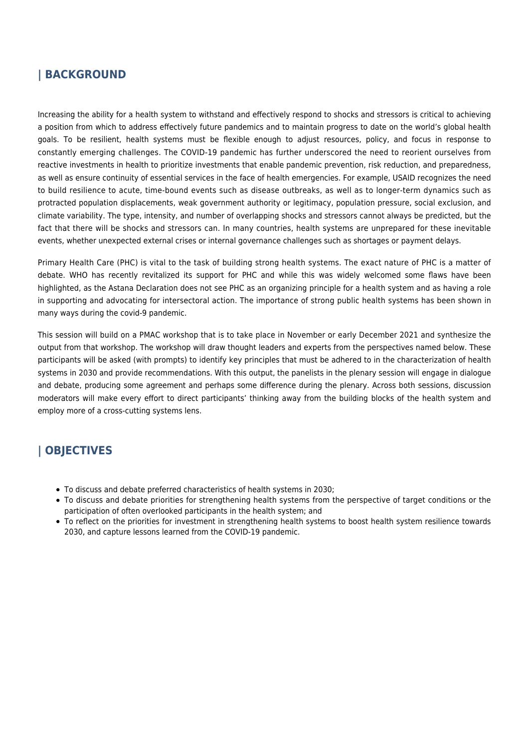## | BACKGROUND

Increasing the ability for a health system to withstand and effectively respond to shocks and stressors is critical to achieving a position from which to address effectively future pandemics and to maintain progress to date on the world's global health goals. To be resilient, health systems must be flexible enough to adjust resources, policy, and focus in response to constantly emerging challenges. The COVID-19 pandemic has further underscored the need to reorient ourselves from reactive investments in health to prioritize investments that enable pandemic prevention, risk reduction, and preparedness, as well as ensure continuity of essential services in the face of health emergencies. For example, USAID recognizes the need to build resilience to acute, time-bound events such as disease outbreaks, as well as to longer-term dynamics such as protracted population displacements, weak government authority or legitimacy, population pressure, social exclusion, and climate variability. The type, intensity, and number of overlapping shocks and stressors cannot always be predicted, but the fact that there will be shocks and stressors can. In many countries, health systems are unprepared for these inevitable events, whether unexpected external crises or internal governance challenges such as shortages or payment delays.

Primary Health Care (PHC) is vital to the task of building strong health systems. The exact nature of PHC is a matter of debate. WHO has recently revitalized its support for PHC and while this was widely welcomed some flaws have been highlighted, as the Astana Declaration does not see PHC as an organizing principle for a health system and as having a role in supporting and advocating for intersectoral action. The importance of strong public health systems has been shown in many ways during the covid-9 pandemic.

This session will build on a PMAC workshop that is to take place in November or early December 2021 and synthesize the output from that workshop. The workshop will draw thought leaders and experts from the perspectives named below. These participants will be asked (with prompts) to identify key principles that must be adhered to in the characterization of health systems in 2030 and provide recommendations. With this output, the panelists in the plenary session will engage in dialogue and debate, producing some agreement and perhaps some difference during the plenary. Across both sessions, discussion moderators will make every effort to direct participants' thinking away from the building blocks of the health system and employ more of a cross-cutting systems lens.

## | OBJECTIVES

- To discuss and debate preferred characteristics of health systems in 2030;
- To discuss and debate priorities for strengthening health systems from the perspective of target conditions or the participation of often overlooked participants in the health system; and
- To reflect on the priorities for investment in strengthening health systems to boost health system resilience towards 2030, and capture lessons learned from the COVID-19 pandemic.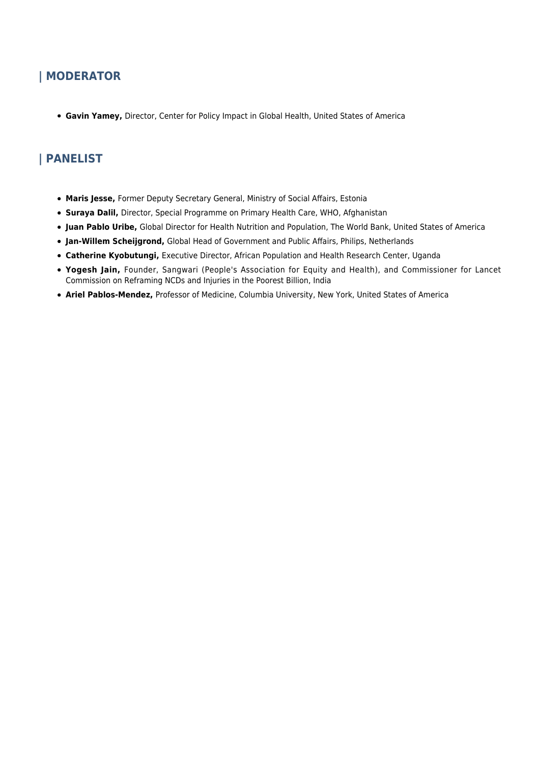## | MODERATOR

- **Gavin Yamey,** Director, Center for Policy Impact in Global Health, United States of America

## | PANELIST

- **Maris Jesse,** Former Deputy Secretary General, Ministry of Social Affairs, Estonia
- **Suraya Dalil,** Director, Special Programme on Primary Health Care, WHO, Afghanistan
- **Juan Pablo Uribe,** Global Director for Health Nutrition and Population, The World Bank, United States of America
- **Jan-Willem Scheijgrond,** Global Head of Government and Public Affairs, Philips, Netherlands
- **Catherine Kyobutungi,** Executive Director, African Population and Health Research Center, Uganda
- **Yogesh Jain,** Founder, Sangwari (People's Association for Equity and Health), and Commissioner for Lancet Commission on Reframing NCDs and Injuries in the Poorest Billion, India
- **Ariel Pablos-Mendez,** Professor of Medicine, Columbia University, New York, United States of America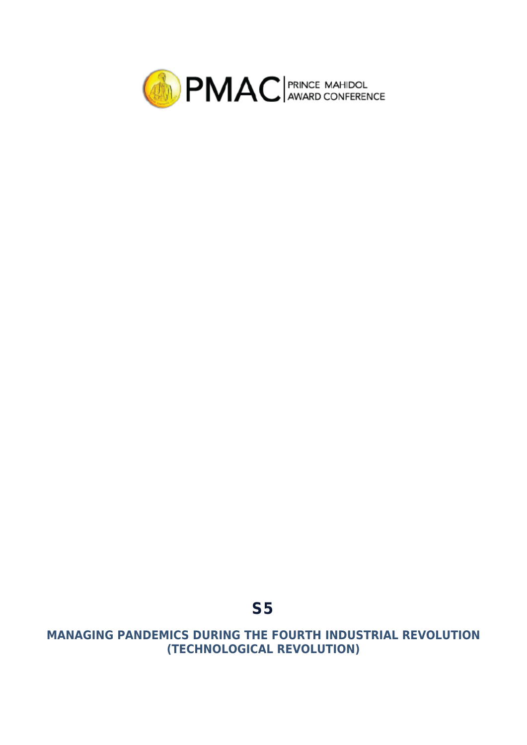PMAC | PRINCE MAHIDOL AWARD CONFERENCE

# S5

## MANAGING PANDEMICS DURING THE FOURTH INDUSTRIAL REVOLUTION (TECHNOLOGICAL REVOLUTION)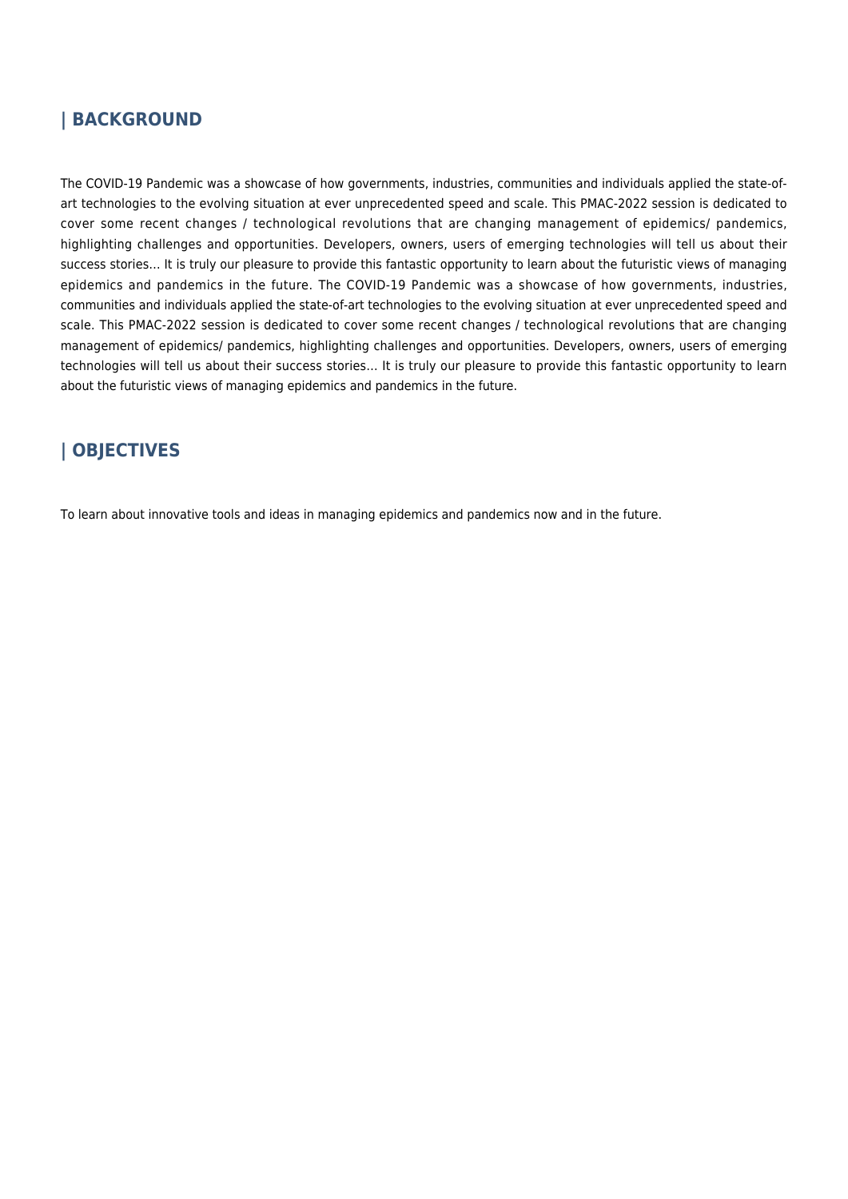## | BACKGROUND

The COVID-19 Pandemic was a showcase of how governments, industries, communities and individuals applied the state-of-art technologies to the evolving situation at ever unprecedented speed and scale. This PMAC-2022 session is dedicated to cover some recent changes / technological revolutions that are changing management of epidemics/ pandemics, highlighting challenges and opportunities. Developers, owners, users of emerging technologies will tell us about their success stories… It is truly our pleasure to provide this fantastic opportunity to learn about the futuristic views of managing epidemics and pandemics in the future. The COVID-19 Pandemic was a showcase of how governments, industries, communities and individuals applied the state-of-art technologies to the evolving situation at ever unprecedented speed and scale. This PMAC-2022 session is dedicated to cover some recent changes / technological revolutions that are changing management of epidemics/ pandemics, highlighting challenges and opportunities. Developers, owners, users of emerging technologies will tell us about their success stories… It is truly our pleasure to provide this fantastic opportunity to learn about the futuristic views of managing epidemics and pandemics in the future.

## | OBJECTIVES

To learn about innovative tools and ideas in managing epidemics and pandemics now and in the future.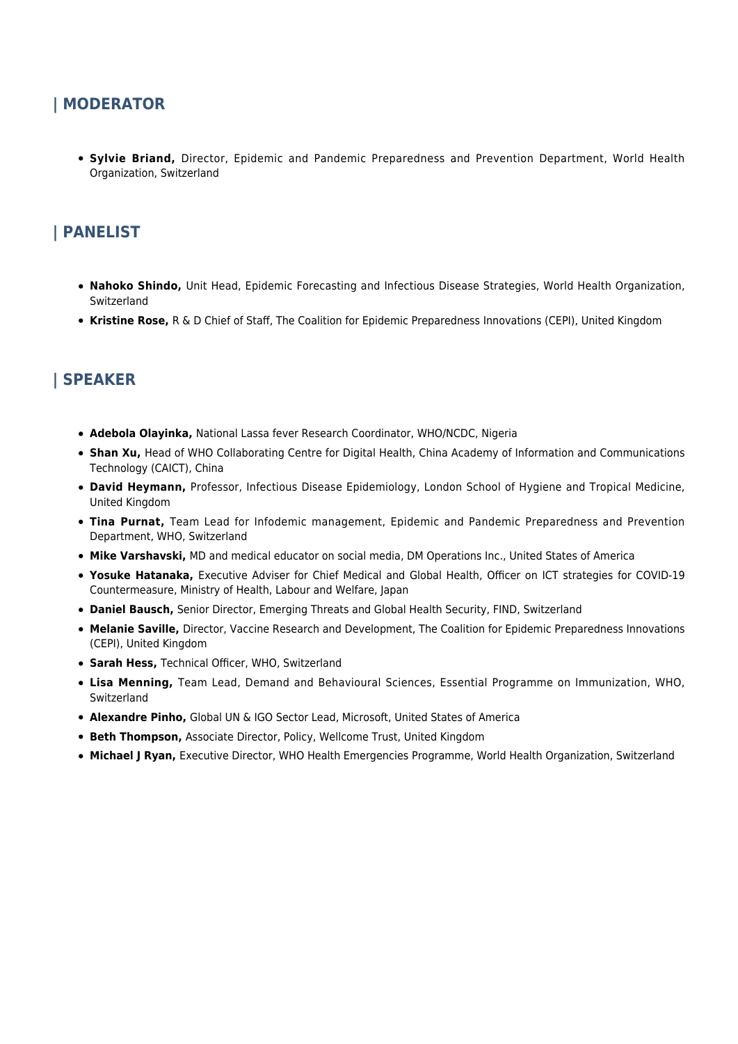## | MODERATOR

- **Sylvie Briand,** Director, Epidemic and Pandemic Preparedness and Prevention Department, World Health Organization, Switzerland

## | PANELIST

- **Nahoko Shindo,** Unit Head, Epidemic Forecasting and Infectious Disease Strategies, World Health Organization, Switzerland
- **Kristine Rose,** R & D Chief of Staff, The Coalition for Epidemic Preparedness Innovations (CEPI), United Kingdom

## | SPEAKER

- **Adebola Olayinka,** National Lassa fever Research Coordinator, WHO/NCDC, Nigeria
- **Shan Xu,** Head of WHO Collaborating Centre for Digital Health, China Academy of Information and Communications Technology (CAICT), China
- **David Heymann,** Professor, Infectious Disease Epidemiology, London School of Hygiene and Tropical Medicine, United Kingdom
- **Tina Purnat,** Team Lead for Infodemic management, Epidemic and Pandemic Preparedness and Prevention Department, WHO, Switzerland
- **Mike Varshavski,** MD and medical educator on social media, DM Operations Inc., United States of America
- **Yosuke Hatanaka,** Executive Adviser for Chief Medical and Global Health, Officer on ICT strategies for COVID-19 Countermeasure, Ministry of Health, Labour and Welfare, Japan
- **Daniel Bausch,** Senior Director, Emerging Threats and Global Health Security, FIND, Switzerland
- **Melanie Saville,** Director, Vaccine Research and Development, The Coalition for Epidemic Preparedness Innovations (CEPI), United Kingdom
- **Sarah Hess,** Technical Officer, WHO, Switzerland
- **Lisa Menning,** Team Lead, Demand and Behavioural Sciences, Essential Programme on Immunization, WHO, Switzerland
- **Alexandre Pinho,** Global UN & IGO Sector Lead, Microsoft, United States of America
- **Beth Thompson,** Associate Director, Policy, Wellcome Trust, United Kingdom
- **Michael J Ryan,** Executive Director, WHO Health Emergencies Programme, World Health Organization, Switzerland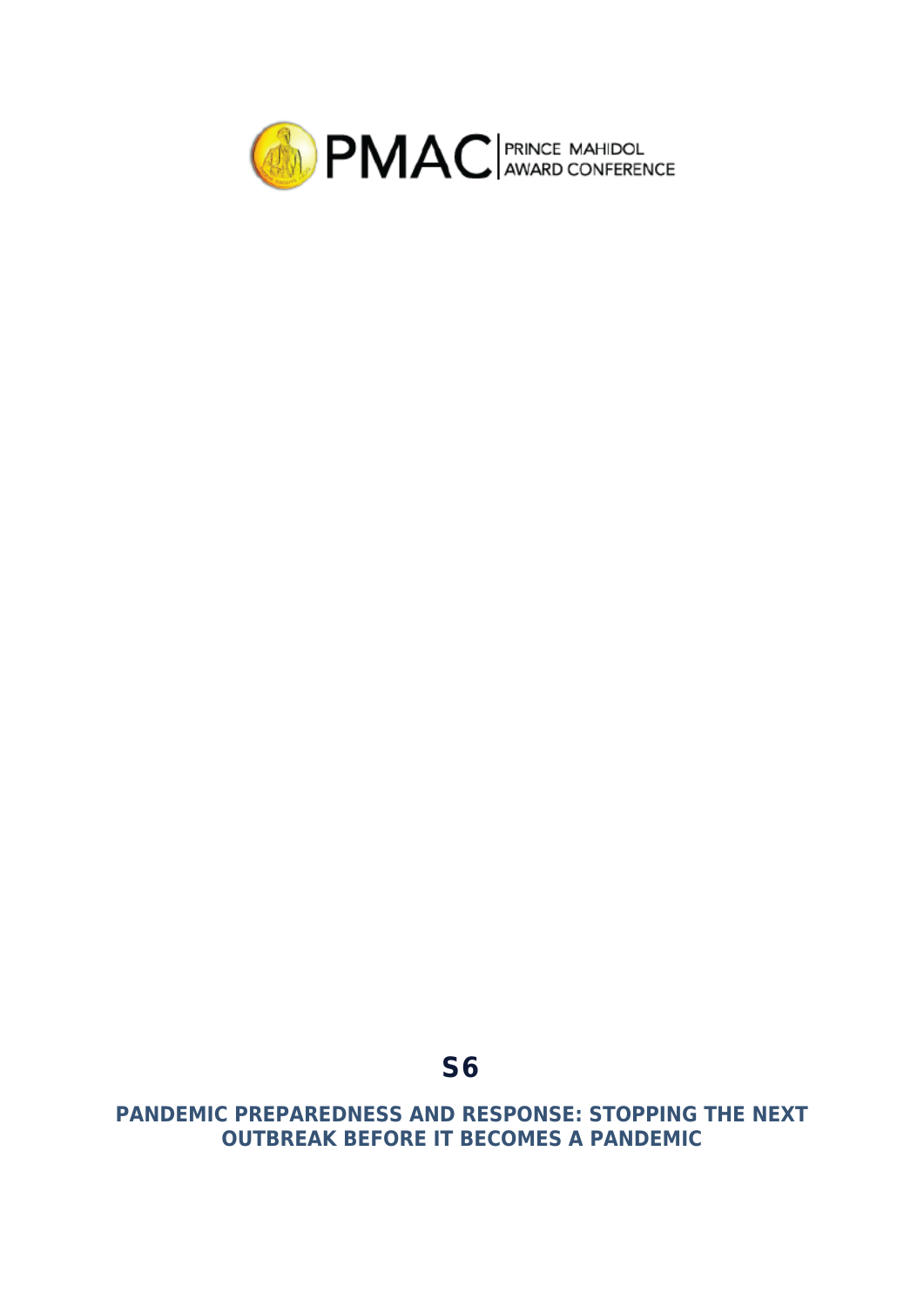PMAC | PRINCE MAHIDOL AWARD CONFERENCE

# S6

## PANDEMIC PREPAREDNESS AND RESPONSE: STOPPING THE NEXT OUTBREAK BEFORE IT BECOMES A PANDEMIC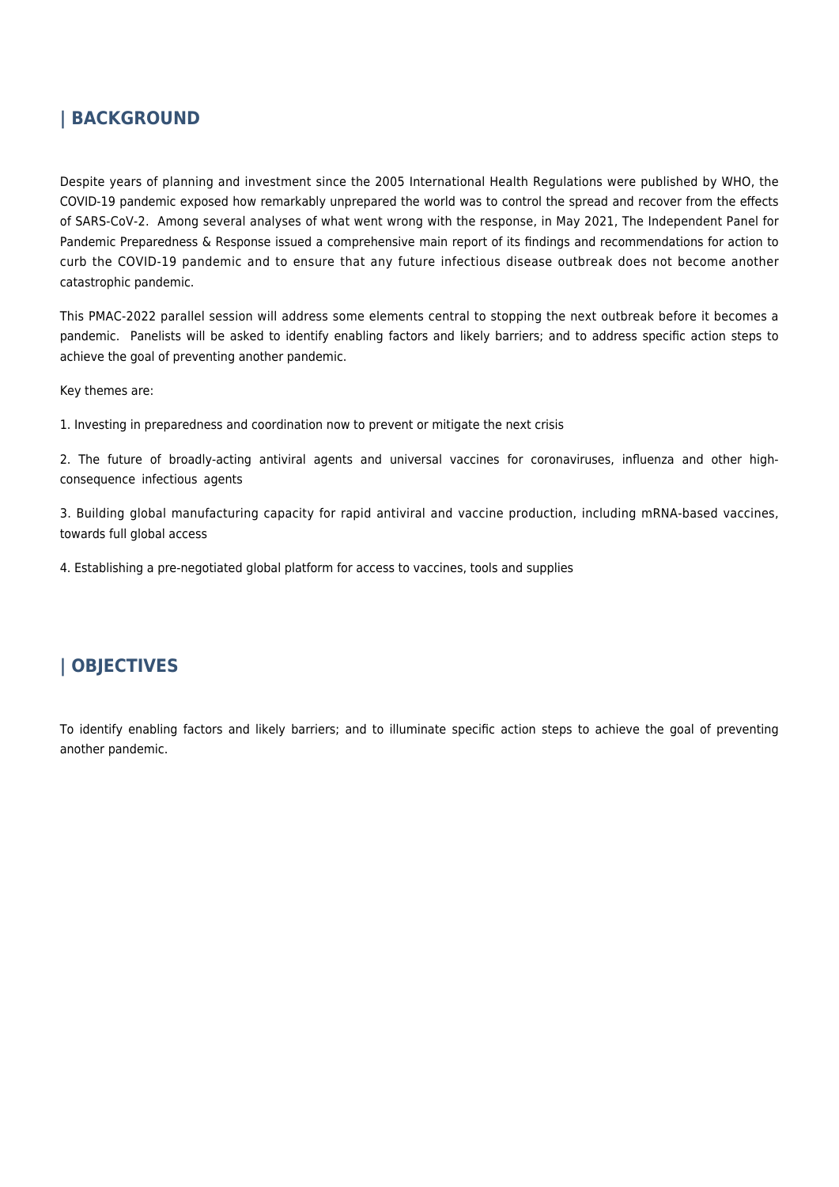## | BACKGROUND

Despite years of planning and investment since the 2005 International Health Regulations were published by WHO, the COVID-19 pandemic exposed how remarkably unprepared the world was to control the spread and recover from the effects of SARS-CoV-2. Among several analyses of what went wrong with the response, in May 2021, The Independent Panel for Pandemic Preparedness & Response issued a comprehensive main report of its findings and recommendations for action to curb the COVID-19 pandemic and to ensure that any future infectious disease outbreak does not become another catastrophic pandemic.

This PMAC-2022 parallel session will address some elements central to stopping the next outbreak before it becomes a pandemic. Panelists will be asked to identify enabling factors and likely barriers; and to address specific action steps to achieve the goal of preventing another pandemic.

Key themes are:

1. Investing in preparedness and coordination now to prevent or mitigate the next crisis

2. The future of broadly-acting antiviral agents and universal vaccines for coronaviruses, influenza and other high-consequence infectious agents

3. Building global manufacturing capacity for rapid antiviral and vaccine production, including mRNA-based vaccines, towards full global access

4. Establishing a pre-negotiated global platform for access to vaccines, tools and supplies

## | OBJECTIVES

To identify enabling factors and likely barriers; and to illuminate specific action steps to achieve the goal of preventing another pandemic.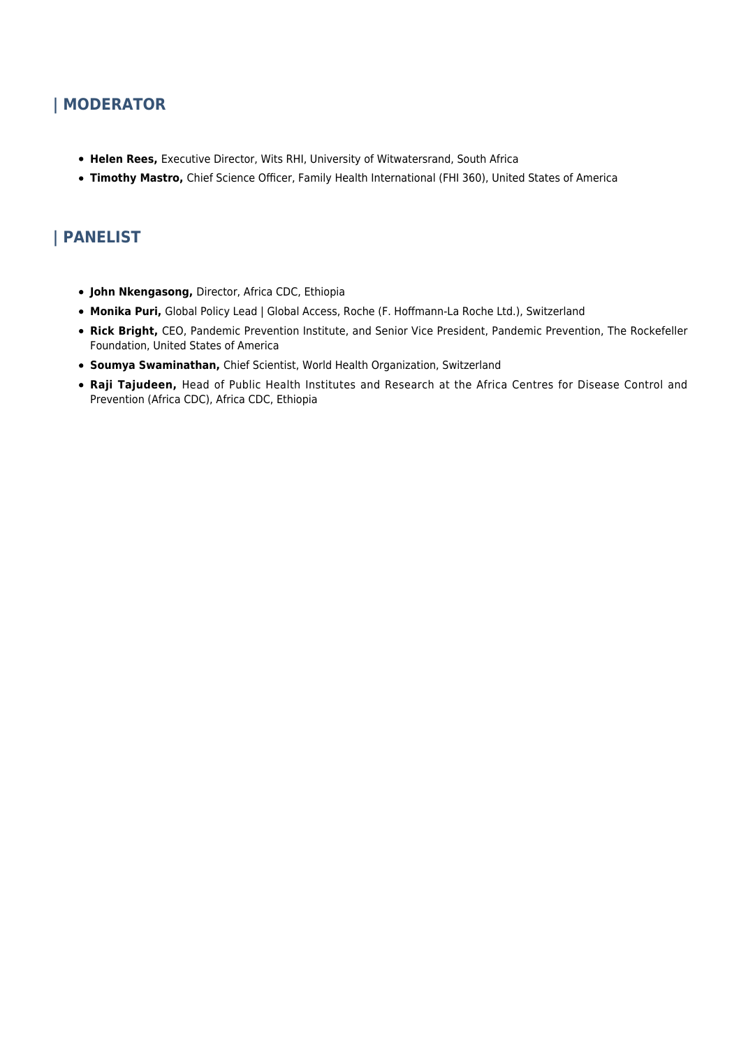## | MODERATOR

- **Helen Rees,** Executive Director, Wits RHI, University of Witwatersrand, South Africa
- **Timothy Mastro,** Chief Science Officer, Family Health International (FHI 360), United States of America

## | PANELIST

- **John Nkengasong,** Director, Africa CDC, Ethiopia
- **Monika Puri,** Global Policy Lead | Global Access, Roche (F. Hoffmann-La Roche Ltd.), Switzerland
- **Rick Bright,** CEO, Pandemic Prevention Institute, and Senior Vice President, Pandemic Prevention, The Rockefeller Foundation, United States of America
- **Soumya Swaminathan,** Chief Scientist, World Health Organization, Switzerland
- **Raji Tajudeen,** Head of Public Health Institutes and Research at the Africa Centres for Disease Control and Prevention (Africa CDC), Africa CDC, Ethiopia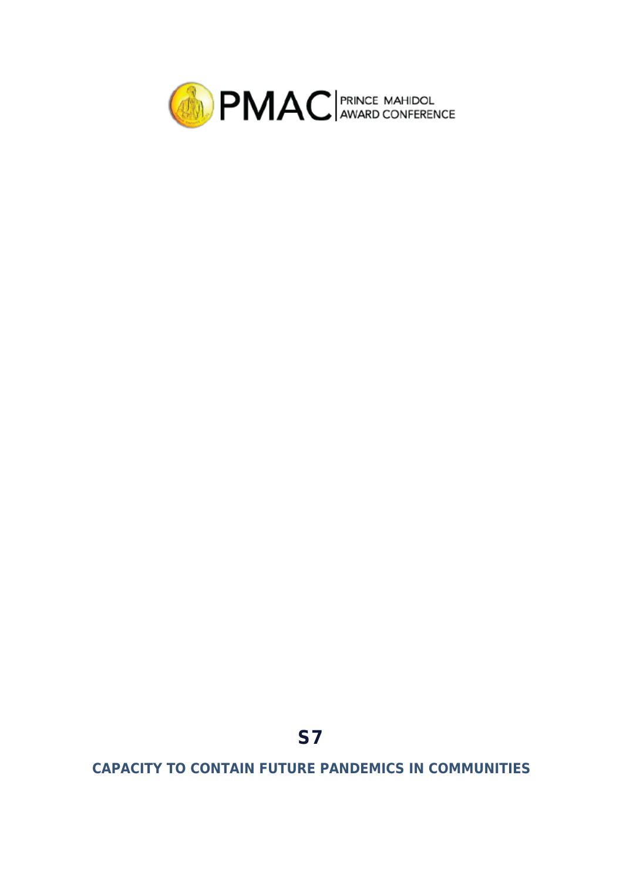PMAC | PRINCE MAHIDOL AWARD CONFERENCE

# S7

## CAPACITY TO CONTAIN FUTURE PANDEMICS IN COMMUNITIES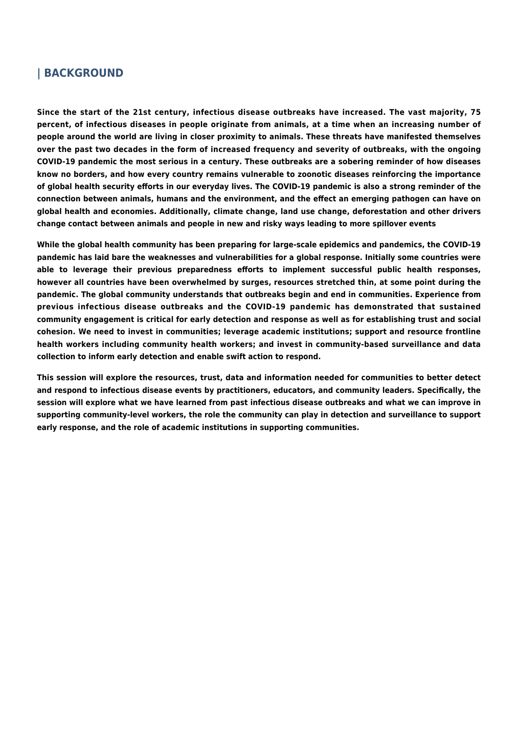## | BACKGROUND

**Since the start of the 21st century, infectious disease outbreaks have increased. The vast majority, 75 percent, of infectious diseases in people originate from animals, at a time when an increasing number of people around the world are living in closer proximity to animals. These threats have manifested themselves over the past two decades in the form of increased frequency and severity of outbreaks, with the ongoing COVID-19 pandemic the most serious in a century. These outbreaks are a sobering reminder of how diseases know no borders, and how every country remains vulnerable to zoonotic diseases reinforcing the importance of global health security efforts in our everyday lives. The COVID-19 pandemic is also a strong reminder of the connection between animals, humans and the environment, and the effect an emerging pathogen can have on global health and economies. Additionally, climate change, land use change, deforestation and other drivers change contact between animals and people in new and risky ways leading to more spillover events**

**While the global health community has been preparing for large-scale epidemics and pandemics, the COVID-19 pandemic has laid bare the weaknesses and vulnerabilities for a global response. Initially some countries were able to leverage their previous preparedness efforts to implement successful public health responses, however all countries have been overwhelmed by surges, resources stretched thin, at some point during the pandemic. The global community understands that outbreaks begin and end in communities. Experience from previous infectious disease outbreaks and the COVID-19 pandemic has demonstrated that sustained community engagement is critical for early detection and response as well as for establishing trust and social cohesion. We need to invest in communities; leverage academic institutions; support and resource frontline health workers including community health workers; and invest in community-based surveillance and data collection to inform early detection and enable swift action to respond.**

**This session will explore the resources, trust, data and information needed for communities to better detect and respond to infectious disease events by practitioners, educators, and community leaders. Specifically, the session will explore what we have learned from past infectious disease outbreaks and what we can improve in supporting community-level workers, the role the community can play in detection and surveillance to support early response, and the role of academic institutions in supporting communities.**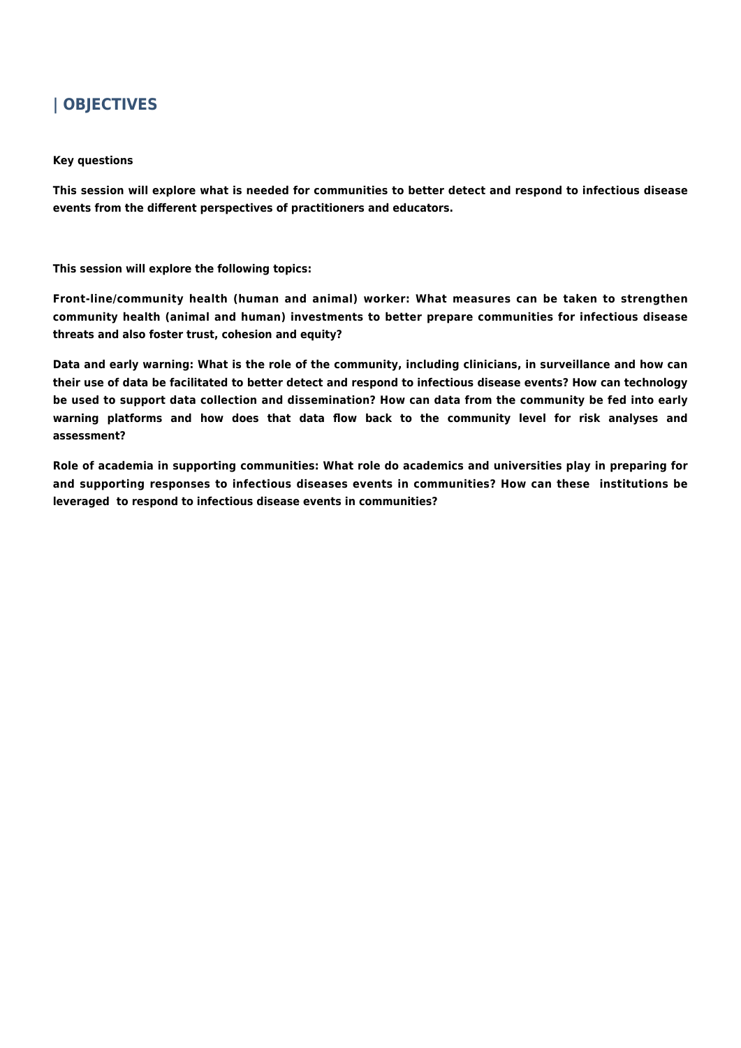## | OBJECTIVES

**Key questions**

**This session will explore what is needed for communities to better detect and respond to infectious disease events from the different perspectives of practitioners and educators.**

**This session will explore the following topics:**

**Front-line/community health (human and animal) worker: What measures can be taken to strengthen community health (animal and human) investments to better prepare communities for infectious disease threats and also foster trust, cohesion and equity?**

**Data and early warning: What is the role of the community, including clinicians, in surveillance and how can their use of data be facilitated to better detect and respond to infectious disease events? How can technology be used to support data collection and dissemination? How can data from the community be fed into early warning platforms and how does that data flow back to the community level for risk analyses and assessment?**

**Role of academia in supporting communities: What role do academics and universities play in preparing for and supporting responses to infectious diseases events in communities? How can these institutions be leveraged to respond to infectious disease events in communities?**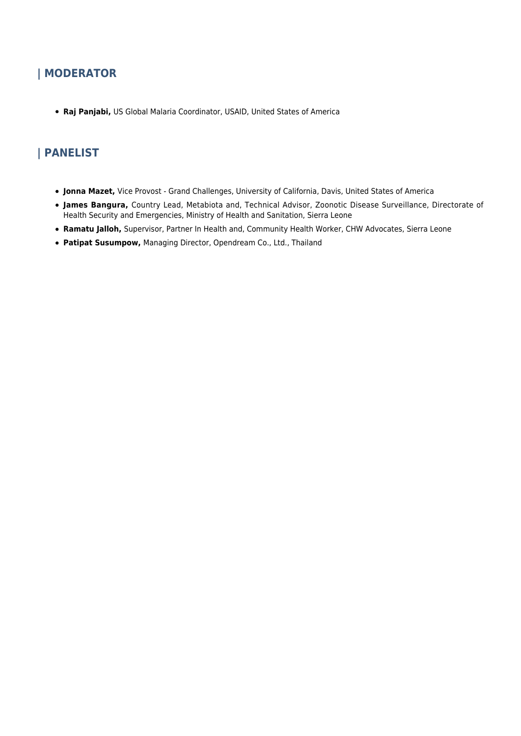## | MODERATOR

- **Raj Panjabi,** US Global Malaria Coordinator, USAID, United States of America

## | PANELIST

- **Jonna Mazet,** Vice Provost - Grand Challenges, University of California, Davis, United States of America
- **James Bangura,** Country Lead, Metabiota and, Technical Advisor, Zoonotic Disease Surveillance, Directorate of Health Security and Emergencies, Ministry of Health and Sanitation, Sierra Leone
- **Ramatu Jalloh,** Supervisor, Partner In Health and, Community Health Worker, CHW Advocates, Sierra Leone
- **Patipat Susumpow,** Managing Director, Opendream Co., Ltd., Thailand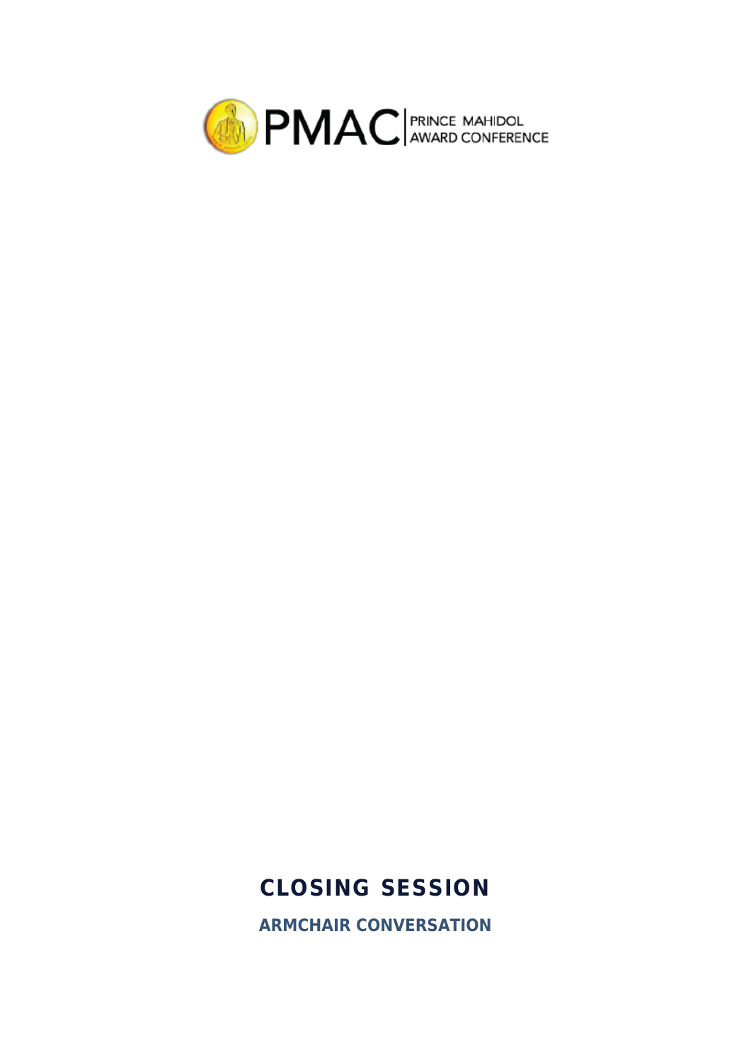PMAC | PRINCE MAHIDOL AWARD CONFERENCE

# CLOSING SESSION

## ARMCHAIR CONVERSATION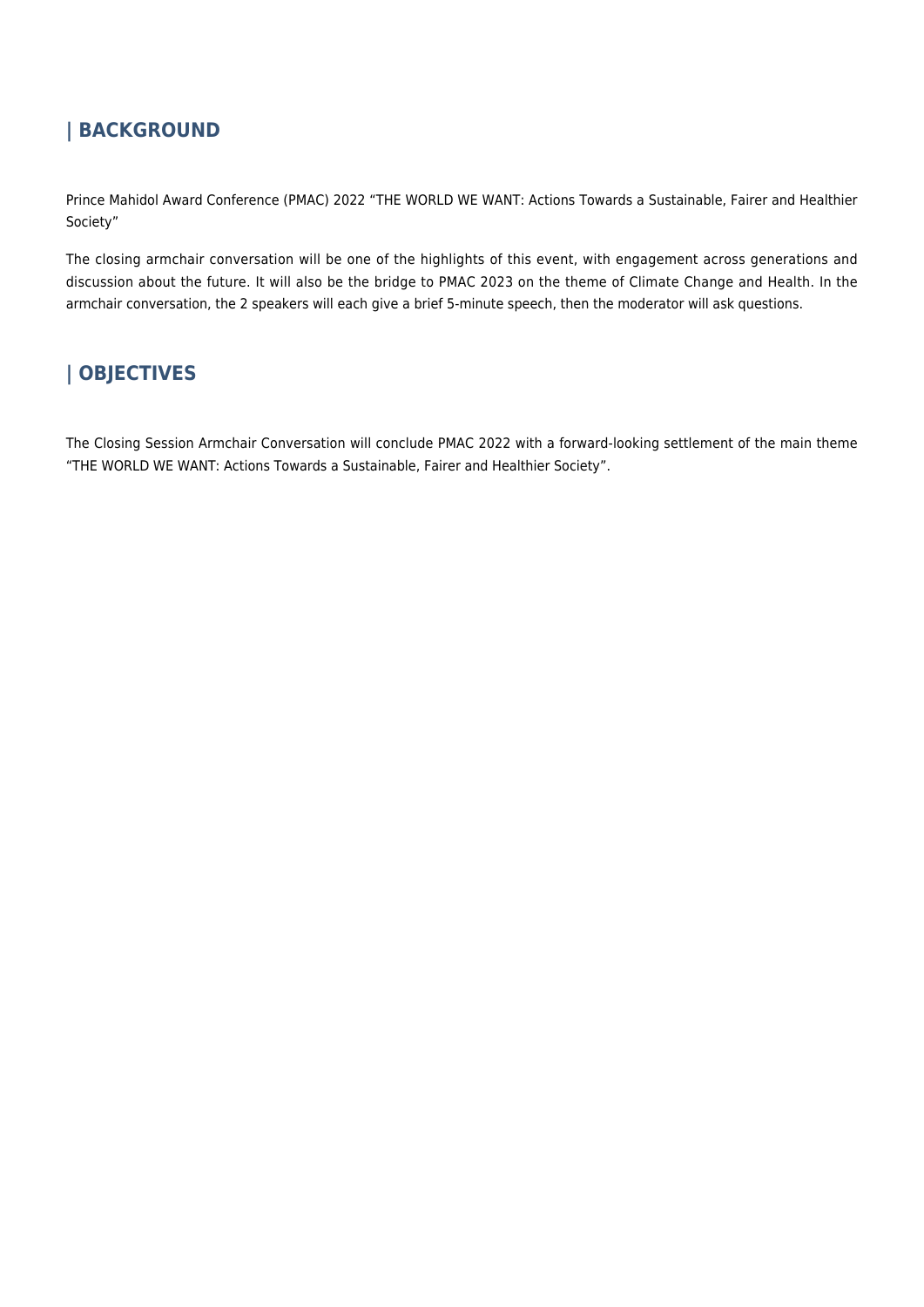## | BACKGROUND

Prince Mahidol Award Conference (PMAC) 2022 "THE WORLD WE WANT: Actions Towards a Sustainable, Fairer and Healthier Society"

The closing armchair conversation will be one of the highlights of this event, with engagement across generations and discussion about the future. It will also be the bridge to PMAC 2023 on the theme of Climate Change and Health. In the armchair conversation, the 2 speakers will each give a brief 5-minute speech, then the moderator will ask questions.

## | OBJECTIVES

The Closing Session Armchair Conversation will conclude PMAC 2022 with a forward-looking settlement of the main theme "THE WORLD WE WANT: Actions Towards a Sustainable, Fairer and Healthier Society".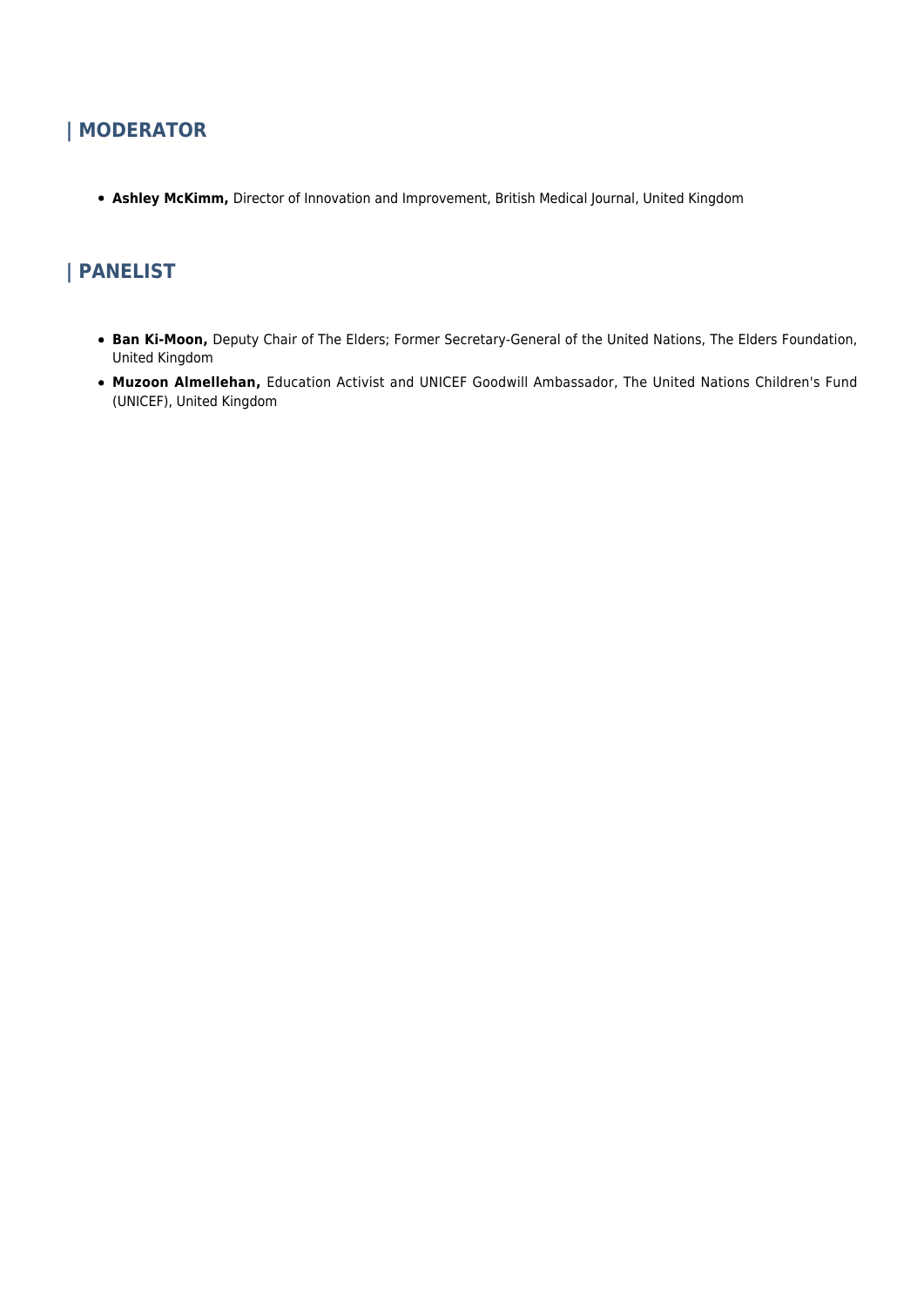## | MODERATOR

- **Ashley McKimm,** Director of Innovation and Improvement, British Medical Journal, United Kingdom

## | PANELIST

- **Ban Ki-Moon,** Deputy Chair of The Elders; Former Secretary-General of the United Nations, The Elders Foundation, United Kingdom
- **Muzoon Almellehan,** Education Activist and UNICEF Goodwill Ambassador, The United Nations Children's Fund (UNICEF), United Kingdom